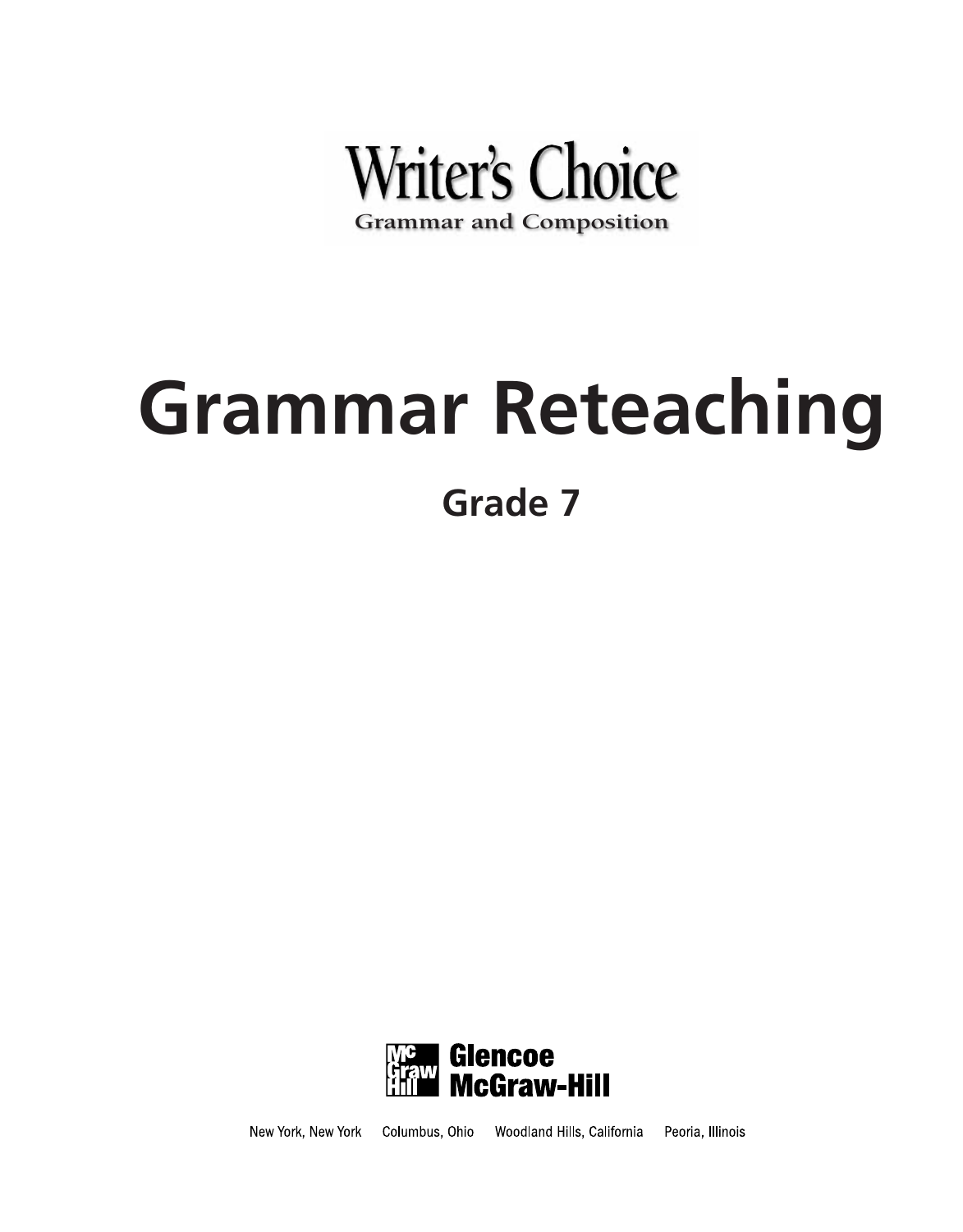Writer's Choice

Grammar and Composition

# Grammar Reteaching

## Grade 7

Glencoe McGraw-Hill

New York, New York   Columbus, Ohio   Woodland Hills, California   Peoria, Illinois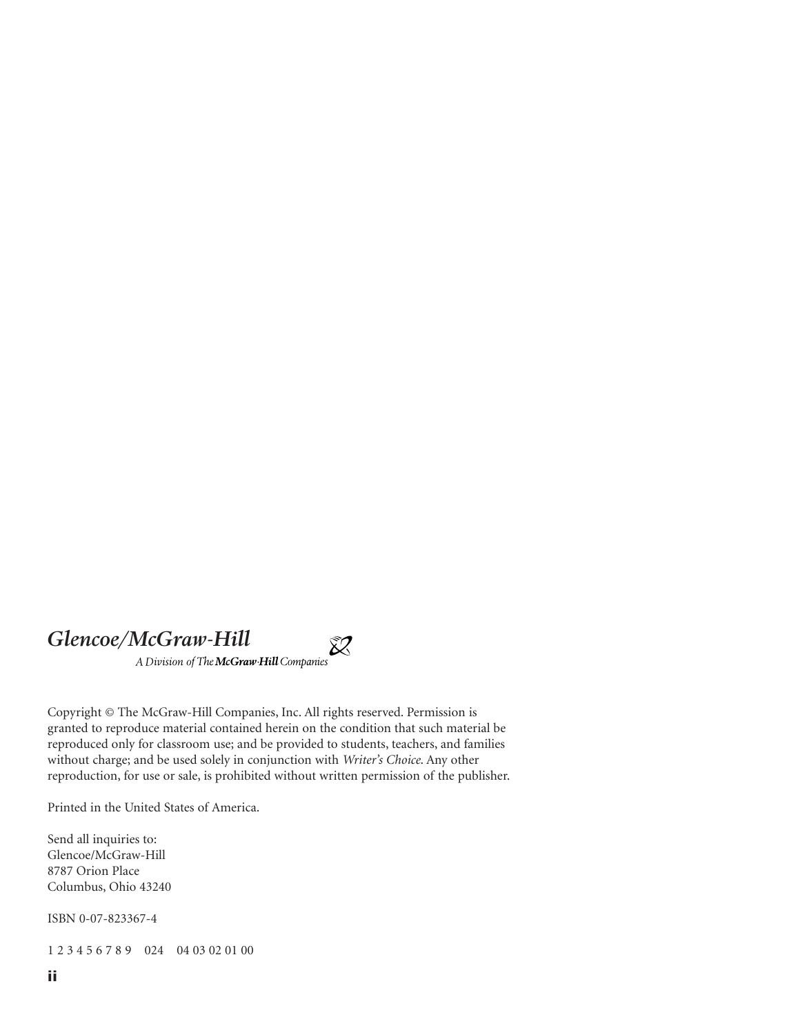*Glencoe/McGraw-Hill*

*A Division of The* ***McGraw-Hill*** *Companies*

Copyright © The McGraw-Hill Companies, Inc. All rights reserved. Permission is granted to reproduce material contained herein on the condition that such material be reproduced only for classroom use; and be provided to students, teachers, and families without charge; and be used solely in conjunction with *Writer's Choice*. Any other reproduction, for use or sale, is prohibited without written permission of the publisher.

Printed in the United States of America.

Send all inquiries to:
Glencoe/McGraw-Hill
8787 Orion Place
Columbus, Ohio 43240

ISBN 0-07-823367-4

1 2 3 4 5 6 7 8 9 024 04 03 02 01 00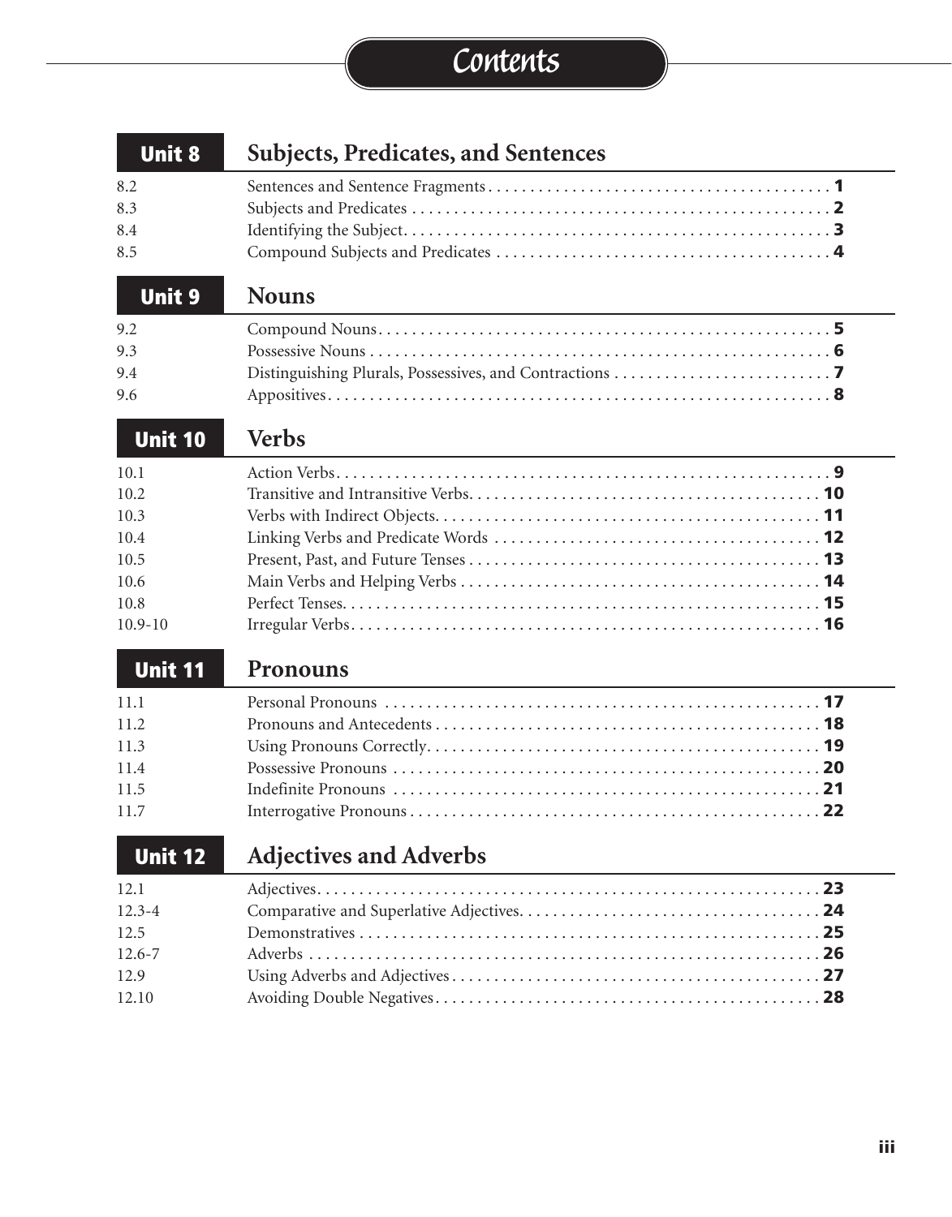# Contents

## Unit 8 Subjects, Predicates, and Sentences

| | | |
|---|---|---|
| 8.2 | Sentences and Sentence Fragments | **1** |
| 8.3 | Subjects and Predicates | **2** |
| 8.4 | Identifying the Subject | **3** |
| 8.5 | Compound Subjects and Predicates | **4** |

## Unit 9 Nouns

| | | |
|---|---|---|
| 9.2 | Compound Nouns | **5** |
| 9.3 | Possessive Nouns | **6** |
| 9.4 | Distinguishing Plurals, Possessives, and Contractions | **7** |
| 9.6 | Appositives | **8** |

## Unit 10 Verbs

| | | |
|---|---|---|
| 10.1 | Action Verbs | **9** |
| 10.2 | Transitive and Intransitive Verbs | **10** |
| 10.3 | Verbs with Indirect Objects | **11** |
| 10.4 | Linking Verbs and Predicate Words | **12** |
| 10.5 | Present, Past, and Future Tenses | **13** |
| 10.6 | Main Verbs and Helping Verbs | **14** |
| 10.8 | Perfect Tenses | **15** |
| 10.9-10 | Irregular Verbs | **16** |

## Unit 11 Pronouns

| | | |
|---|---|---|
| 11.1 | Personal Pronouns | **17** |
| 11.2 | Pronouns and Antecedents | **18** |
| 11.3 | Using Pronouns Correctly | **19** |
| 11.4 | Possessive Pronouns | **20** |
| 11.5 | Indefinite Pronouns | **21** |
| 11.7 | Interrogative Pronouns | **22** |

## Unit 12 Adjectives and Adverbs

| | | |
|---|---|---|
| 12.1 | Adjectives | **23** |
| 12.3-4 | Comparative and Superlative Adjectives | **24** |
| 12.5 | Demonstratives | **25** |
| 12.6-7 | Adverbs | **26** |
| 12.9 | Using Adverbs and Adjectives | **27** |
| 12.10 | Avoiding Double Negatives | **28** |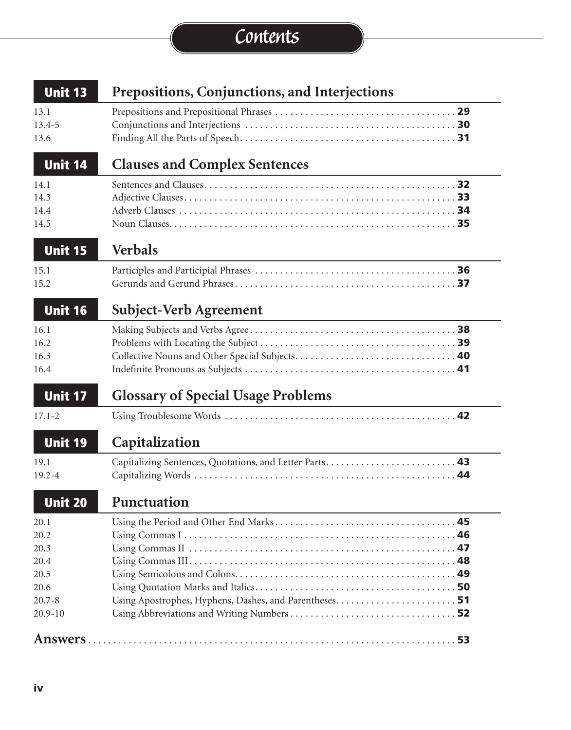# Contents

## Unit 13 Prepositions, Conjunctions, and Interjections

| | | |
|---|---|---|
| 13.1 | Prepositions and Prepositional Phrases | **29** |
| 13.4-5 | Conjunctions and Interjections | **30** |
| 13.6 | Finding All the Parts of Speech | **31** |

## Unit 14 Clauses and Complex Sentences

| | | |
|---|---|---|
| 14.1 | Sentences and Clauses | **32** |
| 14.3 | Adjective Clauses | **33** |
| 14.4 | Adverb Clauses | **34** |
| 14.5 | Noun Clauses | **35** |

## Unit 15 Verbals

| | | |
|---|---|---|
| 15.1 | Participles and Participial Phrases | **36** |
| 15.2 | Gerunds and Gerund Phrases | **37** |

## Unit 16 Subject-Verb Agreement

| | | |
|---|---|---|
| 16.1 | Making Subjects and Verbs Agree | **38** |
| 16.2 | Problems with Locating the Subject | **39** |
| 16.3 | Collective Nouns and Other Special Subjects | **40** |
| 16.4 | Indefinite Pronouns as Subjects | **41** |

## Unit 17 Glossary of Special Usage Problems

| | | |
|---|---|---|
| 17.1-2 | Using Troublesome Words | **42** |

## Unit 19 Capitalization

| | | |
|---|---|---|
| 19.1 | Capitalizing Sentences, Quotations, and Letter Parts | **43** |
| 19.2-4 | Capitalizing Words | **44** |

## Unit 20 Punctuation

| | | |
|---|---|---|
| 20.1 | Using the Period and Other End Marks | **45** |
| 20.2 | Using Commas I | **46** |
| 20.3 | Using Commas II | **47** |
| 20.4 | Using Commas III | **48** |
| 20.5 | Using Semicolons and Colons | **49** |
| 20.6 | Using Quotation Marks and Italics | **50** |
| 20.7-8 | Using Apostrophes, Hyphens, Dashes, and Parentheses | **51** |
| 20.9-10 | Using Abbreviations and Writing Numbers | **52** |

**Answers** .......... **53**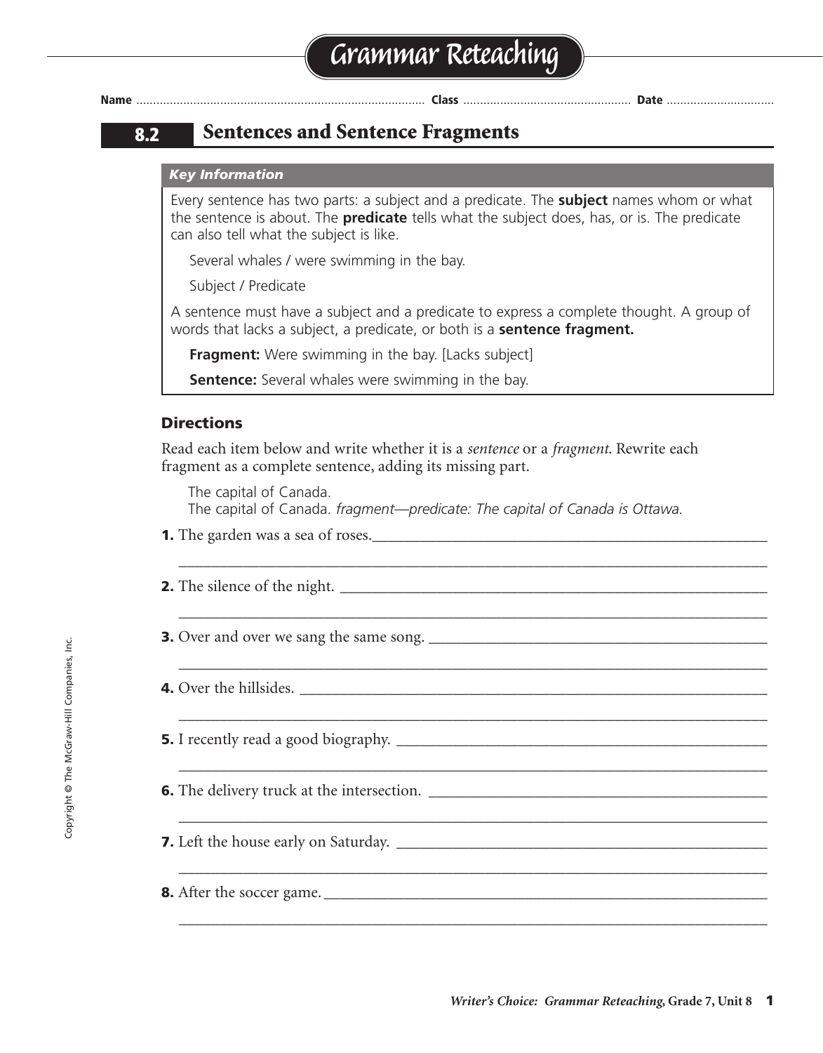# Grammar Reteaching

**Name** ............................ **Class** ............................ **Date** ............................

## 8.2 Sentences and Sentence Fragments

***Key Information***

Every sentence has two parts: a subject and a predicate. The **subject** names whom or what the sentence is about. The **predicate** tells what the subject does, has, or is. The predicate can also tell what the subject is like.

Several whales / were swimming in the bay.

Subject / Predicate

A sentence must have a subject and a predicate to express a complete thought. A group of words that lacks a subject, a predicate, or both is a **sentence fragment.**

**Fragment:** Were swimming in the bay. [Lacks subject]

**Sentence:** Several whales were swimming in the bay.

### Directions

Read each item below and write whether it is a *sentence* or a *fragment*. Rewrite each fragment as a complete sentence, adding its missing part.

The capital of Canada.
The capital of Canada. *fragment—predicate: The capital of Canada is Ottawa.*

**1.** The garden was a sea of roses.___________________________

___________________________

**2.** The silence of the night. ___________________________

___________________________

**3.** Over and over we sang the same song. ___________________________

___________________________

**4.** Over the hillsides. ___________________________

___________________________

**5.** I recently read a good biography. ___________________________

___________________________

**6.** The delivery truck at the intersection. ___________________________

___________________________

**7.** Left the house early on Saturday. ___________________________

___________________________

**8.** After the soccer game.___________________________

___________________________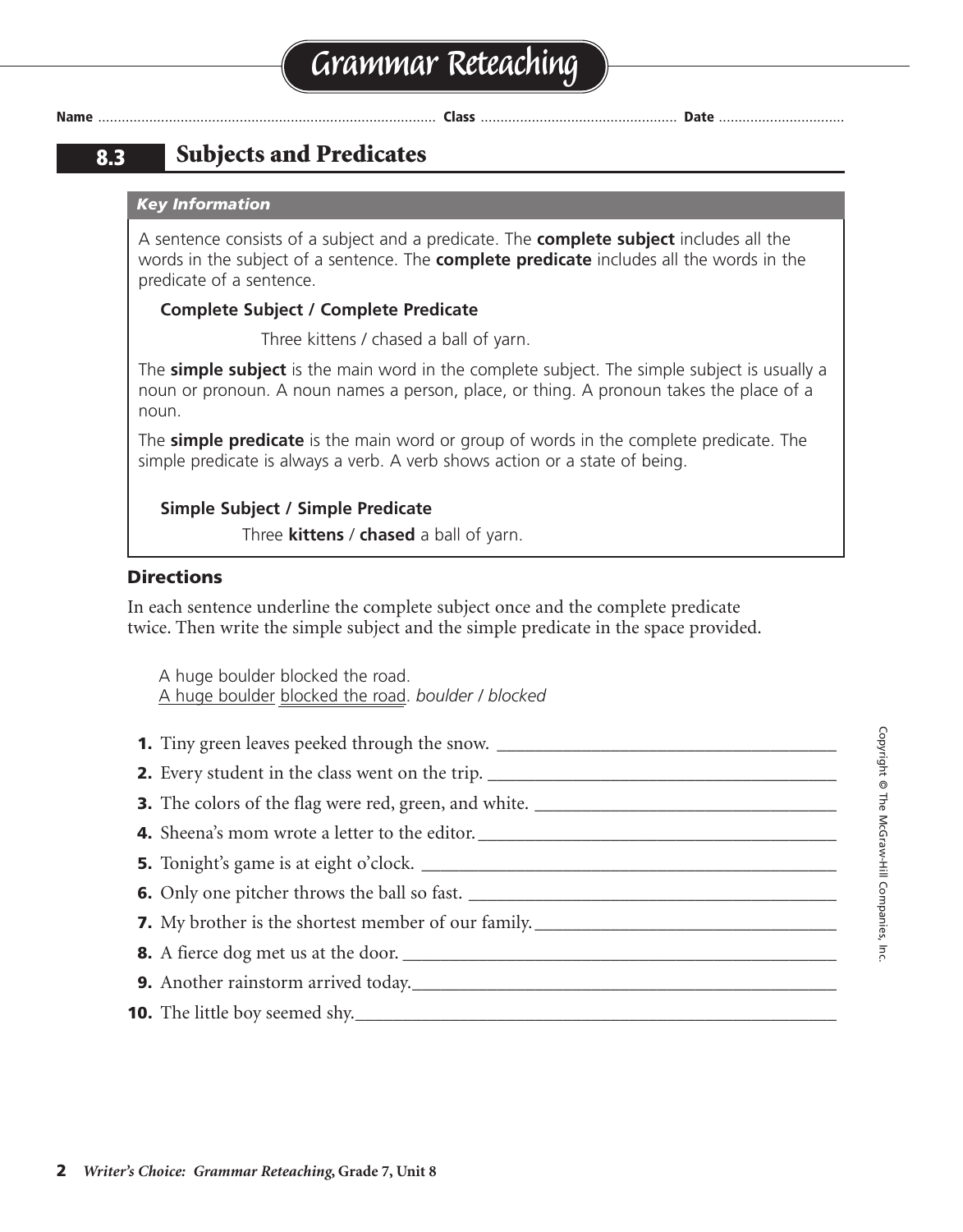# Grammar Reteaching

Name ........................................ Class ........................................ Date ..............................

## 8.3 Subjects and Predicates

***Key Information***

A sentence consists of a subject and a predicate. The **complete subject** includes all the words in the subject of a sentence. The **complete predicate** includes all the words in the predicate of a sentence.

**Complete Subject / Complete Predicate**

Three kittens / chased a ball of yarn.

The **simple subject** is the main word in the complete subject. The simple subject is usually a noun or pronoun. A noun names a person, place, or thing. A pronoun takes the place of a noun.

The **simple predicate** is the main word or group of words in the complete predicate. The simple predicate is always a verb. A verb shows action or a state of being.

**Simple Subject / Simple Predicate**

Three **kittens** / **chased** a ball of yarn.

### Directions

In each sentence underline the complete subject once and the complete predicate twice. Then write the simple subject and the simple predicate in the space provided.

A huge boulder blocked the road.
<u>A huge boulder</u> <u>blocked the road</u>. *boulder / blocked*

1. Tiny green leaves peeked through the snow. ____________________
2. Every student in the class went on the trip. ____________________
3. The colors of the flag were red, green, and white. ____________________
4. Sheena's mom wrote a letter to the editor. ____________________
5. Tonight's game is at eight o'clock. ____________________
6. Only one pitcher throws the ball so fast. ____________________
7. My brother is the shortest member of our family. ____________________
8. A fierce dog met us at the door. ____________________
9. Another rainstorm arrived today. ____________________
10. The little boy seemed shy. ____________________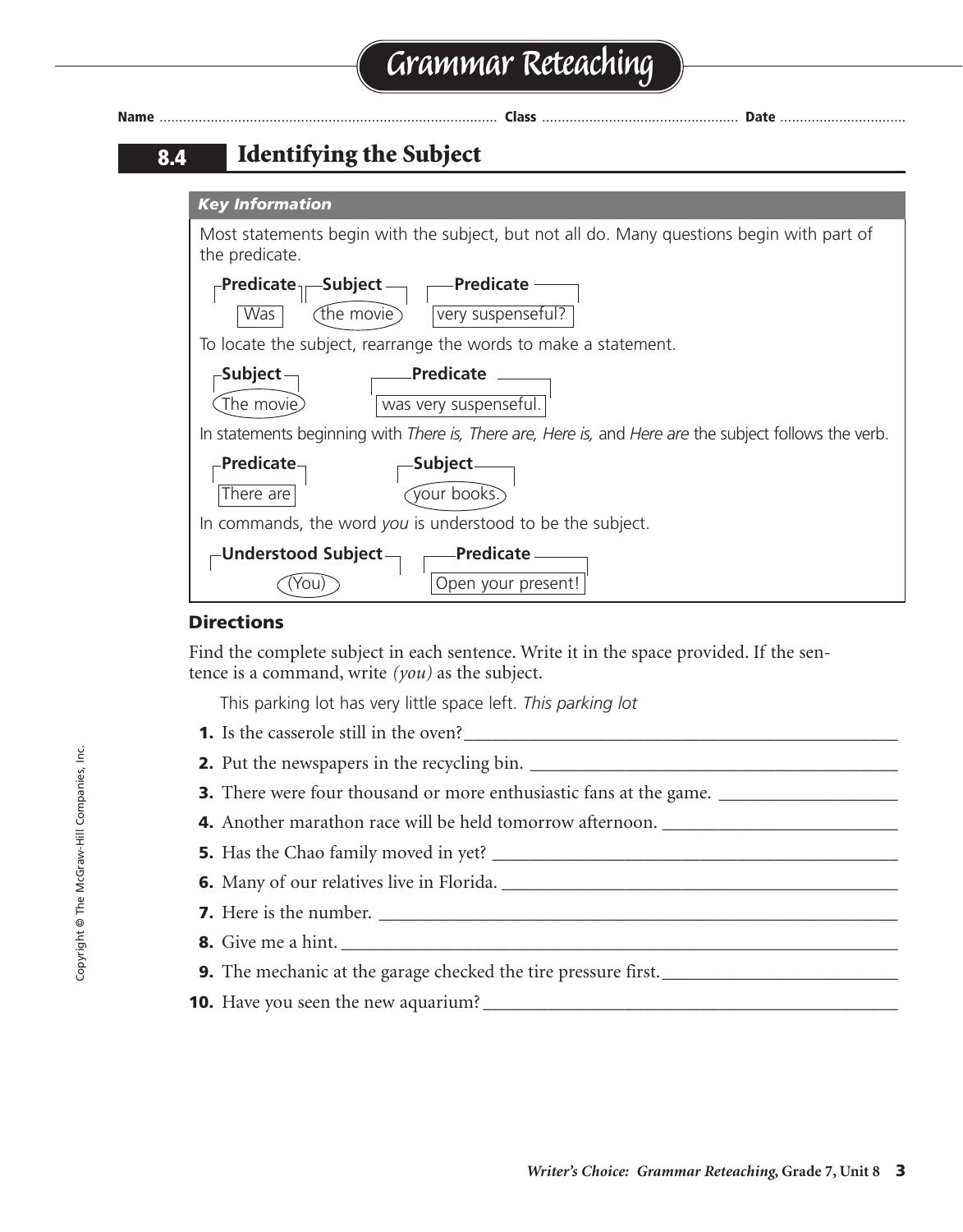# Grammar Reteaching

**Name** ............................ **Class** ............................ **Date** ............................

## 8.4 Identifying the Subject

***Key Information***

Most statements begin with the subject, but not all do. Many questions begin with part of the predicate.

| Predicate | Subject | Predicate |
|---|---|---|
| Was | the movie | very suspenseful? |

To locate the subject, rearrange the words to make a statement.

| Subject | Predicate |
|---|---|
| The movie | was very suspenseful. |

In statements beginning with *There is, There are, Here is,* and *Here are* the subject follows the verb.

| Predicate | Subject |
|---|---|
| There are | your books. |

In commands, the word *you* is understood to be the subject.

| Understood Subject | Predicate |
|---|---|
| (You) | Open your present! |

### Directions

Find the complete subject in each sentence. Write it in the space provided. If the sentence is a command, write *(you)* as the subject.

This parking lot has very little space left. *This parking lot*

1. Is the casserole still in the oven? ____________________
2. Put the newspapers in the recycling bin. ____________________
3. There were four thousand or more enthusiastic fans at the game. ____________________
4. Another marathon race will be held tomorrow afternoon. ____________________
5. Has the Chao family moved in yet? ____________________
6. Many of our relatives live in Florida. ____________________
7. Here is the number. ____________________
8. Give me a hint. ____________________
9. The mechanic at the garage checked the tire pressure first. ____________________
10. Have you seen the new aquarium? ____________________

Copyright © The McGraw-Hill Companies, Inc.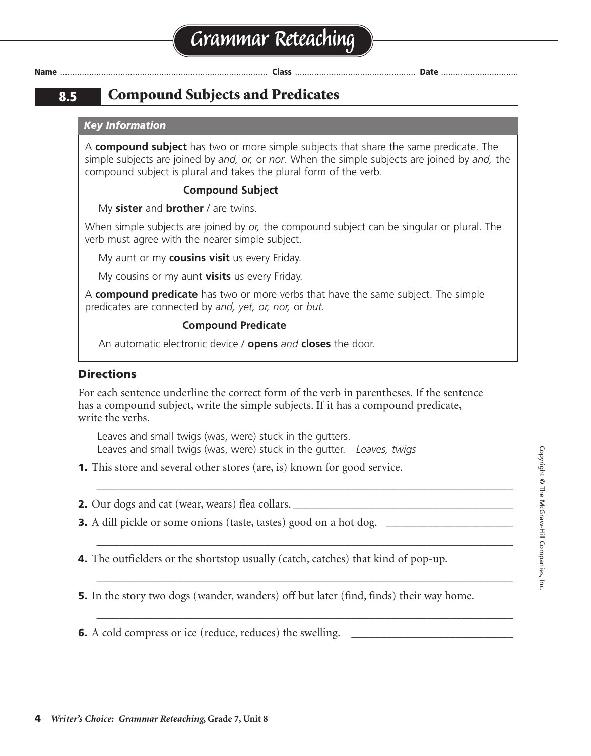# Grammar Reteaching

**Name** ........................................ **Class** ........................................ **Date** ..............................

## 8.5 Compound Subjects and Predicates

***Key Information***

A **compound subject** has two or more simple subjects that share the same predicate. The simple subjects are joined by *and, or,* or *nor*. When the simple subjects are joined by *and,* the compound subject is plural and takes the plural form of the verb.

**Compound Subject**

My **sister** and **brother** / are twins.

When simple subjects are joined by *or,* the compound subject can be singular or plural. The verb must agree with the nearer simple subject.

My aunt or my **cousins visit** us every Friday.

My cousins or my aunt **visits** us every Friday.

A **compound predicate** has two or more verbs that have the same subject. The simple predicates are connected by *and, yet, or, nor,* or *but.*

**Compound Predicate**

An automatic electronic device / **opens** *and* **closes** the door.

### Directions

For each sentence underline the correct form of the verb in parentheses. If the sentence has a compound subject, write the simple subjects. If it has a compound predicate, write the verbs.

Leaves and small twigs (was, were) stuck in the gutters.
Leaves and small twigs (was, <u>were</u>) stuck in the gutter. *Leaves, twigs*

**1.** This store and several other stores (are, is) known for good service.

______________________________________________________________

**2.** Our dogs and cat (wear, wears) flea collars. ______________________________

**3.** A dill pickle or some onions (taste, tastes) good on a hot dog. ________________

______________________________________________________________

**4.** The outfielders or the shortstop usually (catch, catches) that kind of pop-up.

______________________________________________________________

**5.** In the story two dogs (wander, wanders) off but later (find, finds) their way home.

______________________________________________________________

**6.** A cold compress or ice (reduce, reduces) the swelling. ______________________

Copyright © The McGraw-Hill Companies, Inc.

*Writer's Choice: Grammar Reteaching,* **Grade 7, Unit 8**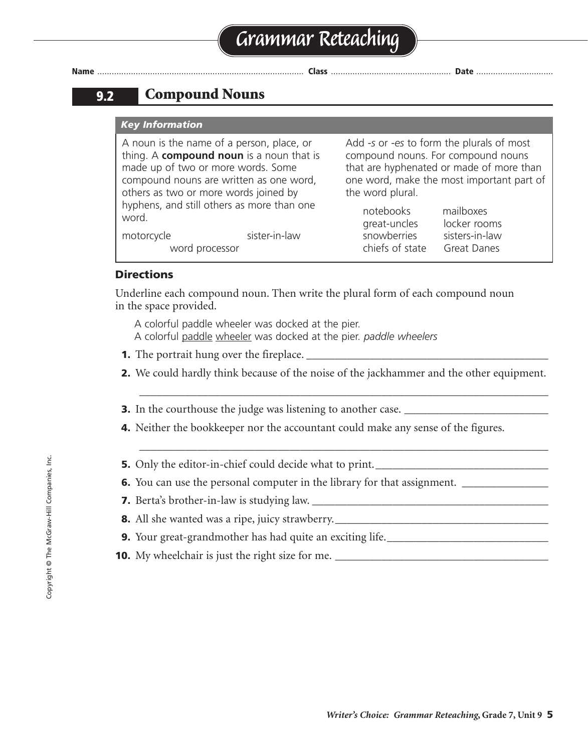# Grammar Reteaching

Name ........................ Class ........................ Date ........................

## 9.2 Compound Nouns

***Key Information***

A noun is the name of a person, place, or thing. A **compound noun** is a noun that is made up of two or more words. Some compound nouns are written as one word, others as two or more words joined by hyphens, and still others as more than one word.

motorcycle  sister-in-law  word processor

Add *-s* or *-es* to form the plurals of most compound nouns. For compound nouns that are hyphenated or made of more than one word, make the most important part of the word plural.

| | |
|---|---|
| notebooks | mailboxes |
| great-uncles | locker rooms |
| snowberries | sisters-in-law |
| chiefs of state | Great Danes |

### Directions

Underline each compound noun. Then write the plural form of each compound noun in the space provided.

A colorful paddle wheeler was docked at the pier.
A colorful <u>paddle</u> <u>wheeler</u> was docked at the pier. *paddle wheelers*

1. The portrait hung over the fireplace. ________________
2. We could hardly think because of the noise of the jackhammer and the other equipment. ________________
3. In the courthouse the judge was listening to another case. ________________
4. Neither the bookkeeper nor the accountant could make any sense of the figures. ________________
5. Only the editor-in-chief could decide what to print. ________________
6. You can use the personal computer in the library for that assignment. ________________
7. Berta's brother-in-law is studying law. ________________
8. All she wanted was a ripe, juicy strawberry. ________________
9. Your great-grandmother has had quite an exciting life. ________________
10. My wheelchair is just the right size for me. ________________

Copyright © The McGraw-Hill Companies, Inc.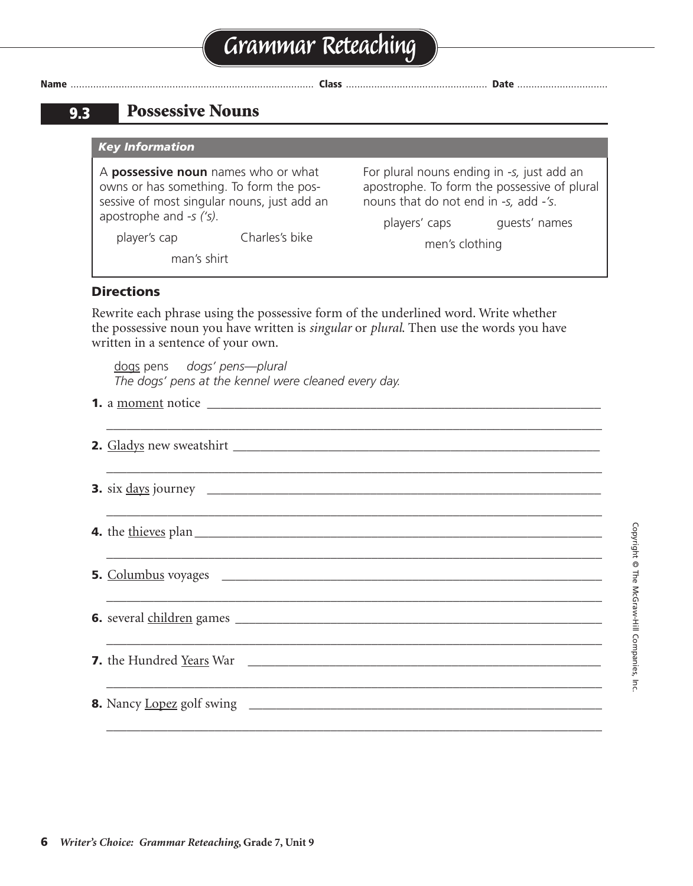# Grammar Reteaching

**Name** ............................................ **Class** ............................................ **Date** ..............................

## 9.3 Possessive Nouns

***Key Information***

A **possessive noun** names who or what owns or has something. To form the possessive of most singular nouns, just add an apostrophe and *-s ('s)*.

player's cap     Charles's bike

man's shirt

For plural nouns ending in *-s,* just add an apostrophe. To form the possessive of plural nouns that do not end in *-s,* add *-'s*.

players' caps     guests' names

men's clothing

### Directions

Rewrite each phrase using the possessive form of the underlined word. Write whether the possessive noun you have written is *singular* or *plural*. Then use the words you have written in a sentence of your own.

<u>dogs</u> pens   *dogs' pens—plural*
*The dogs' pens at the kennel were cleaned every day.*

**1.** a <u>moment</u> notice ______________________________

______________________________

**2.** <u>Gladys</u> new sweatshirt ______________________________

______________________________

**3.** six <u>days</u> journey ______________________________

______________________________

**4.** the <u>thieves</u> plan ______________________________

______________________________

**5.** <u>Columbus</u> voyages ______________________________

______________________________

**6.** several <u>children</u> games ______________________________

______________________________

**7.** the Hundred <u>Years</u> War ______________________________

______________________________

**8.** Nancy <u>Lopez</u> golf swing ______________________________

______________________________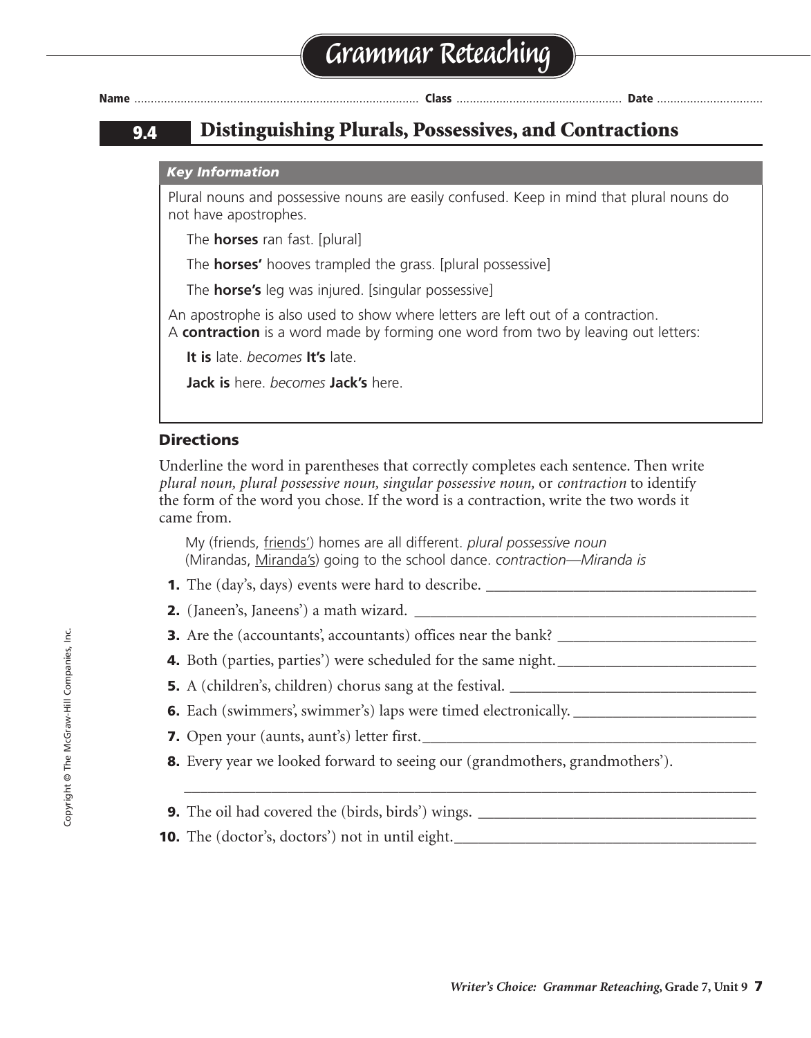# Grammar Reteaching

Name ........................................ Class ........................................ Date ........................................

## 9.4 Distinguishing Plurals, Possessives, and Contractions

### *Key Information*

Plural nouns and possessive nouns are easily confused. Keep in mind that plural nouns do not have apostrophes.

The **horses** ran fast. [plural]

The **horses'** hooves trampled the grass. [plural possessive]

The **horse's** leg was injured. [singular possessive]

An apostrophe is also used to show where letters are left out of a contraction. A **contraction** is a word made by forming one word from two by leaving out letters:

**It is** late. *becomes* **It's** late.

**Jack is** here. *becomes* **Jack's** here.

### Directions

Underline the word in parentheses that correctly completes each sentence. Then write *plural noun, plural possessive noun, singular possessive noun,* or *contraction* to identify the form of the word you chose. If the word is a contraction, write the two words it came from.

My (friends, <u>friends'</u>) homes are all different. *plural possessive noun*
(Mirandas, <u>Miranda's</u>) going to the school dance. *contraction—Miranda is*

**1.** The (day's, days) events were hard to describe. ________________________________

**2.** (Janeen's, Janeens') a math wizard. ________________________________

**3.** Are the (accountants', accountants) offices near the bank? ________________________________

**4.** Both (parties, parties') were scheduled for the same night. ________________________________

**5.** A (children's, children) chorus sang at the festival. ________________________________

**6.** Each (swimmers', swimmer's) laps were timed electronically. ________________________________

**7.** Open your (aunts, aunt's) letter first. ________________________________

**8.** Every year we looked forward to seeing our (grandmothers, grandmothers').

________________________________

**9.** The oil had covered the (birds, birds') wings. ________________________________

**10.** The (doctor's, doctors') not in until eight. ________________________________

Copyright © The McGraw-Hill Companies, Inc.

*Writer's Choice: Grammar Reteaching,* **Grade 7, Unit 9**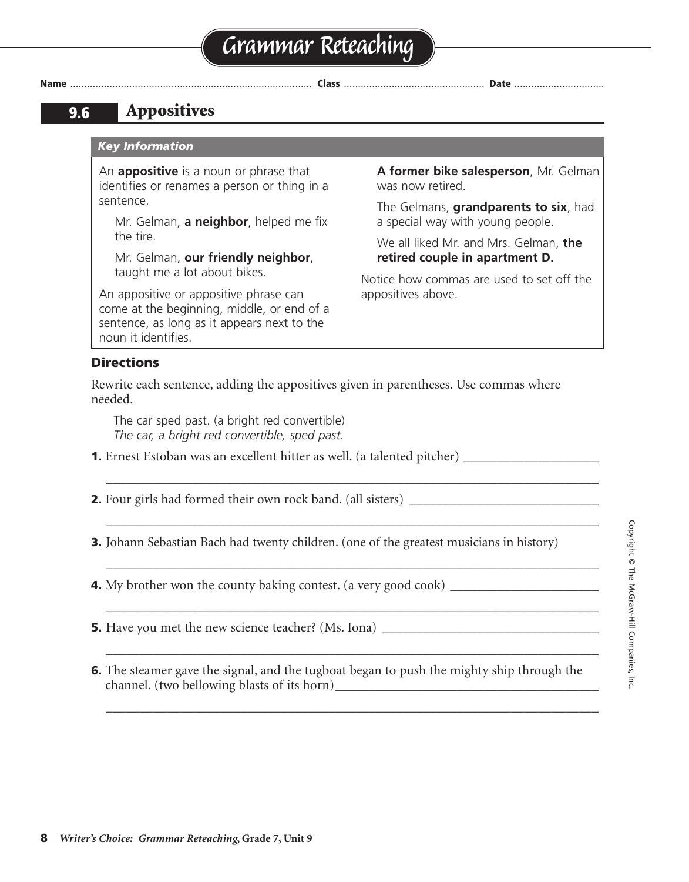# Grammar Reteaching

Name ........................................ Class ........................................ Date ........................................

## 9.6 Appositives

### *Key Information*

An **appositive** is a noun or phrase that identifies or renames a person or thing in a sentence.

Mr. Gelman, **a neighbor**, helped me fix the tire.

Mr. Gelman, **our friendly neighbor**, taught me a lot about bikes.

An appositive or appositive phrase can come at the beginning, middle, or end of a sentence, as long as it appears next to the noun it identifies.

**A former bike salesperson**, Mr. Gelman was now retired.

The Gelmans, **grandparents to six**, had a special way with young people.

We all liked Mr. and Mrs. Gelman, **the retired couple in apartment D.**

Notice how commas are used to set off the appositives above.

### Directions

Rewrite each sentence, adding the appositives given in parentheses. Use commas where needed.

The car sped past. (a bright red convertible)
*The car, a bright red convertible, sped past.*

**1.** Ernest Estoban was an excellent hitter as well. (a talented pitcher) ____________________

______________________________________________________________________________

**2.** Four girls had formed their own rock band. (all sisters) ____________________________

______________________________________________________________________________

**3.** Johann Sebastian Bach had twenty children. (one of the greatest musicians in history)

______________________________________________________________________________

**4.** My brother won the county baking contest. (a very good cook) ______________________

______________________________________________________________________________

**5.** Have you met the new science teacher? (Ms. Iona) ________________________________

______________________________________________________________________________

**6.** The steamer gave the signal, and the tugboat began to push the mighty ship through the channel. (two bellowing blasts of its horn)________________________________________

______________________________________________________________________________

Copyright © The McGraw-Hill Companies, Inc.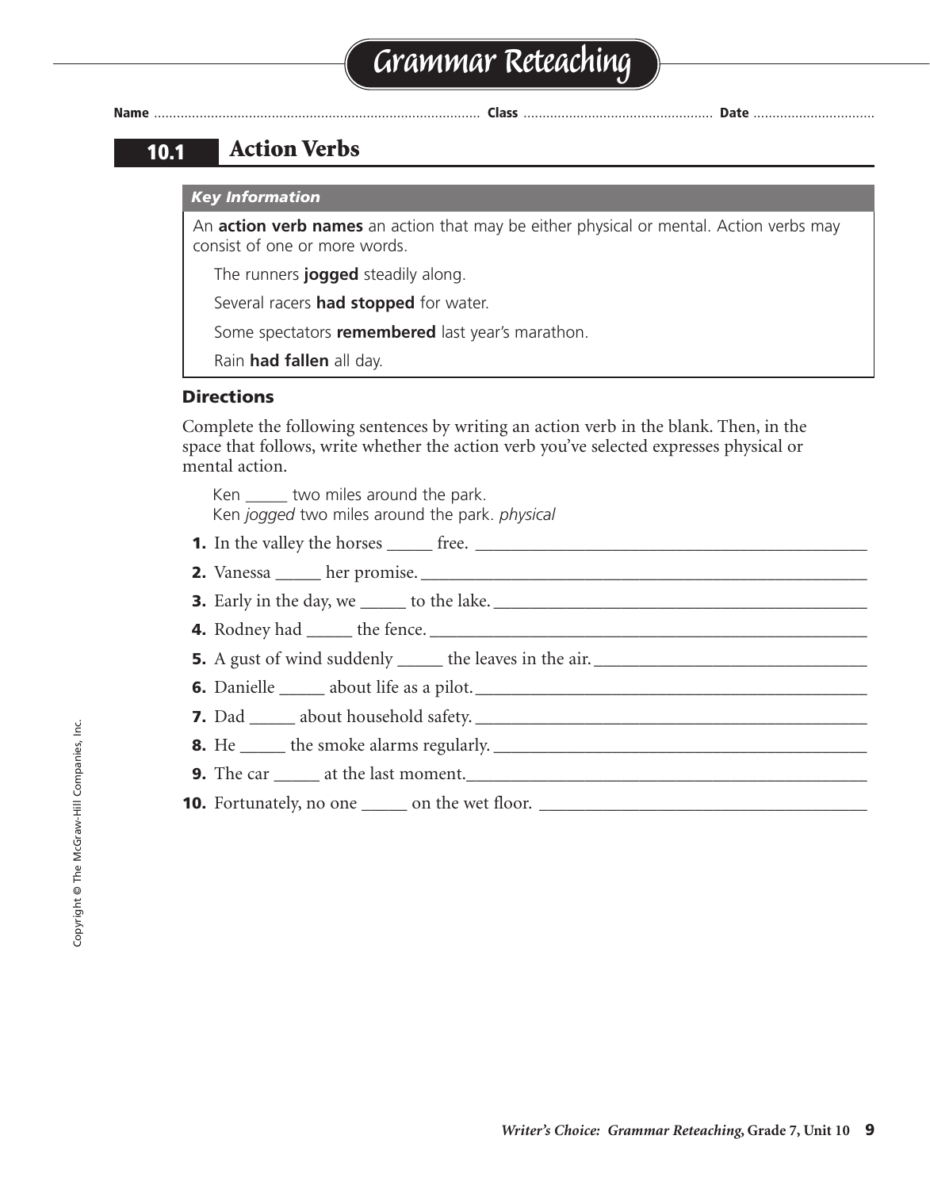# Grammar Reteaching

Name ........................................ Class ........................................ Date ........................................

## 10.1 Action Verbs

***Key Information***

An **action verb names** an action that may be either physical or mental. Action verbs may consist of one or more words.

The runners **jogged** steadily along.

Several racers **had stopped** for water.

Some spectators **remembered** last year's marathon.

Rain **had fallen** all day.

### Directions

Complete the following sentences by writing an action verb in the blank. Then, in the space that follows, write whether the action verb you've selected expresses physical or mental action.

Ken _____ two miles around the park.
Ken *jogged* two miles around the park. *physical*

**1.** In the valley the horses _____ free. ______________________________

**2.** Vanessa _____ her promise. ______________________________

**3.** Early in the day, we _____ to the lake. ______________________________

**4.** Rodney had _____ the fence. ______________________________

**5.** A gust of wind suddenly _____ the leaves in the air. ______________________________

**6.** Danielle _____ about life as a pilot. ______________________________

**7.** Dad _____ about household safety. ______________________________

**8.** He _____ the smoke alarms regularly. ______________________________

**9.** The car _____ at the last moment. ______________________________

**10.** Fortunately, no one _____ on the wet floor. ______________________________

Copyright © The McGraw-Hill Companies, Inc.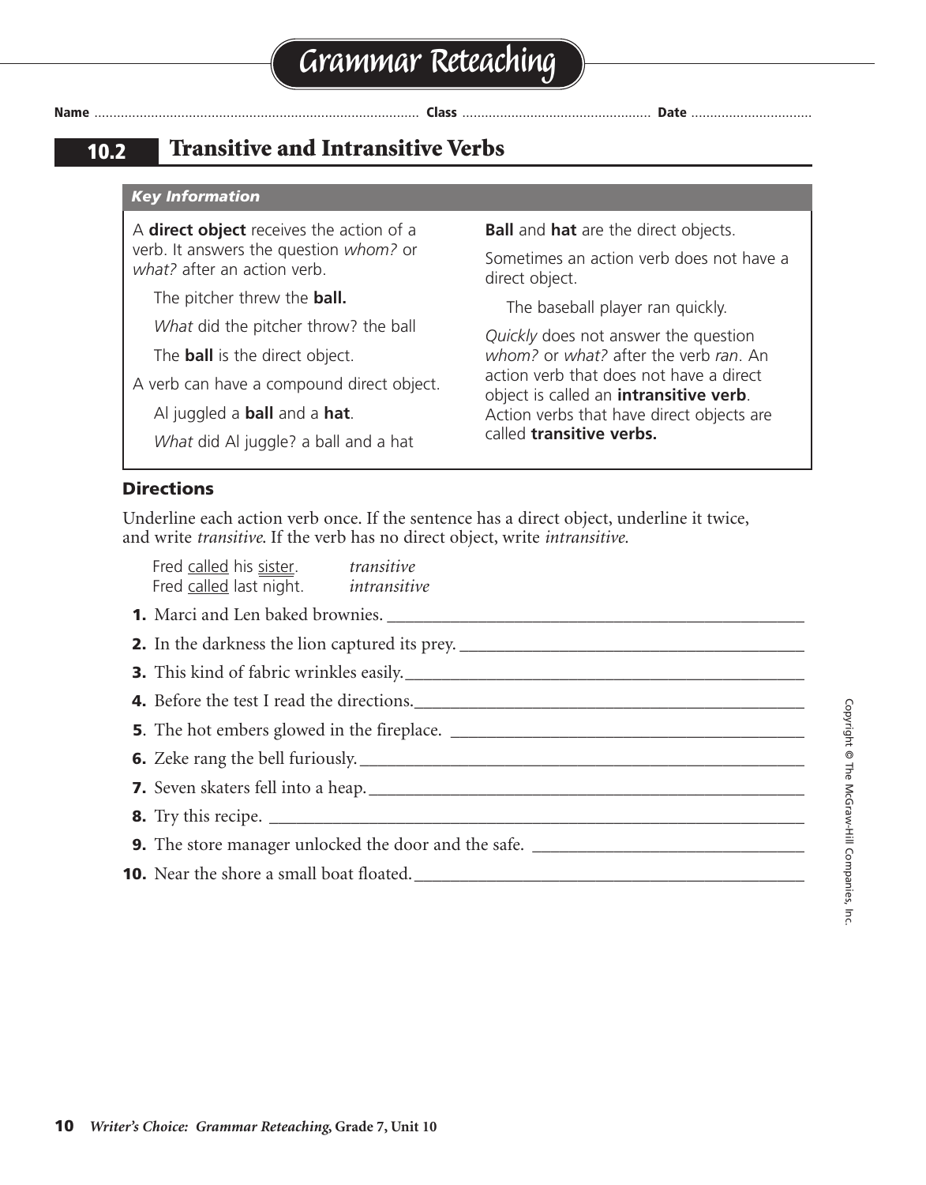# Grammar Reteaching

Name ............................................. Class ............................................. Date ...............................

## 10.2 Transitive and Intransitive Verbs

### *Key Information*

A **direct object** receives the action of a verb. It answers the question *whom?* or *what?* after an action verb.

The pitcher threw the **ball.**

*What* did the pitcher throw? the ball

The **ball** is the direct object.

A verb can have a compound direct object.

Al juggled a **ball** and a **hat**.

*What* did Al juggle? a ball and a hat

**Ball** and **hat** are the direct objects.

Sometimes an action verb does not have a direct object.

The baseball player ran quickly.

*Quickly* does not answer the question *whom?* or *what?* after the verb *ran*. An action verb that does not have a direct object is called an **intransitive verb**. Action verbs that have direct objects are called **transitive verbs.**

### Directions

Underline each action verb once. If the sentence has a direct object, underline it twice, and write *transitive*. If the verb has no direct object, write *intransitive*.

Fred <u>called</u> his <u>sister</u>. *transitive*
Fred <u>called</u> last night. *intransitive*

1. Marci and Len baked brownies. ____________________
2. In the darkness the lion captured its prey. ____________________
3. This kind of fabric wrinkles easily. ____________________
4. Before the test I read the directions. ____________________
5. The hot embers glowed in the fireplace. ____________________
6. Zeke rang the bell furiously. ____________________
7. Seven skaters fell into a heap. ____________________
8. Try this recipe. ____________________
9. The store manager unlocked the door and the safe. ____________________
10. Near the shore a small boat floated. ____________________

Copyright © The McGraw-Hill Companies, Inc.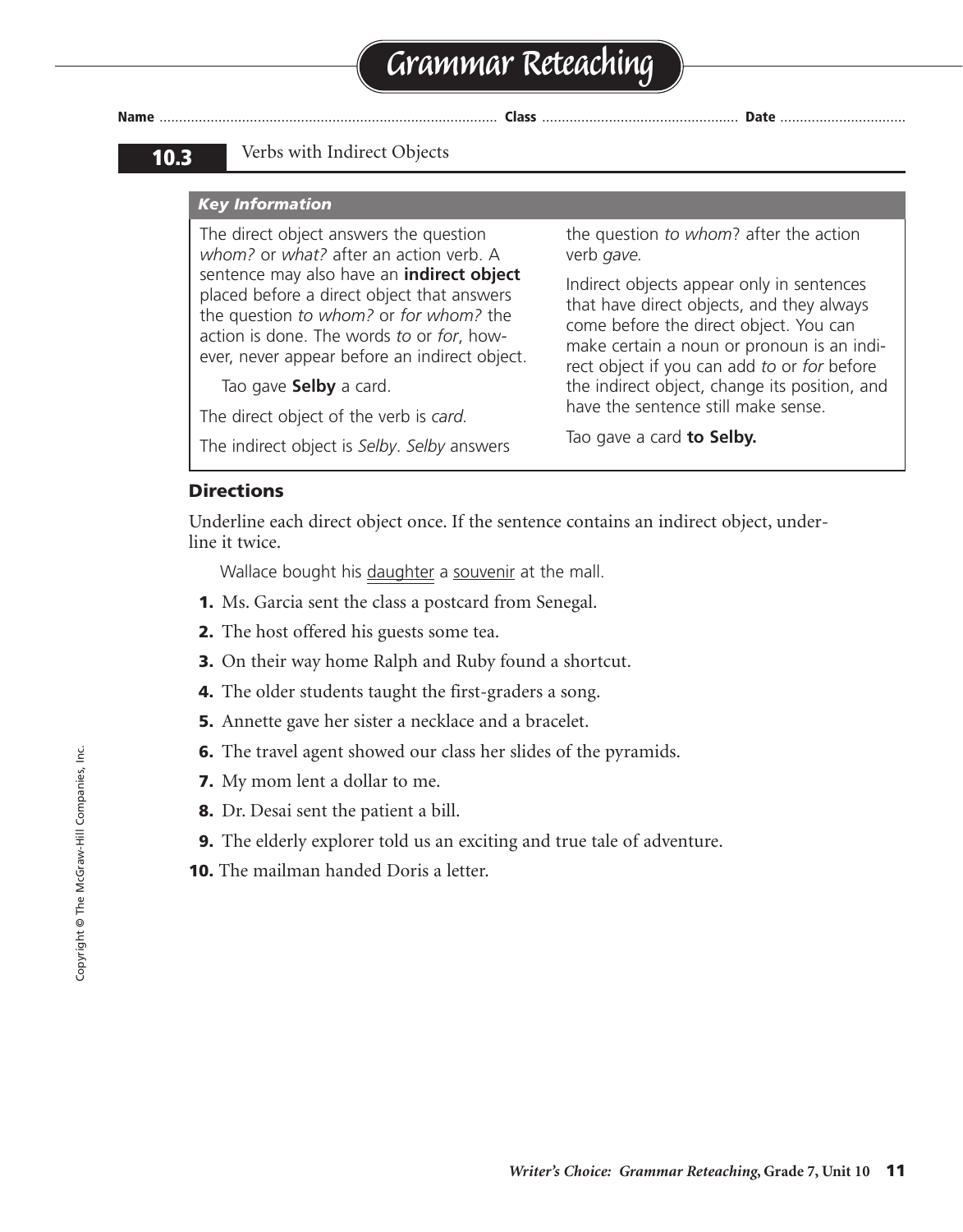# Grammar Reteaching

**Name** .................................................................................... **Class** .................................................. **Date** ................................

## 10.3 Verbs with Indirect Objects

### *Key Information*

The direct object answers the question *whom?* or *what?* after an action verb. A sentence may also have an **indirect object** placed before a direct object that answers the question *to whom?* or *for whom?* the action is done. The words *to* or *for*, however, never appear before an indirect object.

Tao gave **Selby** a card.

The direct object of the verb is *card.*

The indirect object is *Selby*. *Selby* answers the question *to whom*? after the action verb *gave.*

Indirect objects appear only in sentences that have direct objects, and they always come before the direct object. You can make certain a noun or pronoun is an indirect object if you can add *to* or *for* before the indirect object, change its position, and have the sentence still make sense.

Tao gave a card **to Selby.**

### Directions

Underline each direct object once. If the sentence contains an indirect object, underline it twice.

Wallace bought his <u>daughter</u> a <u>souvenir</u> at the mall.

1. Ms. Garcia sent the class a postcard from Senegal.
2. The host offered his guests some tea.
3. On their way home Ralph and Ruby found a shortcut.
4. The older students taught the first-graders a song.
5. Annette gave her sister a necklace and a bracelet.
6. The travel agent showed our class her slides of the pyramids.
7. My mom lent a dollar to me.
8. Dr. Desai sent the patient a bill.
9. The elderly explorer told us an exciting and true tale of adventure.
10. The mailman handed Doris a letter.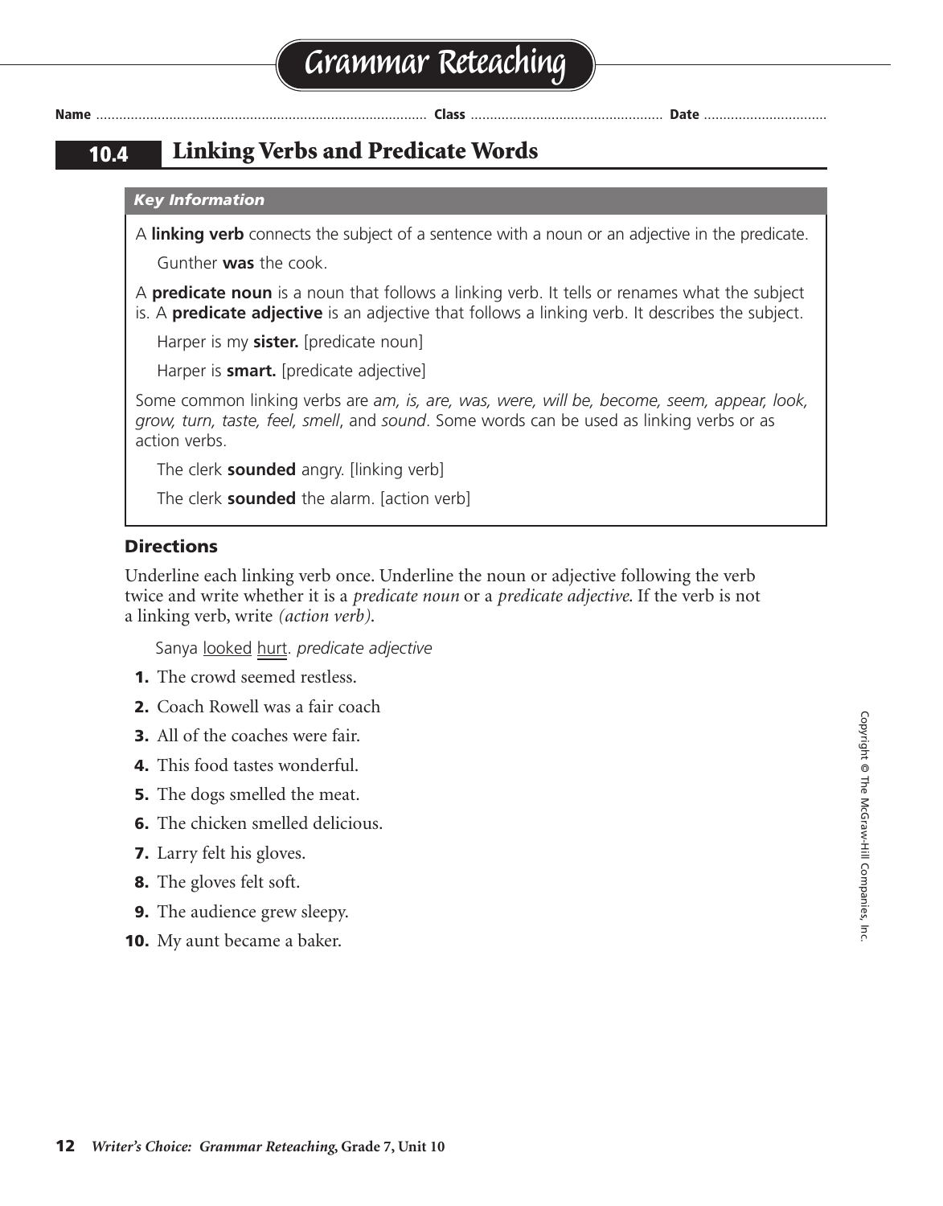# Grammar Reteaching

**Name** ................................................................................... **Class** .................................................. **Date** ................................

## 10.4 Linking Verbs and Predicate Words

***Key Information***

A **linking verb** connects the subject of a sentence with a noun or an adjective in the predicate.

Gunther **was** the cook.

A **predicate noun** is a noun that follows a linking verb. It tells or renames what the subject is. A **predicate adjective** is an adjective that follows a linking verb. It describes the subject.

Harper is my **sister.** [predicate noun]

Harper is **smart.** [predicate adjective]

Some common linking verbs are *am, is, are, was, were, will be, become, seem, appear, look, grow, turn, taste, feel, smell*, and *sound*. Some words can be used as linking verbs or as action verbs.

The clerk **sounded** angry. [linking verb]

The clerk **sounded** the alarm. [action verb]

### Directions

Underline each linking verb once. Underline the noun or adjective following the verb twice and write whether it is a *predicate noun* or a *predicate adjective*. If the verb is not a linking verb, write *(action verb)*.

Sanya <u>looked</u> <u>hurt</u>. *predicate adjective*

1. The crowd seemed restless.
2. Coach Rowell was a fair coach
3. All of the coaches were fair.
4. This food tastes wonderful.
5. The dogs smelled the meat.
6. The chicken smelled delicious.
7. Larry felt his gloves.
8. The gloves felt soft.
9. The audience grew sleepy.
10. My aunt became a baker.

Copyright © The McGraw-Hill Companies, Inc.

*Writer's Choice: Grammar Reteaching,* **Grade 7, Unit 10**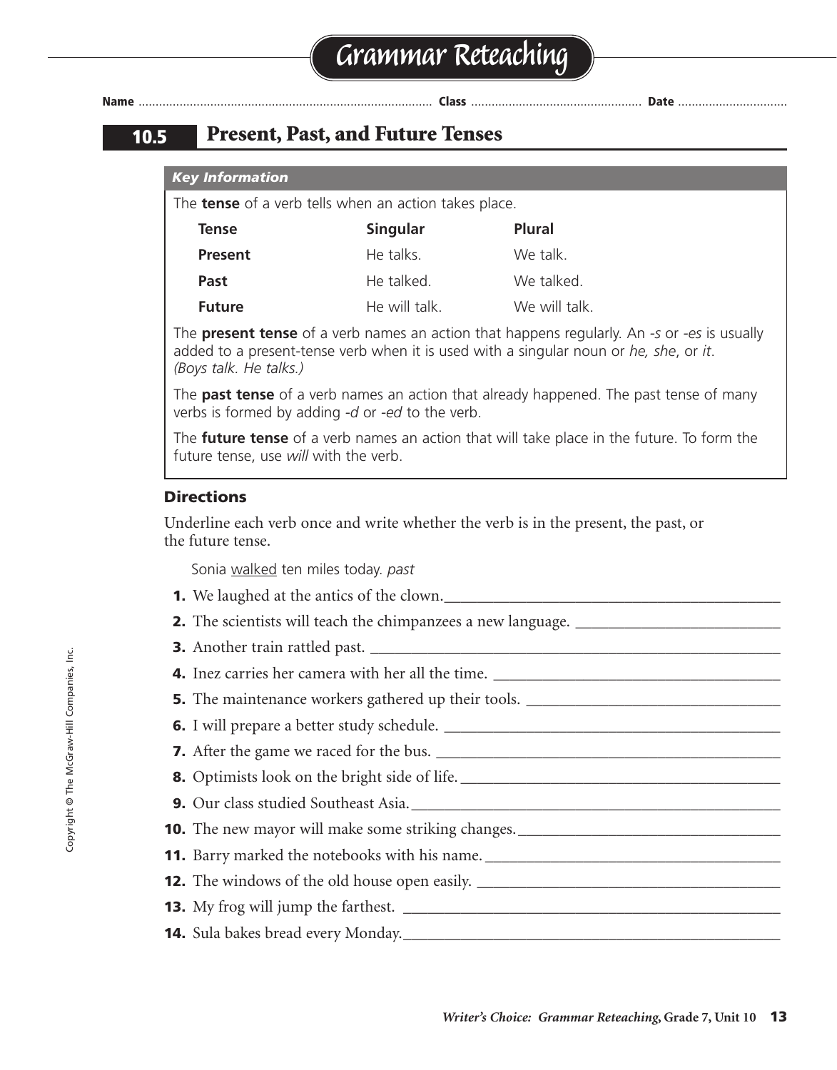# Grammar Reteaching

Name ........................................ Class ........................................ Date ........................................

## 10.5 Present, Past, and Future Tenses

***Key Information***

The **tense** of a verb tells when an action takes place.

| Tense | Singular | Plural |
|---|---|---|
| **Present** | He talks. | We talk. |
| **Past** | He talked. | We talked. |
| **Future** | He will talk. | We will talk. |

The **present tense** of a verb names an action that happens regularly. An *-s* or *-es* is usually added to a present-tense verb when it is used with a singular noun or *he, she*, or *it*. *(Boys talk. He talks.)*

The **past tense** of a verb names an action that already happened. The past tense of many verbs is formed by adding *-d* or *-ed* to the verb.

The **future tense** of a verb names an action that will take place in the future. To form the future tense, use *will* with the verb.

### Directions

Underline each verb once and write whether the verb is in the present, the past, or the future tense.

Sonia <u>walked</u> ten miles today. *past*

1. We laughed at the antics of the clown. ____________________
2. The scientists will teach the chimpanzees a new language. ____________________
3. Another train rattled past. ____________________
4. Inez carries her camera with her all the time. ____________________
5. The maintenance workers gathered up their tools. ____________________
6. I will prepare a better study schedule. ____________________
7. After the game we raced for the bus. ____________________
8. Optimists look on the bright side of life. ____________________
9. Our class studied Southeast Asia. ____________________
10. The new mayor will make some striking changes. ____________________
11. Barry marked the notebooks with his name. ____________________
12. The windows of the old house open easily. ____________________
13. My frog will jump the farthest. ____________________
14. Sula bakes bread every Monday. ____________________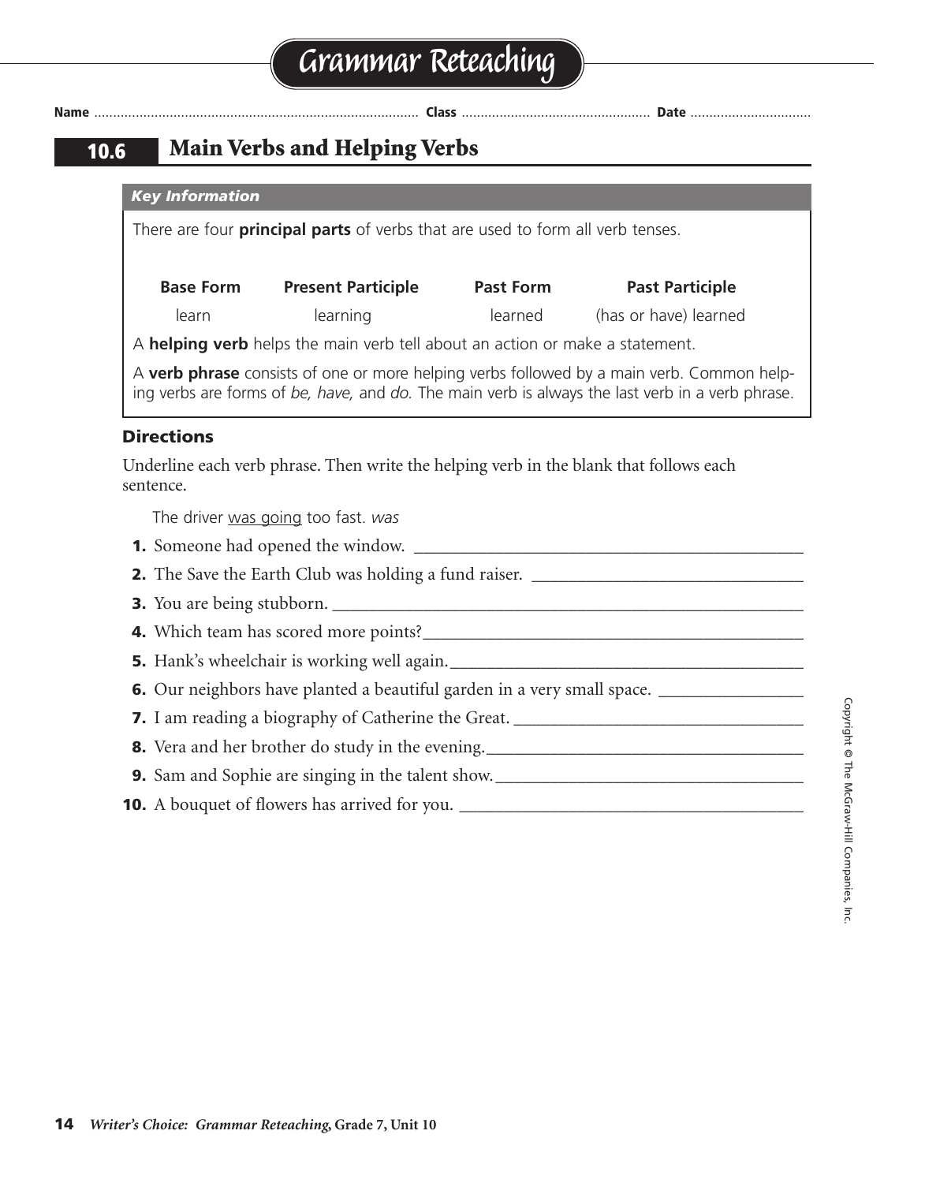# Grammar Reteaching

Name ........................................ Class ........................................ Date ........................

## 10.6 Main Verbs and Helping Verbs

***Key Information***

There are four **principal parts** of verbs that are used to form all verb tenses.

| Base Form | Present Participle | Past Form | Past Participle |
|---|---|---|---|
| learn | learning | learned | (has or have) learned |

A **helping verb** helps the main verb tell about an action or make a statement.

A **verb phrase** consists of one or more helping verbs followed by a main verb. Common helping verbs are forms of *be, have,* and *do.* The main verb is always the last verb in a verb phrase.

### Directions

Underline each verb phrase. Then write the helping verb in the blank that follows each sentence.

The driver <u>was going</u> too fast. *was*

1. Someone had opened the window. ____________________
2. The Save the Earth Club was holding a fund raiser. ____________________
3. You are being stubborn. ____________________
4. Which team has scored more points?____________________
5. Hank's wheelchair is working well again.____________________
6. Our neighbors have planted a beautiful garden in a very small space. ____________________
7. I am reading a biography of Catherine the Great. ____________________
8. Vera and her brother do study in the evening.____________________
9. Sam and Sophie are singing in the talent show.____________________
10. A bouquet of flowers has arrived for you. ____________________

Copyright © The McGraw-Hill Companies, Inc.

*Writer's Choice: Grammar Reteaching,* **Grade 7, Unit 10**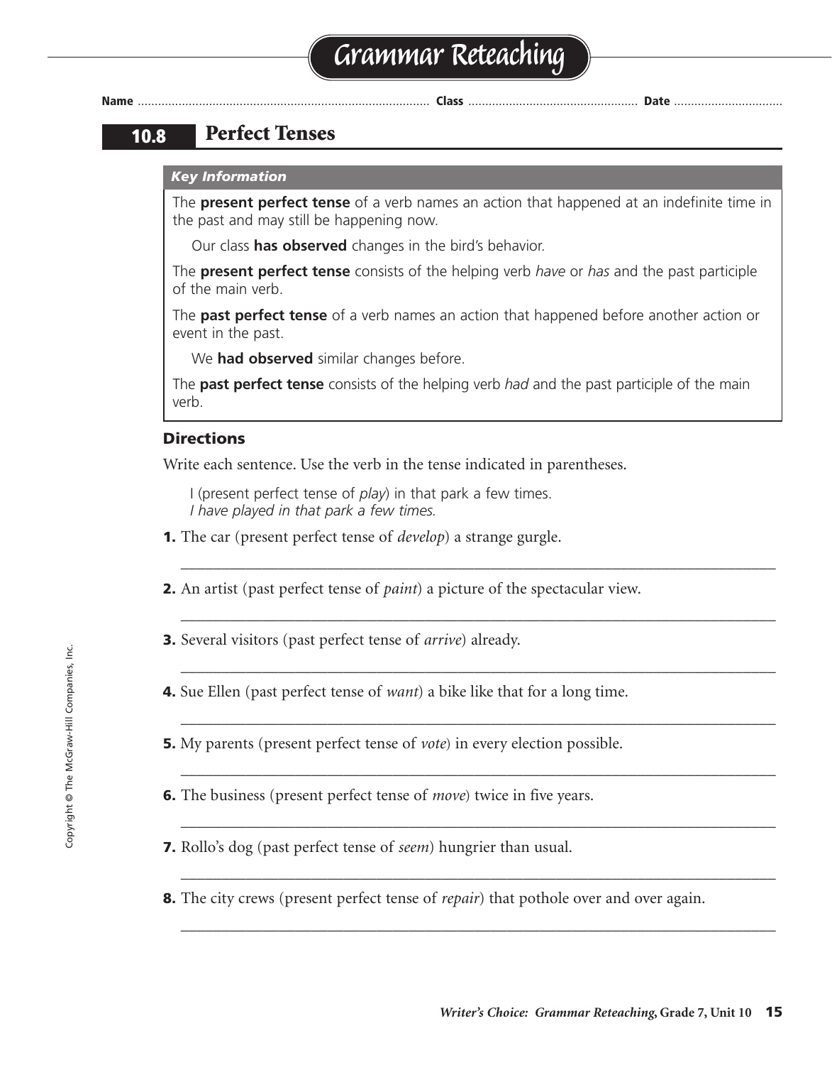# Grammar Reteaching

Name ............................................. Class ............................................. Date .............................

## 10.8 Perfect Tenses

***Key Information***

The **present perfect tense** of a verb names an action that happened at an indefinite time in the past and may still be happening now.

Our class **has observed** changes in the bird's behavior.

The **present perfect tense** consists of the helping verb *have* or *has* and the past participle of the main verb.

The **past perfect tense** of a verb names an action that happened before another action or event in the past.

We **had observed** similar changes before.

The **past perfect tense** consists of the helping verb *had* and the past participle of the main verb.

### Directions

Write each sentence. Use the verb in the tense indicated in parentheses.

I (present perfect tense of *play*) in that park a few times.
*I have played in that park a few times.*

**1.** The car (present perfect tense of *develop*) a strange gurgle.

_______________________________________________________________________________

**2.** An artist (past perfect tense of *paint*) a picture of the spectacular view.

_______________________________________________________________________________

**3.** Several visitors (past perfect tense of *arrive*) already.

_______________________________________________________________________________

**4.** Sue Ellen (past perfect tense of *want*) a bike like that for a long time.

_______________________________________________________________________________

**5.** My parents (present perfect tense of *vote*) in every election possible.

_______________________________________________________________________________

**6.** The business (present perfect tense of *move*) twice in five years.

_______________________________________________________________________________

**7.** Rollo's dog (past perfect tense of *seem*) hungrier than usual.

_______________________________________________________________________________

**8.** The city crews (present perfect tense of *repair*) that pothole over and over again.

_______________________________________________________________________________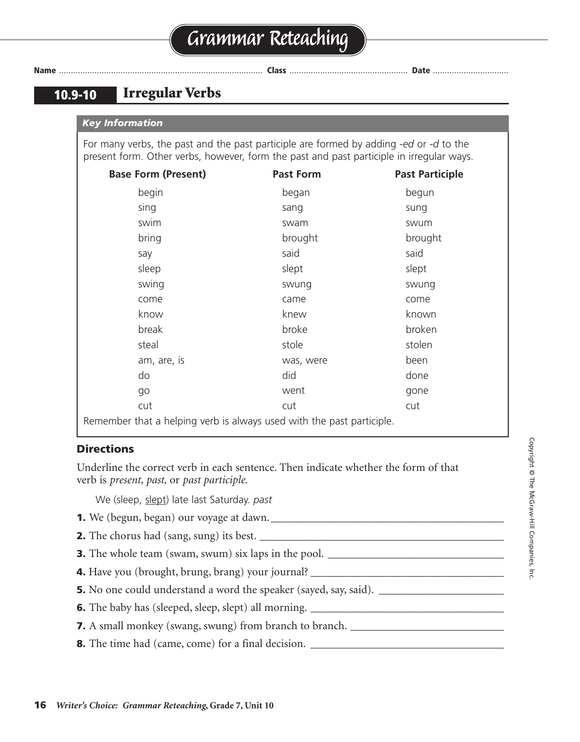# Grammar Reteaching

Name .................................................................................... Class ................................................ Date ...............................

## 10.9-10 Irregular Verbs

***Key Information***

For many verbs, the past and the past participle are formed by adding *-ed* or *-d* to the present form. Other verbs, however, form the past and past participle in irregular ways.

| Base Form (Present) | Past Form | Past Participle |
|---|---|---|
| begin | began | begun |
| sing | sang | sung |
| swim | swam | swum |
| bring | brought | brought |
| say | said | said |
| sleep | slept | slept |
| swing | swung | swung |
| come | came | come |
| know | knew | known |
| break | broke | broken |
| steal | stole | stolen |
| am, are, is | was, were | been |
| do | did | done |
| go | went | gone |
| cut | cut | cut |

Remember that a helping verb is always used with the past participle.

### Directions

Underline the correct verb in each sentence. Then indicate whether the form of that verb is *present, past,* or *past participle.*

We (sleep, <u>slept</u>) late last Saturday. *past*

**1.** We (begun, began) our voyage at dawn. ____________________

**2.** The chorus had (sang, sung) its best. ____________________

**3.** The whole team (swam, swum) six laps in the pool. ____________________

**4.** Have you (brought, brung, brang) your journal? ____________________

**5.** No one could understand a word the speaker (sayed, say, said). ____________________

**6.** The baby has (sleeped, sleep, slept) all morning. ____________________

**7.** A small monkey (swang, swung) from branch to branch. ____________________

**8.** The time had (came, come) for a final decision. ____________________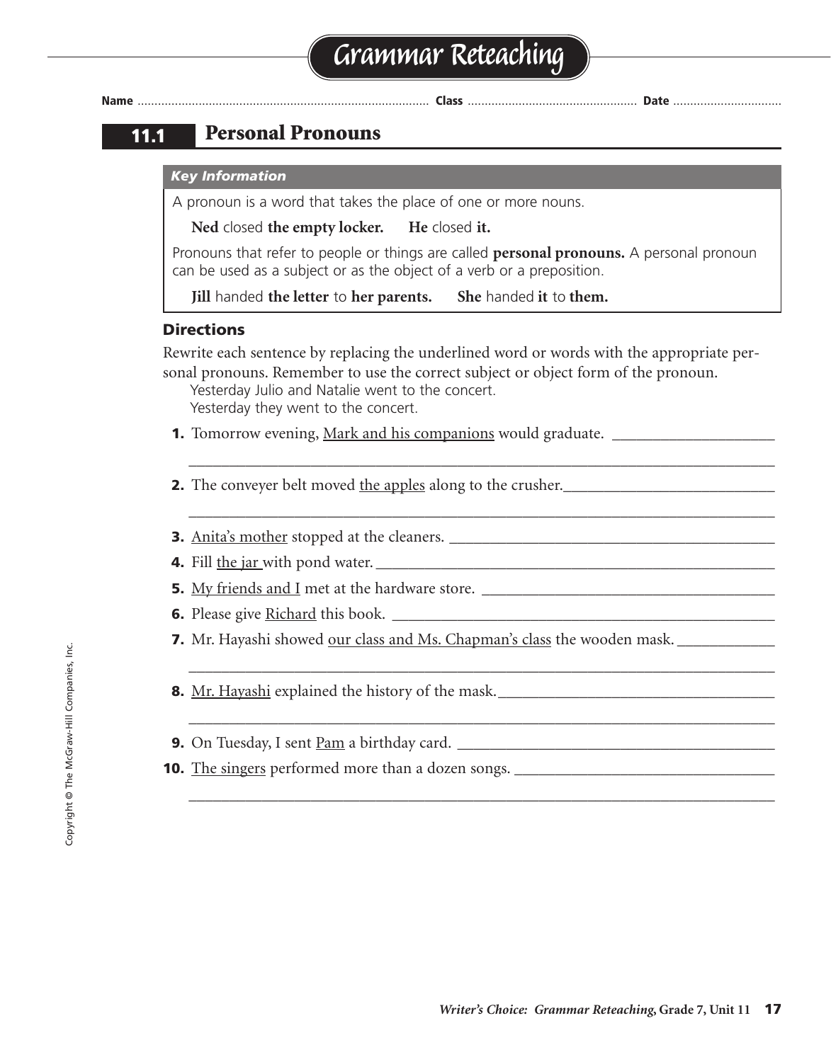# Grammar Reteaching

Name ........................ Class ........................ Date ........................

## 11.1 Personal Pronouns

*Key Information*

A pronoun is a word that takes the place of one or more nouns.

**Ned** closed **the empty locker.**  **He** closed **it.**

Pronouns that refer to people or things are called **personal pronouns.** A personal pronoun can be used as a subject or as the object of a verb or a preposition.

**Jill** handed **the letter** to **her parents.**  **She** handed **it** to **them.**

### Directions

Rewrite each sentence by replacing the underlined word or words with the appropriate personal pronouns. Remember to use the correct subject or object form of the pronoun.

Yesterday Julio and Natalie went to the concert.
Yesterday they went to the concert.

1. Tomorrow evening, <u>Mark and his companions</u> would graduate. ____________________
____________________________________________________________
2. The conveyer belt moved <u>the apples</u> along to the crusher.____________________
____________________________________________________________
3. <u>Anita's mother</u> stopped at the cleaners. ____________________
4. Fill <u>the jar</u> with pond water.____________________
5. <u>My friends and I</u> met at the hardware store. ____________________
6. Please give <u>Richard</u> this book. ____________________
7. Mr. Hayashi showed <u>our class and Ms. Chapman's class</u> the wooden mask. ____________
____________________________________________________________
8. <u>Mr. Hayashi</u> explained the history of the mask.____________________
____________________________________________________________
9. On Tuesday, I sent <u>Pam</u> a birthday card. ____________________
10. <u>The singers</u> performed more than a dozen songs. ____________________
____________________________________________________________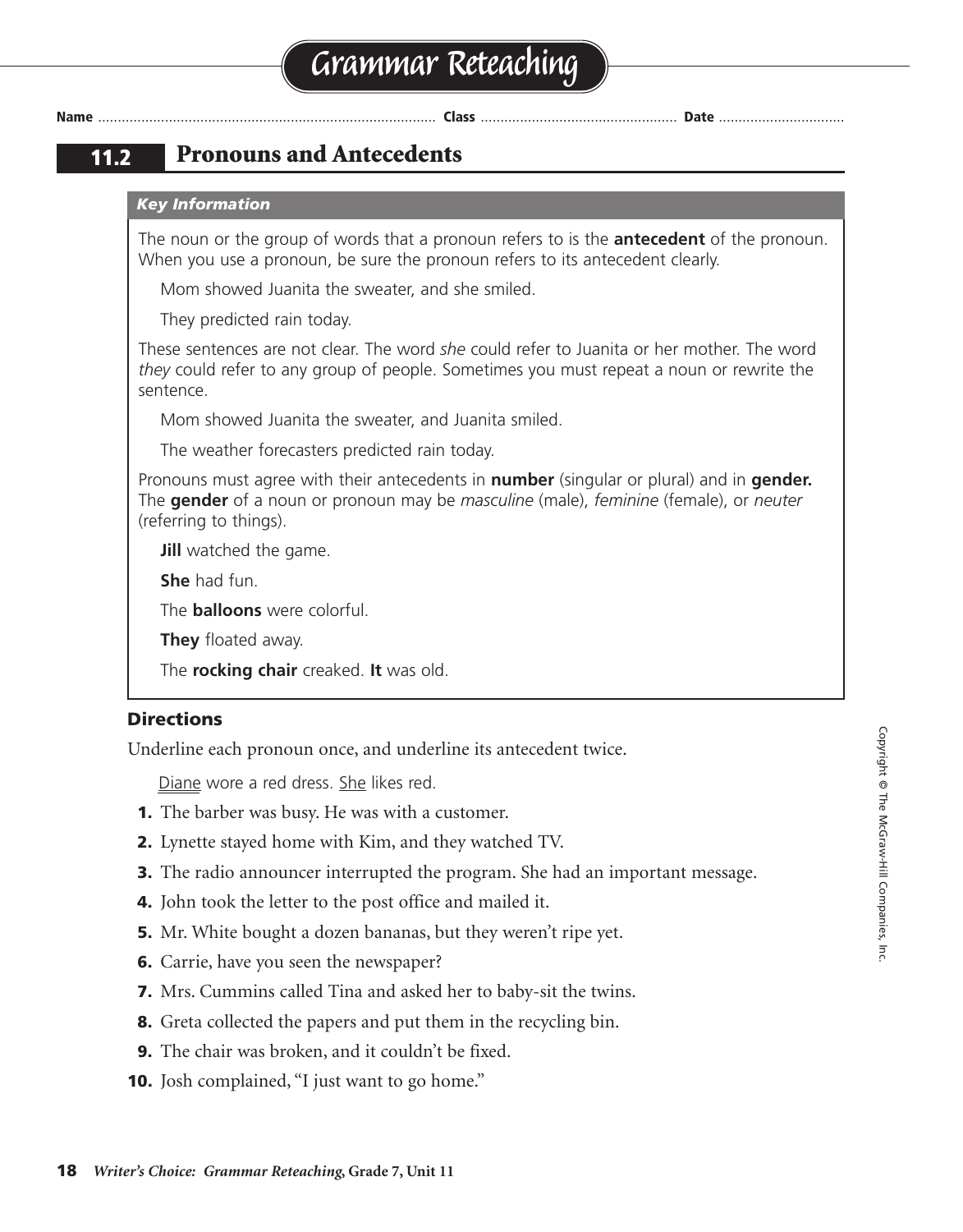# Grammar Reteaching

Name .................................................................................... Class ................................................ Date ...............................

## 11.2 Pronouns and Antecedents

### *Key Information*

The noun or the group of words that a pronoun refers to is the **antecedent** of the pronoun. When you use a pronoun, be sure the pronoun refers to its antecedent clearly.

Mom showed Juanita the sweater, and she smiled.

They predicted rain today.

These sentences are not clear. The word *she* could refer to Juanita or her mother. The word *they* could refer to any group of people. Sometimes you must repeat a noun or rewrite the sentence.

Mom showed Juanita the sweater, and Juanita smiled.

The weather forecasters predicted rain today.

Pronouns must agree with their antecedents in **number** (singular or plural) and in **gender.** The **gender** of a noun or pronoun may be *masculine* (male), *feminine* (female), or *neuter* (referring to things).

**Jill** watched the game.

**She** had fun.

The **balloons** were colorful.

**They** floated away.

The **rocking chair** creaked. **It** was old.

### Directions

Underline each pronoun once, and underline its antecedent twice.

<u>Diane</u> wore a red dress. <u>She</u> likes red.

1. The barber was busy. He was with a customer.
2. Lynette stayed home with Kim, and they watched TV.
3. The radio announcer interrupted the program. She had an important message.
4. John took the letter to the post office and mailed it.
5. Mr. White bought a dozen bananas, but they weren't ripe yet.
6. Carrie, have you seen the newspaper?
7. Mrs. Cummins called Tina and asked her to baby-sit the twins.
8. Greta collected the papers and put them in the recycling bin.
9. The chair was broken, and it couldn't be fixed.
10. Josh complained, "I just want to go home."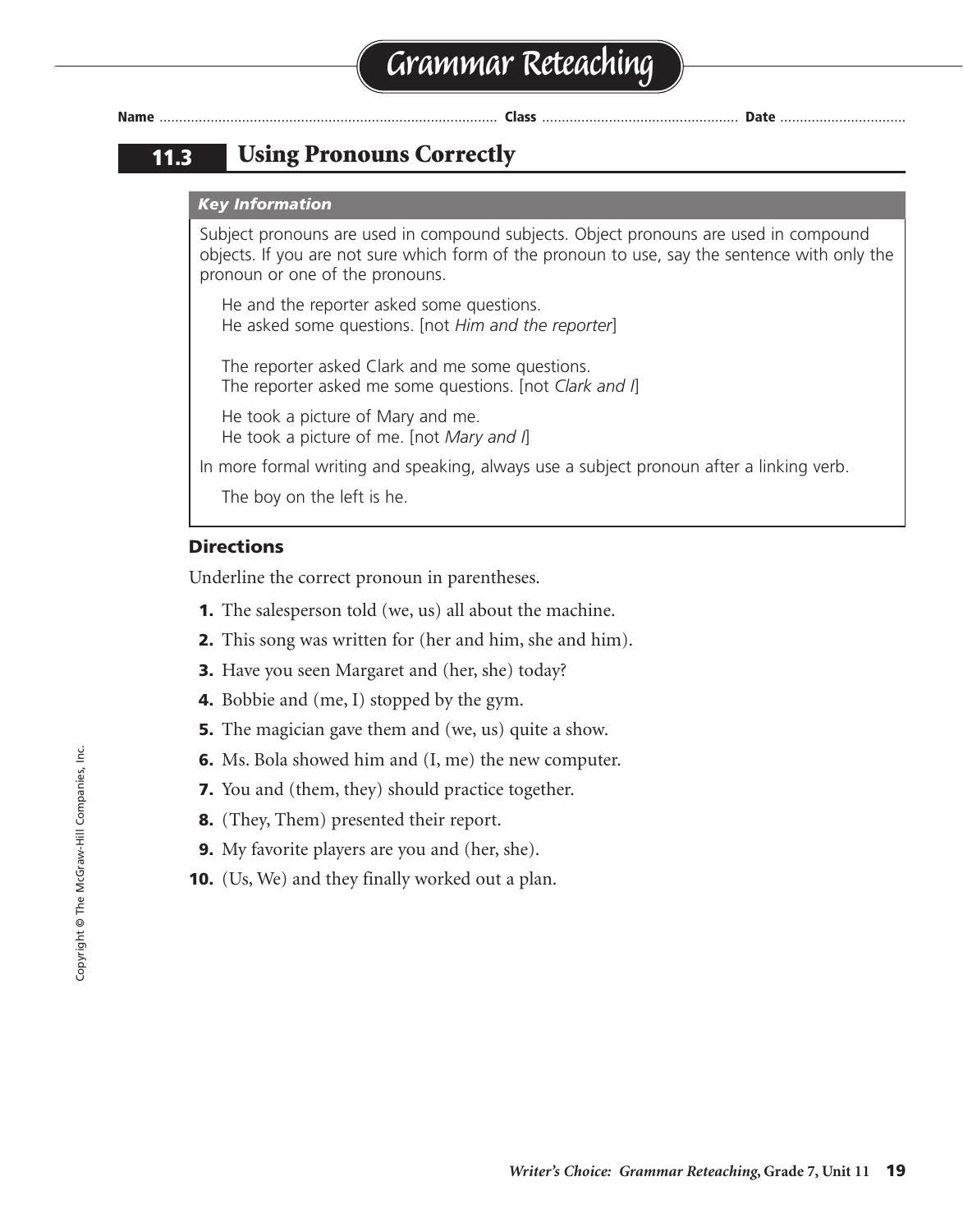# Grammar Reteaching

Name ........................................ Class ........................................ Date ........................................

## 11.3 Using Pronouns Correctly

***Key Information***

Subject pronouns are used in compound subjects. Object pronouns are used in compound objects. If you are not sure which form of the pronoun to use, say the sentence with only the pronoun or one of the pronouns.

> He and the reporter asked some questions.
> He asked some questions. [not *Him and the reporter*]
>
> The reporter asked Clark and me some questions.
> The reporter asked me some questions. [not *Clark and I*]
>
> He took a picture of Mary and me.
> He took a picture of me. [not *Mary and I*]

In more formal writing and speaking, always use a subject pronoun after a linking verb.

> The boy on the left is he.

### Directions

Underline the correct pronoun in parentheses.

1. The salesperson told (we, us) all about the machine.
2. This song was written for (her and him, she and him).
3. Have you seen Margaret and (her, she) today?
4. Bobbie and (me, I) stopped by the gym.
5. The magician gave them and (we, us) quite a show.
6. Ms. Bola showed him and (I, me) the new computer.
7. You and (them, they) should practice together.
8. (They, Them) presented their report.
9. My favorite players are you and (her, she).
10. (Us, We) and they finally worked out a plan.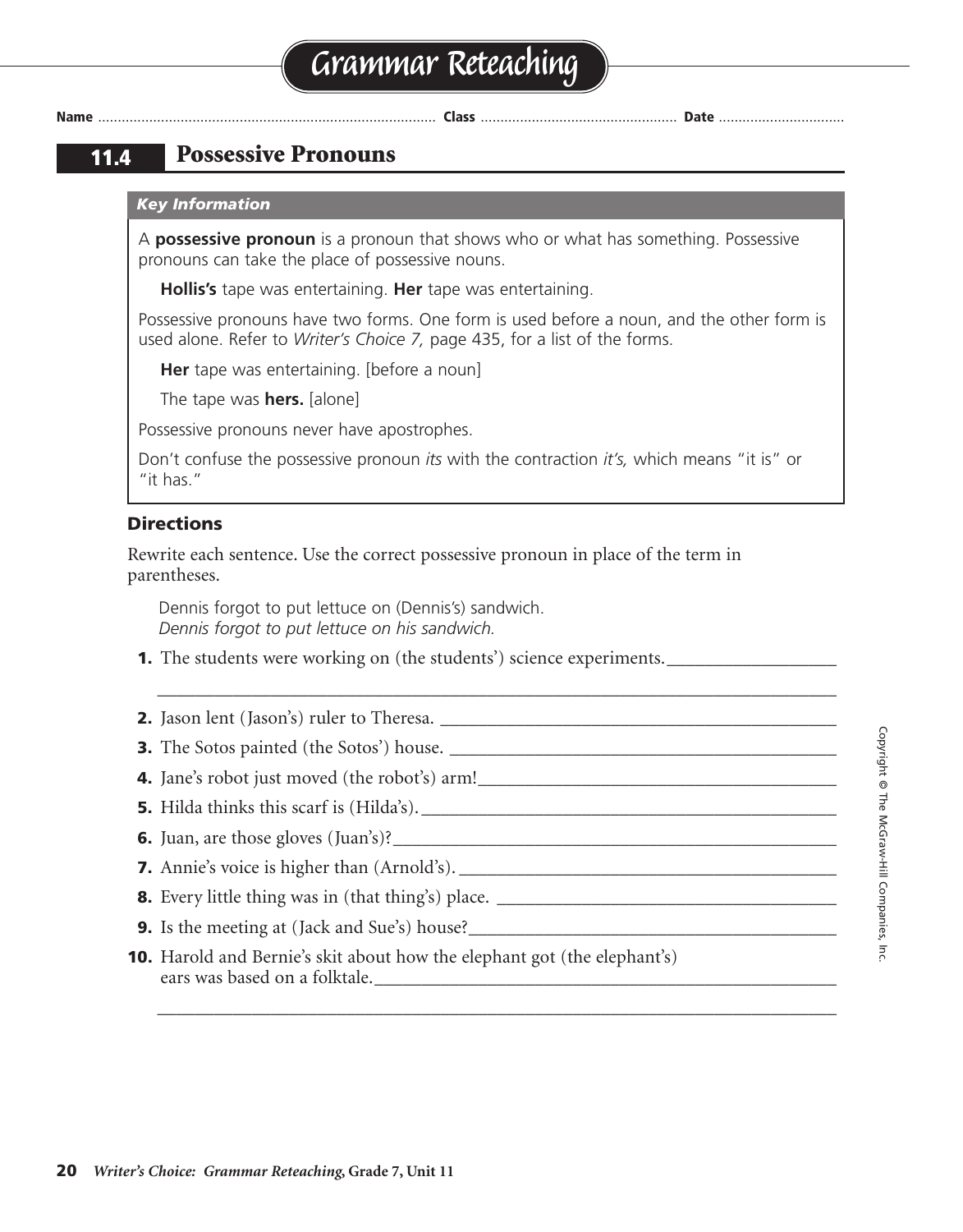# Grammar Reteaching

**Name** ............................................. **Class** ............................................. **Date** .............................

## 11.4 Possessive Pronouns

***Key Information***

A **possessive pronoun** is a pronoun that shows who or what has something. Possessive pronouns can take the place of possessive nouns.

**Hollis's** tape was entertaining. **Her** tape was entertaining.

Possessive pronouns have two forms. One form is used before a noun, and the other form is used alone. Refer to *Writer's Choice 7,* page 435, for a list of the forms.

**Her** tape was entertaining. [before a noun]

The tape was **hers.** [alone]

Possessive pronouns never have apostrophes.

Don't confuse the possessive pronoun *its* with the contraction *it's,* which means "it is" or "it has."

### Directions

Rewrite each sentence. Use the correct possessive pronoun in place of the term in parentheses.

Dennis forgot to put lettuce on (Dennis's) sandwich.
*Dennis forgot to put lettuce on his sandwich.*

1. The students were working on (the students') science experiments. ____________________
   ____________________________________________________________________________
2. Jason lent (Jason's) ruler to Theresa. ____________________
3. The Sotos painted (the Sotos') house. ____________________
4. Jane's robot just moved (the robot's) arm! ____________________
5. Hilda thinks this scarf is (Hilda's). ____________________
6. Juan, are those gloves (Juan's)? ____________________
7. Annie's voice is higher than (Arnold's). ____________________
8. Every little thing was in (that thing's) place. ____________________
9. Is the meeting at (Jack and Sue's) house? ____________________
10. Harold and Bernie's skit about how the elephant got (the elephant's) ears was based on a folktale. ____________________
    ____________________________________________________________________________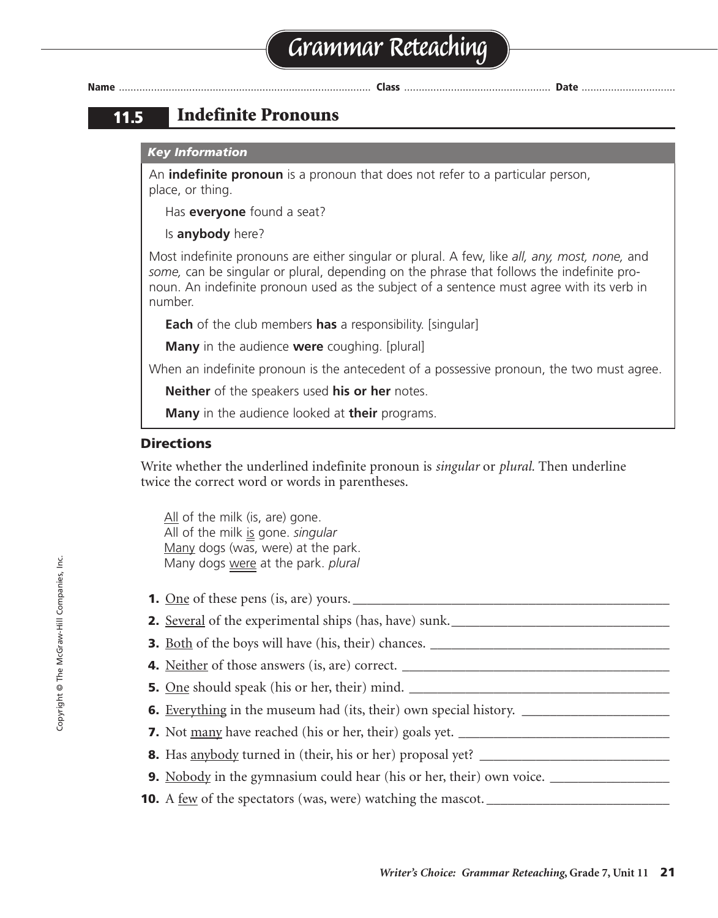# Grammar Reteaching

Name ............................ Class ............................ Date ............................

## 11.5 Indefinite Pronouns

***Key Information***

An **indefinite pronoun** is a pronoun that does not refer to a particular person, place, or thing.

Has **everyone** found a seat?

Is **anybody** here?

Most indefinite pronouns are either singular or plural. A few, like *all, any, most, none,* and *some,* can be singular or plural, depending on the phrase that follows the indefinite pronoun. An indefinite pronoun used as the subject of a sentence must agree with its verb in number.

**Each** of the club members **has** a responsibility. [singular]

**Many** in the audience **were** coughing. [plural]

When an indefinite pronoun is the antecedent of a possessive pronoun, the two must agree.

**Neither** of the speakers used **his or her** notes.

**Many** in the audience looked at **their** programs.

### Directions

Write whether the underlined indefinite pronoun is *singular* or *plural.* Then underline twice the correct word or words in parentheses.

<u>All</u> of the milk (is, are) gone.
All of the milk <u>is</u> gone. *singular*
<u>Many</u> dogs (was, were) at the park.
Many dogs <u>were</u> at the park. *plural*

1. <u>One</u> of these pens (is, are) yours. ____________
2. <u>Several</u> of the experimental ships (has, have) sunk. ____________
3. <u>Both</u> of the boys will have (his, their) chances. ____________
4. <u>Neither</u> of those answers (is, are) correct. ____________
5. <u>One</u> should speak (his or her, their) mind. ____________
6. <u>Everything</u> in the museum had (its, their) own special history. ____________
7. Not <u>many</u> have reached (his or her, their) goals yet. ____________
8. Has <u>anybody</u> turned in (their, his or her) proposal yet? ____________
9. <u>Nobody</u> in the gymnasium could hear (his or her, their) own voice. ____________
10. A <u>few</u> of the spectators (was, were) watching the mascot. ____________

Copyright © The McGraw-Hill Companies, Inc.

*Writer's Choice: Grammar Reteaching,* Grade 7, Unit 11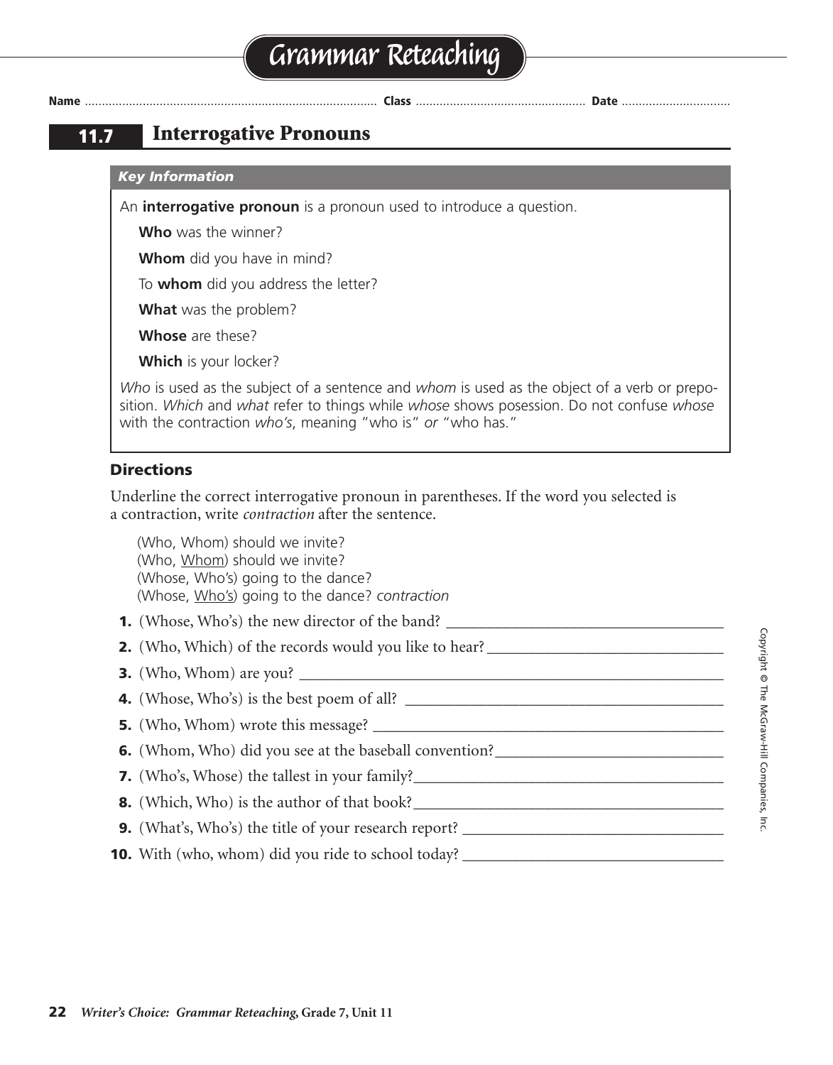# Grammar Reteaching

**Name** ........................................ **Class** ........................................ **Date** ..............................

## 11.7 Interrogative Pronouns

***Key Information***

An **interrogative pronoun** is a pronoun used to introduce a question.

**Who** was the winner?

**Whom** did you have in mind?

To **whom** did you address the letter?

**What** was the problem?

**Whose** are these?

**Which** is your locker?

*Who* is used as the subject of a sentence and *whom* is used as the object of a verb or preposition. *Which* and *what* refer to things while *whose* shows posession. Do not confuse *whose* with the contraction *who's*, meaning "who is" *or* "who has."

### Directions

Underline the correct interrogative pronoun in parentheses. If the word you selected is a contraction, write *contraction* after the sentence.

(Who, Whom) should we invite?
(Who, <u>Whom</u>) should we invite?
(Whose, Who's) going to the dance?
(Whose, <u>Who's</u>) going to the dance? *contraction*

**1.** (Whose, Who's) the new director of the band? ____________________

**2.** (Who, Which) of the records would you like to hear? ____________________

**3.** (Who, Whom) are you? ____________________

**4.** (Whose, Who's) is the best poem of all? ____________________

**5.** (Who, Whom) wrote this message? ____________________

**6.** (Whom, Who) did you see at the baseball convention? ____________________

**7.** (Who's, Whose) the tallest in your family? ____________________

**8.** (Which, Who) is the author of that book? ____________________

**9.** (What's, Who's) the title of your research report? ____________________

**10.** With (who, whom) did you ride to school today? ____________________

Copyright © The McGraw-Hill Companies, Inc.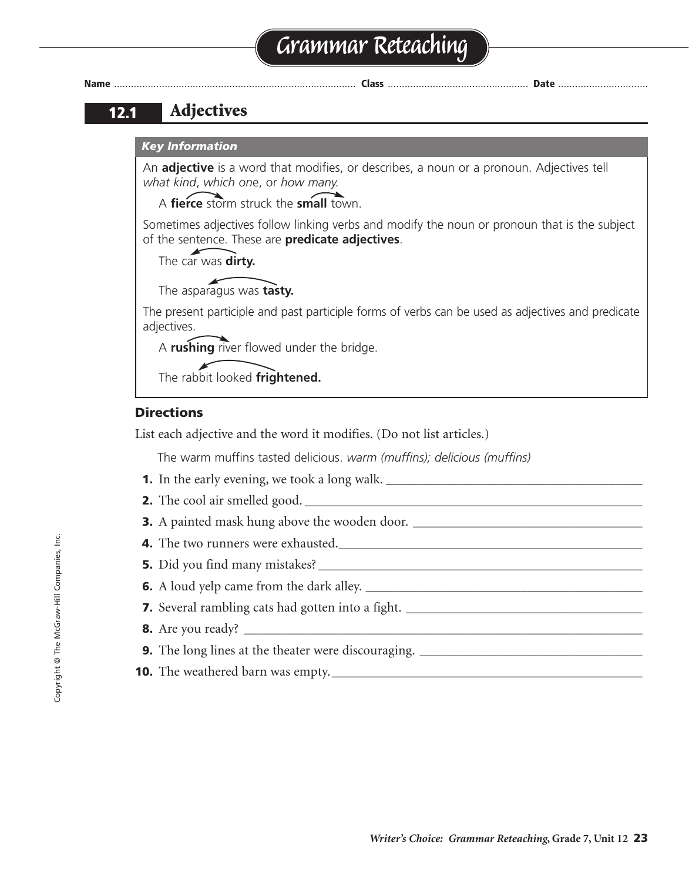# Grammar Reteaching

**Name** ............................................ **Class** ............................................ **Date** ..............................

## 12.1 Adjectives

***Key Information***

An **adjective** is a word that modifies, or describes, a noun or a pronoun. Adjectives tell *what kind*, *which one*, or *how many.*

A **fierce** storm struck the **small** town.

Sometimes adjectives follow linking verbs and modify the noun or pronoun that is the subject of the sentence. These are **predicate adjectives**.

The car was **dirty.**

The asparagus was **tasty.**

The present participle and past participle forms of verbs can be used as adjectives and predicate adjectives.

A **rushing** river flowed under the bridge.

The rabbit looked **frightened.**

### Directions

List each adjective and the word it modifies. (Do not list articles.)

The warm muffins tasted delicious. *warm (muffins); delicious (muffins)*

**1.** In the early evening, we took a long walk. ________________________________

**2.** The cool air smelled good. ________________________________

**3.** A painted mask hung above the wooden door. ________________________________

**4.** The two runners were exhausted. ________________________________

**5.** Did you find many mistakes? ________________________________

**6.** A loud yelp came from the dark alley. ________________________________

**7.** Several rambling cats had gotten into a fight. ________________________________

**8.** Are you ready? ________________________________

**9.** The long lines at the theater were discouraging. ________________________________

**10.** The weathered barn was empty. ________________________________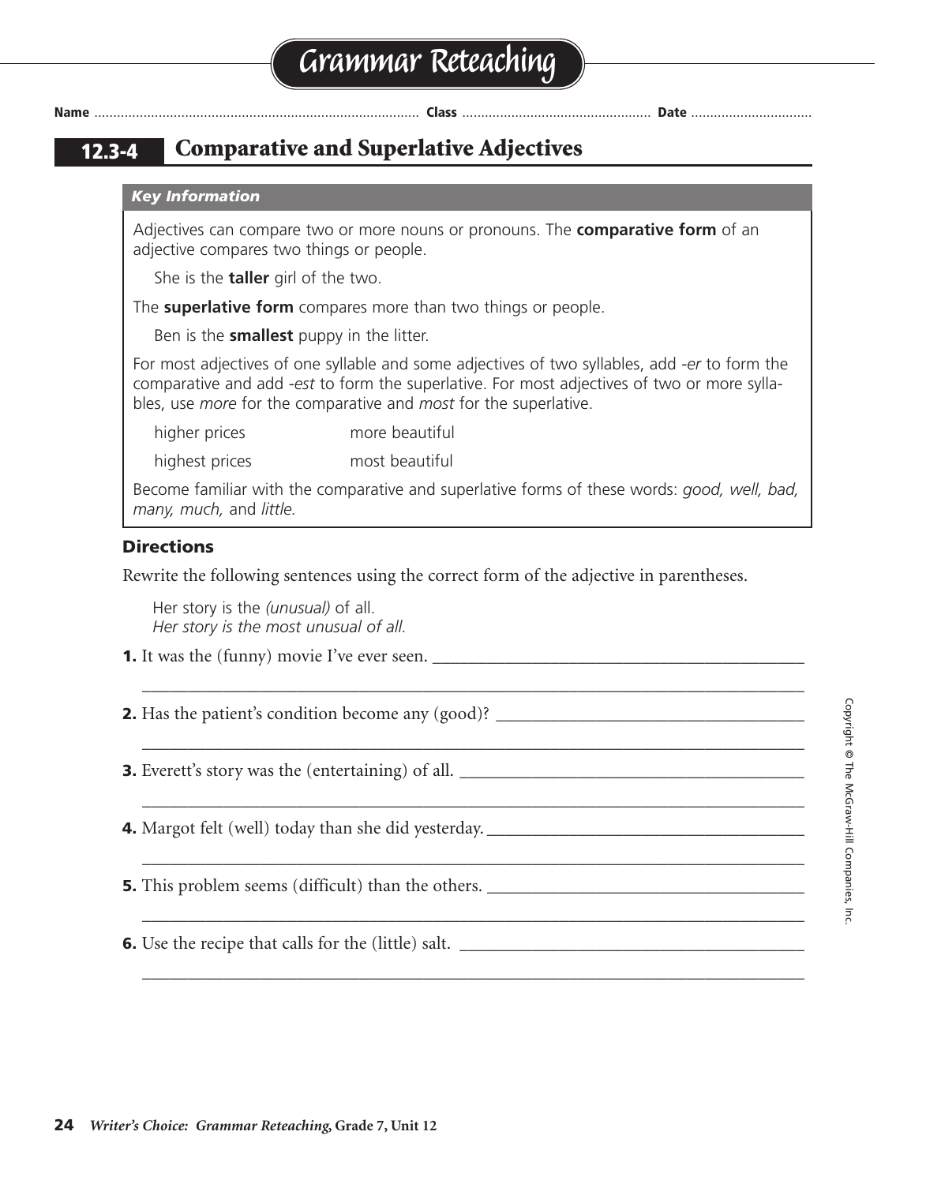# Grammar Reteaching

**Name** .................................... **Class** .................................... **Date** ....................................

## 12.3-4 Comparative and Superlative Adjectives

***Key Information***

Adjectives can compare two or more nouns or pronouns. The **comparative form** of an adjective compares two things or people.

She is the **taller** girl of the two.

The **superlative form** compares more than two things or people.

Ben is the **smallest** puppy in the litter.

For most adjectives of one syllable and some adjectives of two syllables, add *-er* to form the comparative and add *-est* to form the superlative. For most adjectives of two or more syllables, use *more* for the comparative and *most* for the superlative.

| | |
|---|---|
| higher prices | more beautiful |
| highest prices | most beautiful |

Become familiar with the comparative and superlative forms of these words: *good, well, bad, many, much,* and *little.*

### Directions

Rewrite the following sentences using the correct form of the adjective in parentheses.

Her story is the *(unusual)* of all.
*Her story is the most unusual of all.*

**1.** It was the (funny) movie I've ever seen. ____________________________________________

______________________________________________________________________________

**2.** Has the patient's condition become any (good)? ____________________________________

______________________________________________________________________________

**3.** Everett's story was the (entertaining) of all. ______________________________________

______________________________________________________________________________

**4.** Margot felt (well) today than she did yesterday. ___________________________________

______________________________________________________________________________

**5.** This problem seems (difficult) than the others. ____________________________________

______________________________________________________________________________

**6.** Use the recipe that calls for the (little) salt. ______________________________________

______________________________________________________________________________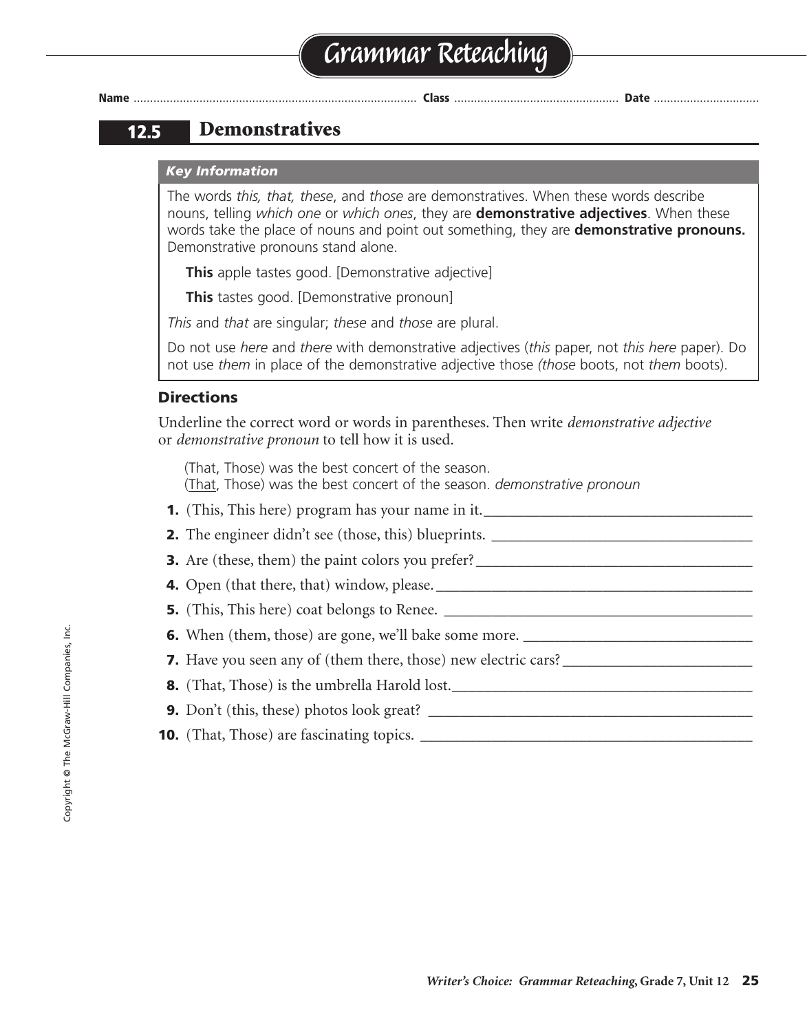# Grammar Reteaching

Name ............................................................................................ Class ................................................... Date ................................

## 12.5 Demonstratives

### *Key Information*

The words *this, that, these*, and *those* are demonstratives. When these words describe nouns, telling *which one* or *which ones*, they are **demonstrative adjectives**. When these words take the place of nouns and point out something, they are **demonstrative pronouns.** Demonstrative pronouns stand alone.

**This** apple tastes good. [Demonstrative adjective]

**This** tastes good. [Demonstrative pronoun]

*This* and *that* are singular; *these* and *those* are plural.

Do not use *here* and *there* with demonstrative adjectives (*this* paper, not *this here* paper). Do not use *them* in place of the demonstrative adjective those *(those* boots, not *them* boots).

### Directions

Underline the correct word or words in parentheses. Then write *demonstrative adjective* or *demonstrative pronoun* to tell how it is used.

(That, Those) was the best concert of the season.
(<u>That</u>, Those) was the best concert of the season. *demonstrative pronoun*

1. (This, This here) program has your name in it.___________________________________
2. The engineer didn't see (those, this) blueprints. ___________________________________
3. Are (these, them) the paint colors you prefer?___________________________________
4. Open (that there, that) window, please.___________________________________
5. (This, This here) coat belongs to Renee. ___________________________________
6. When (them, those) are gone, we'll bake some more. ___________________________________
7. Have you seen any of (them there, those) new electric cars?___________________________________
8. (That, Those) is the umbrella Harold lost.___________________________________
9. Don't (this, these) photos look great? ___________________________________
10. (That, Those) are fascinating topics. ___________________________________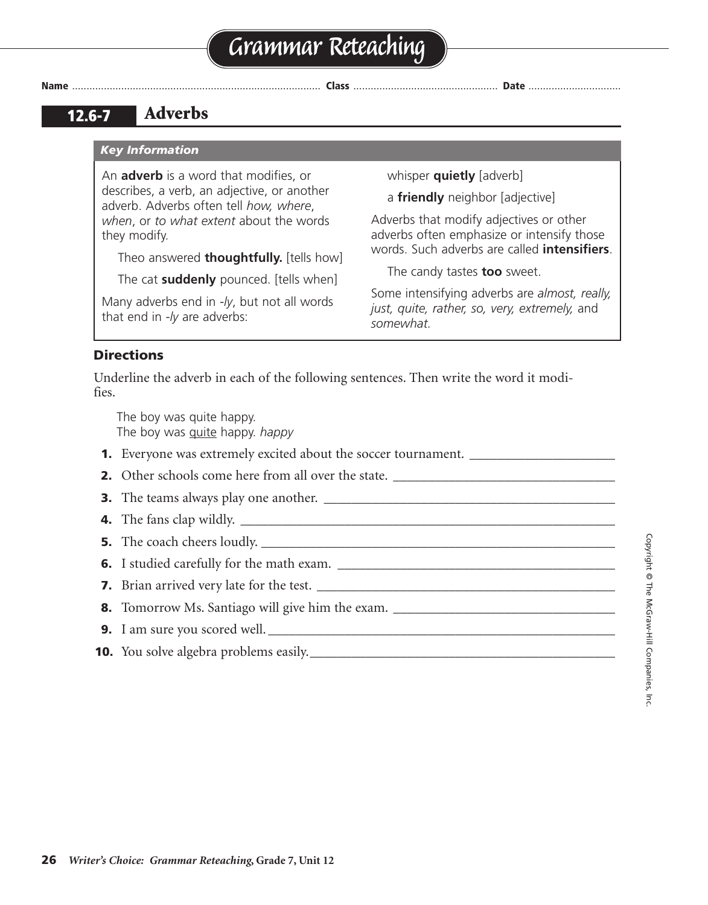# Grammar Reteaching

Name ........................ Class ........................ Date ........................

## 12.6-7 Adverbs

### Key Information

An **adverb** is a word that modifies, or describes, a verb, an adjective, or another adverb. Adverbs often tell *how, where, when*, or *to what extent* about the words they modify.

Theo answered **thoughtfully.** [tells how]

The cat **suddenly** pounced. [tells when]

Many adverbs end in *-ly*, but not all words that end in *-ly* are adverbs:

whisper **quietly** [adverb]

a **friendly** neighbor [adjective]

Adverbs that modify adjectives or other adverbs often emphasize or intensify those words. Such adverbs are called **intensifiers**.

The candy tastes **too** sweet.

Some intensifying adverbs are *almost, really, just, quite, rather, so, very, extremely,* and *somewhat.*

### Directions

Underline the adverb in each of the following sentences. Then write the word it modifies.

The boy was quite happy.
The boy was <u>quite</u> happy. *happy*

1. Everyone was extremely excited about the soccer tournament. ____________________
2. Other schools come here from all over the state. ____________________
3. The teams always play one another. ____________________
4. The fans clap wildly. ____________________
5. The coach cheers loudly. ____________________
6. I studied carefully for the math exam. ____________________
7. Brian arrived very late for the test. ____________________
8. Tomorrow Ms. Santiago will give him the exam. ____________________
9. I am sure you scored well. ____________________
10. You solve algebra problems easily. ____________________

Copyright © The McGraw-Hill Companies, Inc.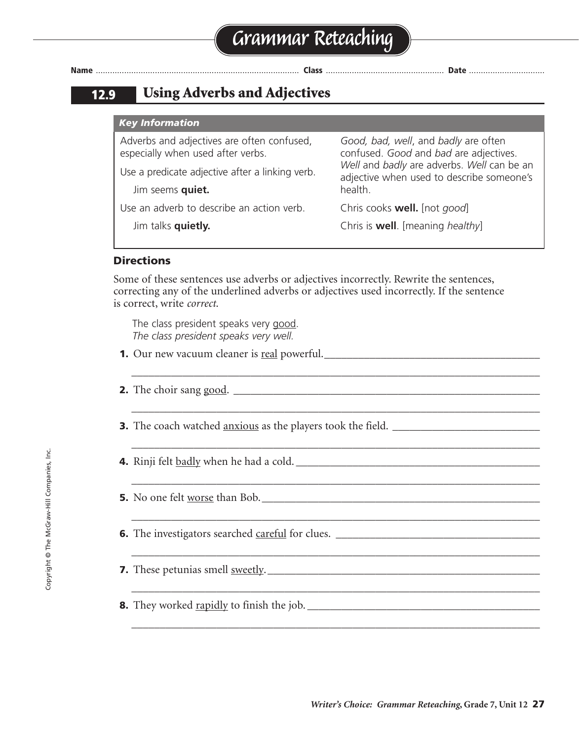# Grammar Reteaching

Name ............................ Class ............................ Date ............................

## 12.9 Using Adverbs and Adjectives

### *Key Information*

Adverbs and adjectives are often confused, especially when used after verbs.

Use a predicate adjective after a linking verb.

Jim seems **quiet.**

Use an adverb to describe an action verb.

Jim talks **quietly.**

*Good, bad, well*, and *badly* are often confused. *Good* and *bad* are adjectives. *Well* and *badly* are adverbs. *Well* can be an adjective when used to describe someone's health.

Chris cooks **well.** [not *good*]

Chris is **well**. [meaning *healthy*]

### Directions

Some of these sentences use adverbs or adjectives incorrectly. Rewrite the sentences, correcting any of the underlined adverbs or adjectives used incorrectly. If the sentence is correct, write *correct*.

The class president speaks very <u>good</u>.
*The class president speaks very well.*

1. Our new vacuum cleaner is <u>real</u> powerful.______________________________
2. The choir sang <u>good</u>. ______________________________
3. The coach watched <u>anxious</u> as the players took the field. ______________________________
4. Rinji felt <u>badly</u> when he had a cold.______________________________
5. No one felt <u>worse</u> than Bob.______________________________
6. The investigators searched <u>careful</u> for clues. ______________________________
7. These petunias smell <u>sweetly</u>.______________________________
8. They worked <u>rapidly</u> to finish the job.______________________________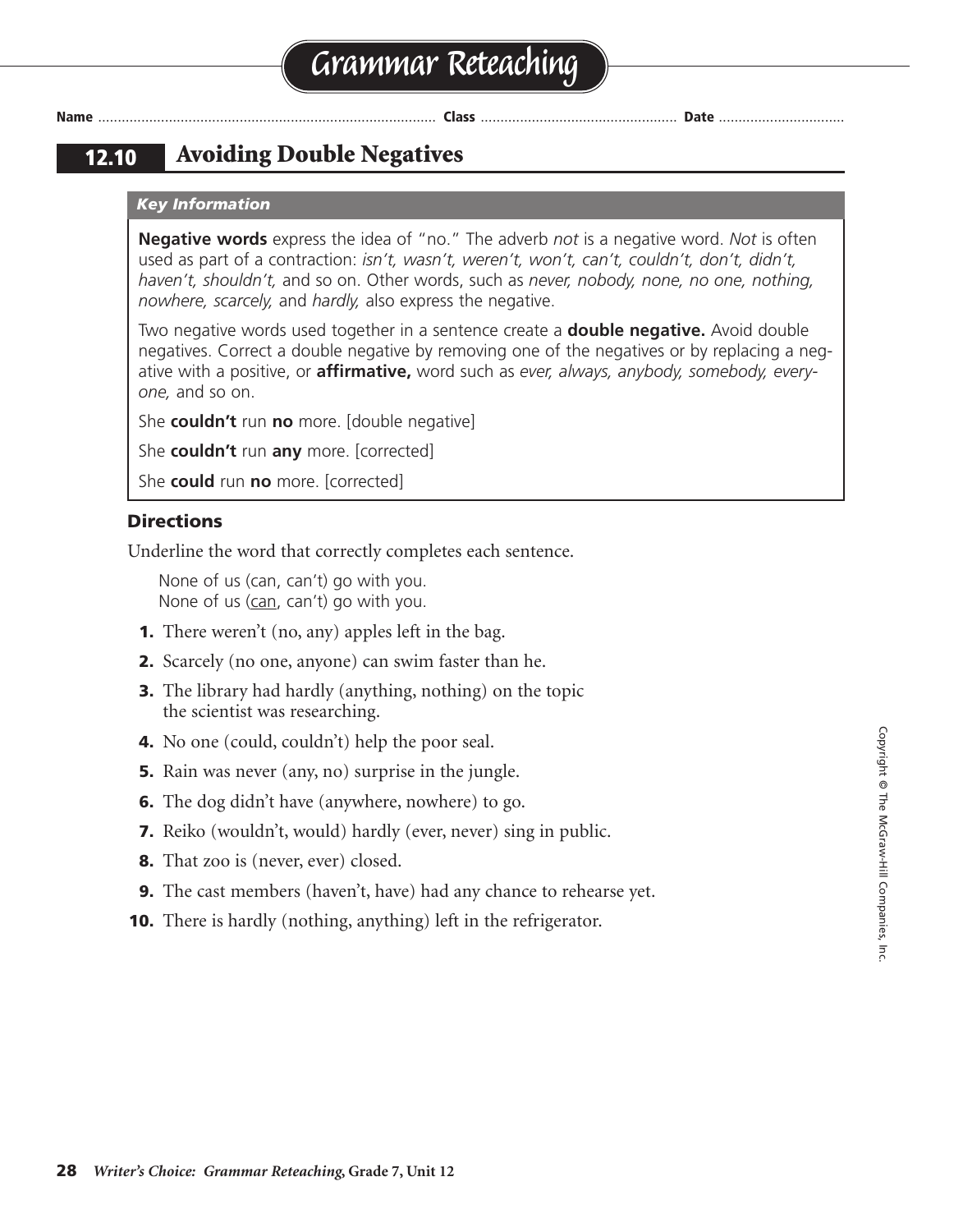# Grammar Reteaching

**Name** ........................................ **Class** ........................................ **Date** ..............................

## 12.10 Avoiding Double Negatives

***Key Information***

**Negative words** express the idea of "no." The adverb *not* is a negative word. *Not* is often used as part of a contraction: *isn't, wasn't, weren't, won't, can't, couldn't, don't, didn't, haven't, shouldn't,* and so on. Other words, such as *never, nobody, none, no one, nothing, nowhere, scarcely,* and *hardly,* also express the negative.

Two negative words used together in a sentence create a **double negative.** Avoid double negatives. Correct a double negative by removing one of the negatives or by replacing a negative with a positive, or **affirmative,** word such as *ever, always, anybody, somebody, everyone,* and so on.

She **couldn't** run **no** more. [double negative]

She **couldn't** run **any** more. [corrected]

She **could** run **no** more. [corrected]

### Directions

Underline the word that correctly completes each sentence.

None of us (can, can't) go with you.
None of us (<u>can</u>, can't) go with you.

1. There weren't (no, any) apples left in the bag.
2. Scarcely (no one, anyone) can swim faster than he.
3. The library had hardly (anything, nothing) on the topic the scientist was researching.
4. No one (could, couldn't) help the poor seal.
5. Rain was never (any, no) surprise in the jungle.
6. The dog didn't have (anywhere, nowhere) to go.
7. Reiko (wouldn't, would) hardly (ever, never) sing in public.
8. That zoo is (never, ever) closed.
9. The cast members (haven't, have) had any chance to rehearse yet.
10. There is hardly (nothing, anything) left in the refrigerator.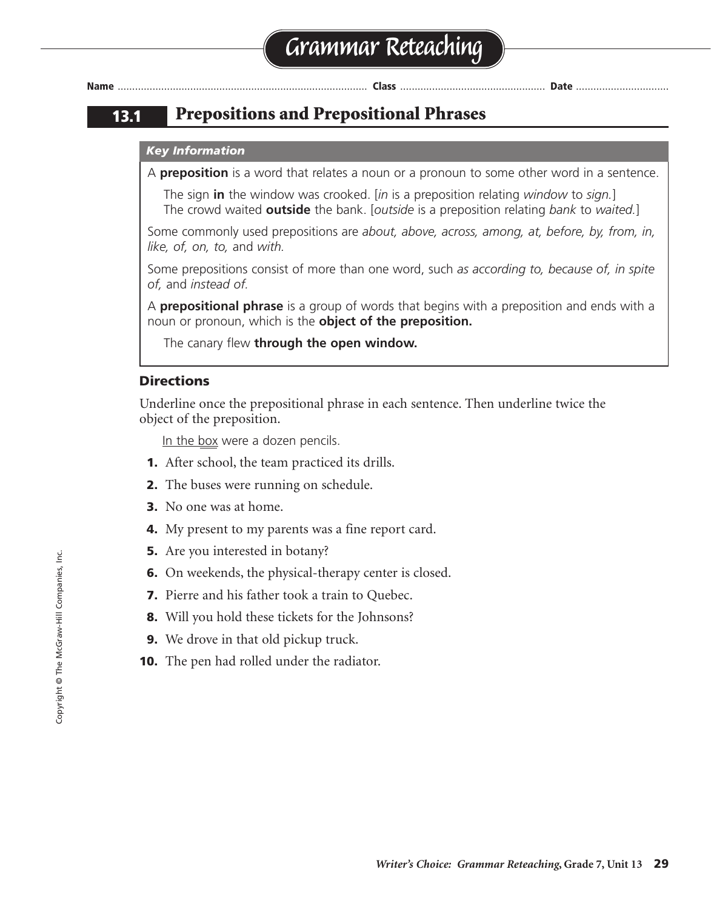# Grammar Reteaching

Name ............................................ Class ............................................ Date ............................................

## 13.1 Prepositions and Prepositional Phrases

***Key Information***

A **preposition** is a word that relates a noun or a pronoun to some other word in a sentence.

The sign **in** the window was crooked. [*in* is a preposition relating *window* to *sign.*]
The crowd waited **outside** the bank. [*outside* is a preposition relating *bank* to *waited.*]

Some commonly used prepositions are *about, above, across, among, at, before, by, from, in, like, of, on, to,* and *with.*

Some prepositions consist of more than one word, such *as according to, because of, in spite of,* and *instead of.*

A **prepositional phrase** is a group of words that begins with a preposition and ends with a noun or pronoun, which is the **object of the preposition.**

The canary flew **through the open window.**

### Directions

Underline once the prepositional phrase in each sentence. Then underline twice the object of the preposition.

<u>In the box</u> were a dozen pencils.

1. After school, the team practiced its drills.
2. The buses were running on schedule.
3. No one was at home.
4. My present to my parents was a fine report card.
5. Are you interested in botany?
6. On weekends, the physical-therapy center is closed.
7. Pierre and his father took a train to Quebec.
8. Will you hold these tickets for the Johnsons?
9. We drove in that old pickup truck.
10. The pen had rolled under the radiator.

Copyright © The McGraw-Hill Companies, Inc.

*Writer's Choice: Grammar Reteaching,* **Grade 7, Unit 13**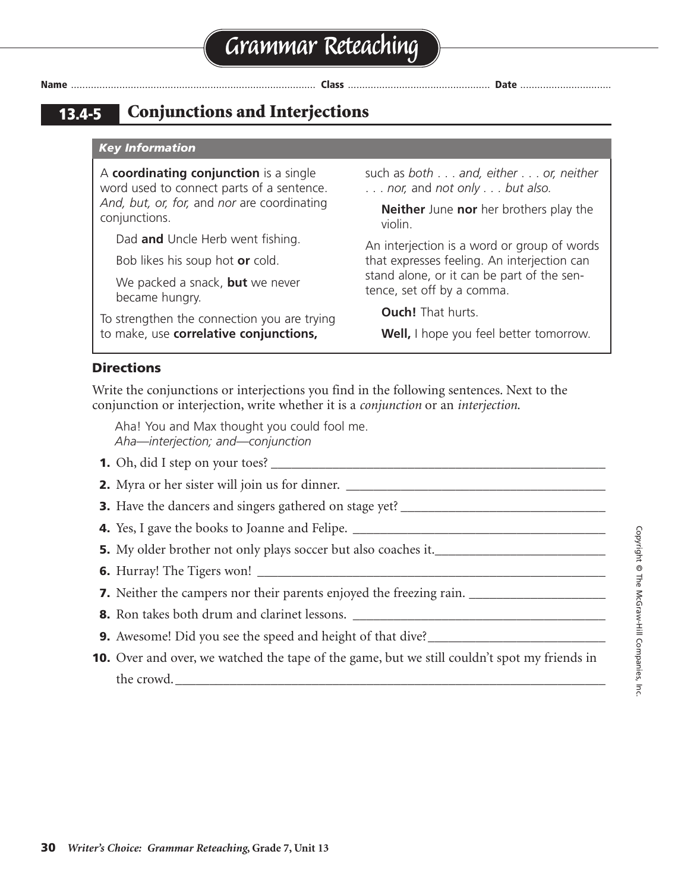# Grammar Reteaching

**Name** ........................................ **Class** ........................................ **Date** ........................................

## 13.4-5 Conjunctions and Interjections

### *Key Information*

A **coordinating conjunction** is a single word used to connect parts of a sentence. *And, but, or, for,* and *nor* are coordinating conjunctions.

> Dad **and** Uncle Herb went fishing.
>
> Bob likes his soup hot **or** cold.
>
> We packed a snack, **but** we never became hungry.

To strengthen the connection you are trying to make, use **correlative conjunctions,** such as *both . . . and, either . . . or, neither . . . nor,* and *not only . . . but also.*

> **Neither** June **nor** her brothers play the violin.

An interjection is a word or group of words that expresses feeling. An interjection can stand alone, or it can be part of the sentence, set off by a comma.

> **Ouch!** That hurts.
>
> **Well,** I hope you feel better tomorrow.

### Directions

Write the conjunctions or interjections you find in the following sentences. Next to the conjunction or interjection, write whether it is a *conjunction* or an *interjection.*

> Aha! You and Max thought you could fool me.
> *Aha—interjection; and—conjunction*

1. Oh, did I step on your toes? ____________________
2. Myra or her sister will join us for dinner. ____________________
3. Have the dancers and singers gathered on stage yet? ____________________
4. Yes, I gave the books to Joanne and Felipe. ____________________
5. My older brother not only plays soccer but also coaches it. ____________________
6. Hurray! The Tigers won! ____________________
7. Neither the campers nor their parents enjoyed the freezing rain. ____________________
8. Ron takes both drum and clarinet lessons. ____________________
9. Awesome! Did you see the speed and height of that dive? ____________________
10. Over and over, we watched the tape of the game, but we still couldn't spot my friends in the crowd. ____________________

Copyright © The McGraw-Hill Companies, Inc.

*Writer's Choice: Grammar Reteaching,* **Grade 7, Unit 13**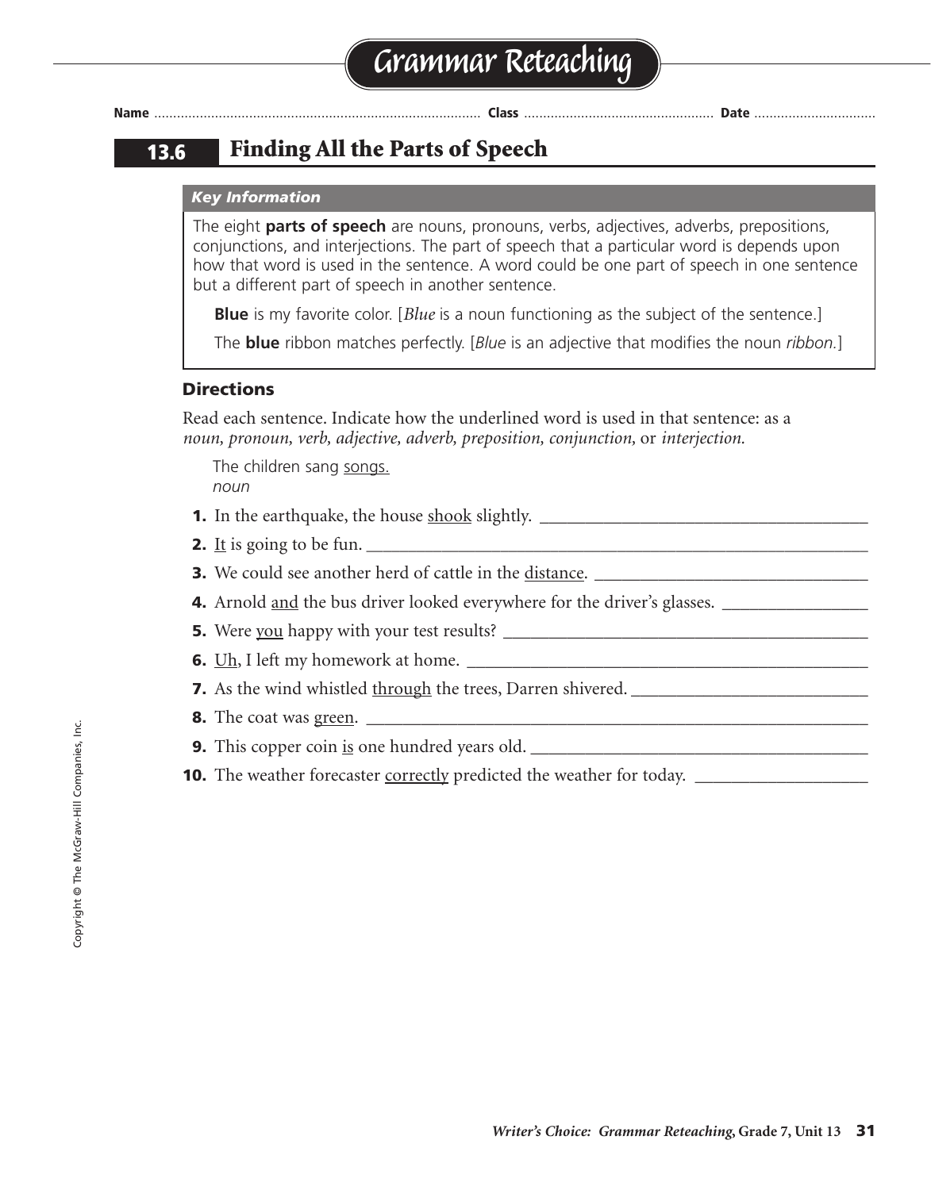# Grammar Reteaching

Name ............................................................ Class ............................................ Date ...........................

## 13.6 Finding All the Parts of Speech

*Key Information*

The eight **parts of speech** are nouns, pronouns, verbs, adjectives, adverbs, prepositions, conjunctions, and interjections. The part of speech that a particular word is depends upon how that word is used in the sentence. A word could be one part of speech in one sentence but a different part of speech in another sentence.

**Blue** is my favorite color. [*Blue* is a noun functioning as the subject of the sentence.]

The **blue** ribbon matches perfectly. [*Blue* is an adjective that modifies the noun *ribbon.*]

### Directions

Read each sentence. Indicate how the underlined word is used in that sentence: as a *noun, pronoun, verb, adjective, adverb, preposition, conjunction,* or *interjection.*

The children sang <u>songs.</u>
*noun*

1. In the earthquake, the house <u>shook</u> slightly. ______________________
2. <u>It</u> is going to be fun. ______________________
3. We could see another herd of cattle in the <u>distance</u>. ______________________
4. Arnold <u>and</u> the bus driver looked everywhere for the driver's glasses. ______________________
5. Were <u>you</u> happy with your test results? ______________________
6. <u>Uh</u>, I left my homework at home. ______________________
7. As the wind whistled <u>through</u> the trees, Darren shivered. ______________________
8. The coat was <u>green</u>. ______________________
9. This copper coin <u>is</u> one hundred years old. ______________________
10. The weather forecaster <u>correctly</u> predicted the weather for today. ______________________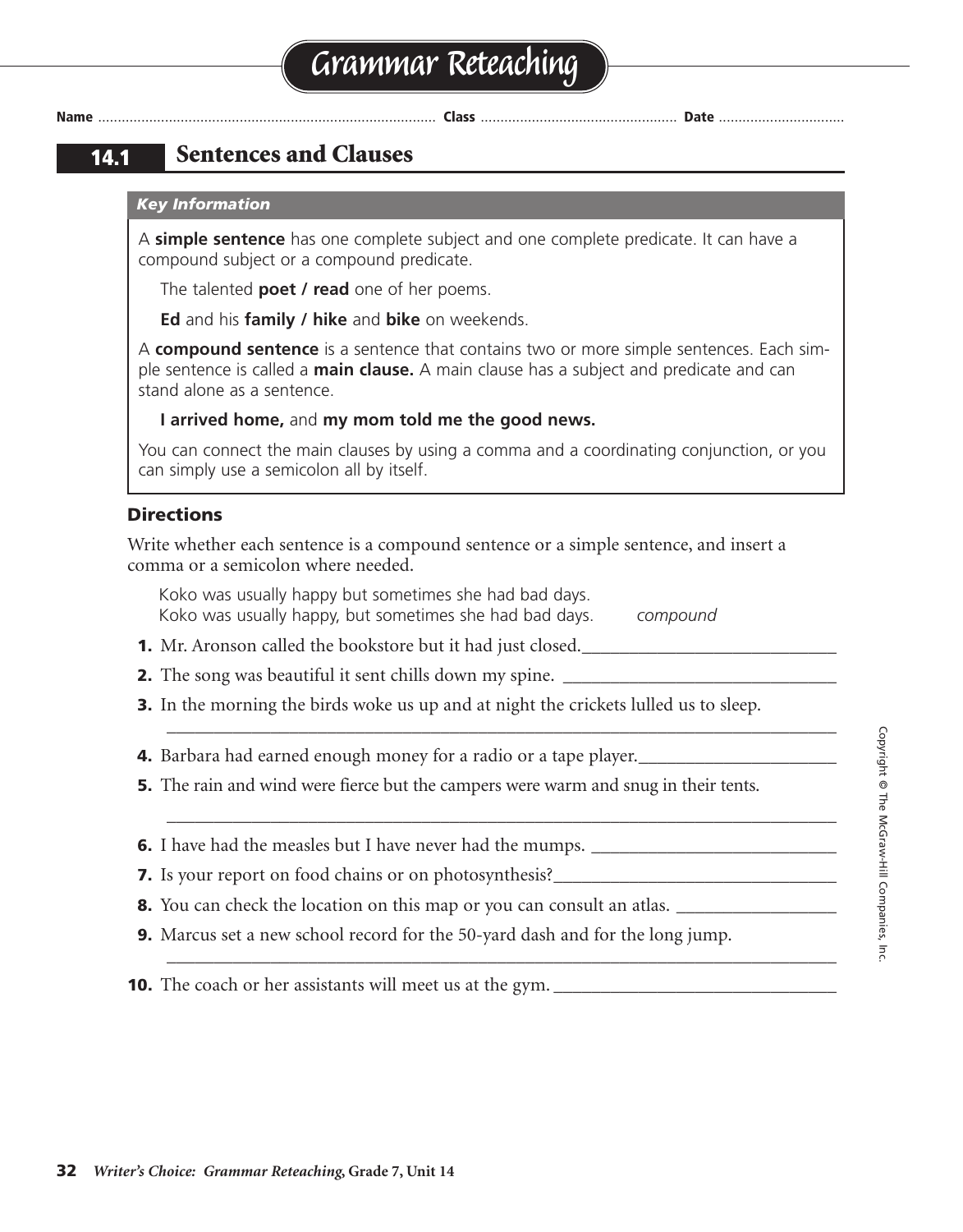# Grammar Reteaching

**Name** .................................................................... **Class** .............................................. **Date** ..............................

## 14.1 Sentences and Clauses

### *Key Information*

A **simple sentence** has one complete subject and one complete predicate. It can have a compound subject or a compound predicate.

The talented **poet / read** one of her poems.

**Ed** and his **family / hike** and **bike** on weekends.

A **compound sentence** is a sentence that contains two or more simple sentences. Each simple sentence is called a **main clause.** A main clause has a subject and predicate and can stand alone as a sentence.

**I arrived home,** and **my mom told me the good news.**

You can connect the main clauses by using a comma and a coordinating conjunction, or you can simply use a semicolon all by itself.

### Directions

Write whether each sentence is a compound sentence or a simple sentence, and insert a comma or a semicolon where needed.

Koko was usually happy but sometimes she had bad days.
Koko was usually happy, but sometimes she had bad days. *compound*

1. Mr. Aronson called the bookstore but it had just closed.____________________________
2. The song was beautiful it sent chills down my spine. ______________________________
3. In the morning the birds woke us up and at night the crickets lulled us to sleep.
   ____________________________________________________________________________
4. Barbara had earned enough money for a radio or a tape player.______________________
5. The rain and wind were fierce but the campers were warm and snug in their tents.
   ____________________________________________________________________________
6. I have had the measles but I have never had the mumps. ___________________________
7. Is your report on food chains or on photosynthesis?_______________________________
8. You can check the location on this map or you can consult an atlas. _________________
9. Marcus set a new school record for the 50-yard dash and for the long jump.
   ____________________________________________________________________________
10. The coach or her assistants will meet us at the gym. _______________________________

Copyright © The McGraw-Hill Companies, Inc.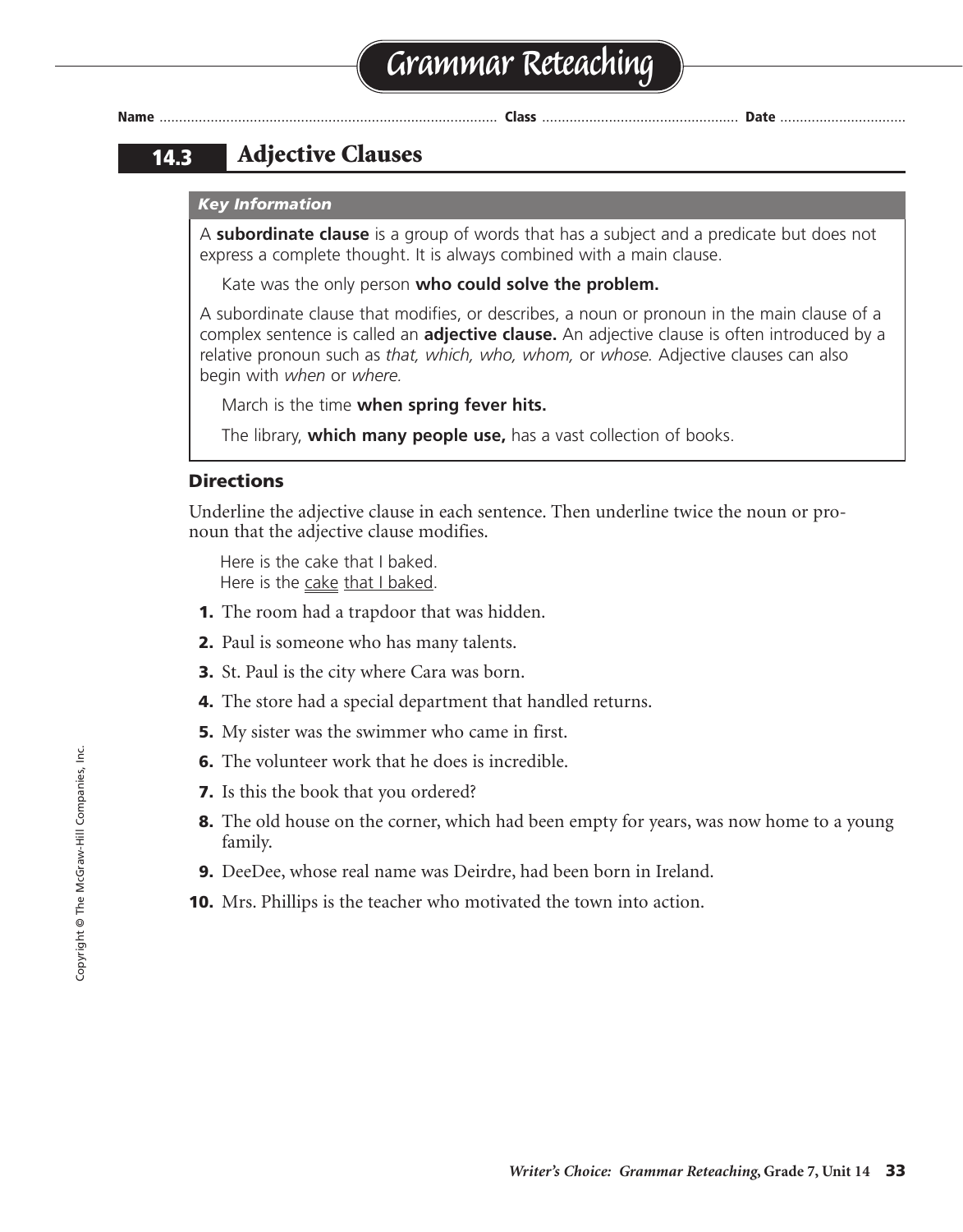# Grammar Reteaching

Name .............................................................................. Class .................................................. Date ................................

## 14.3 Adjective Clauses

***Key Information***

A **subordinate clause** is a group of words that has a subject and a predicate but does not express a complete thought. It is always combined with a main clause.

Kate was the only person **who could solve the problem.**

A subordinate clause that modifies, or describes, a noun or pronoun in the main clause of a complex sentence is called an **adjective clause.** An adjective clause is often introduced by a relative pronoun such as *that, which, who, whom,* or *whose.* Adjective clauses can also begin with *when* or *where.*

March is the time **when spring fever hits.**

The library, **which many people use,** has a vast collection of books.

### Directions

Underline the adjective clause in each sentence. Then underline twice the noun or pronoun that the adjective clause modifies.

Here is the cake that I baked.
Here is the <u>cake</u> <u>that I baked</u>.

1. The room had a trapdoor that was hidden.
2. Paul is someone who has many talents.
3. St. Paul is the city where Cara was born.
4. The store had a special department that handled returns.
5. My sister was the swimmer who came in first.
6. The volunteer work that he does is incredible.
7. Is this the book that you ordered?
8. The old house on the corner, which had been empty for years, was now home to a young family.
9. DeeDee, whose real name was Deirdre, had been born in Ireland.
10. Mrs. Phillips is the teacher who motivated the town into action.

Copyright © The McGraw-Hill Companies, Inc.

*Writer's Choice: Grammar Reteaching,* **Grade 7, Unit 14**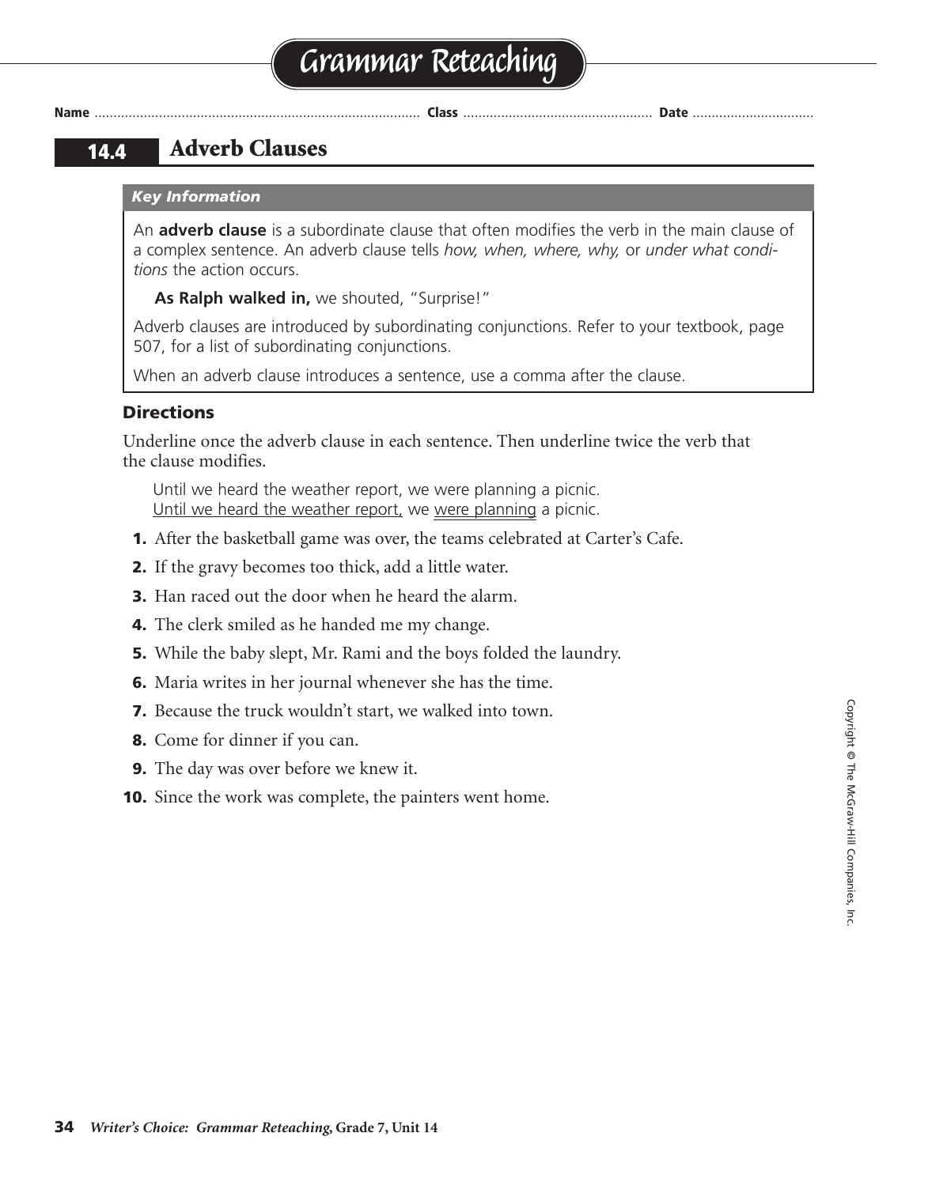# Grammar Reteaching

Name ........................................ Class ........................................ Date ..............................

## 14.4 Adverb Clauses

***Key Information***

An **adverb clause** is a subordinate clause that often modifies the verb in the main clause of a complex sentence. An adverb clause tells *how, when, where, why,* or *under what conditions* the action occurs.

**As Ralph walked in,** we shouted, "Surprise!"

Adverb clauses are introduced by subordinating conjunctions. Refer to your textbook, page 507, for a list of subordinating conjunctions.

When an adverb clause introduces a sentence, use a comma after the clause.

### Directions

Underline once the adverb clause in each sentence. Then underline twice the verb that the clause modifies.

Until we heard the weather report, we were planning a picnic.
<u>Until we heard the weather report,</u> we <u>were planning</u> a picnic.

1. After the basketball game was over, the teams celebrated at Carter's Cafe.
2. If the gravy becomes too thick, add a little water.
3. Han raced out the door when he heard the alarm.
4. The clerk smiled as he handed me my change.
5. While the baby slept, Mr. Rami and the boys folded the laundry.
6. Maria writes in her journal whenever she has the time.
7. Because the truck wouldn't start, we walked into town.
8. Come for dinner if you can.
9. The day was over before we knew it.
10. Since the work was complete, the painters went home.

Copyright © The McGraw-Hill Companies, Inc.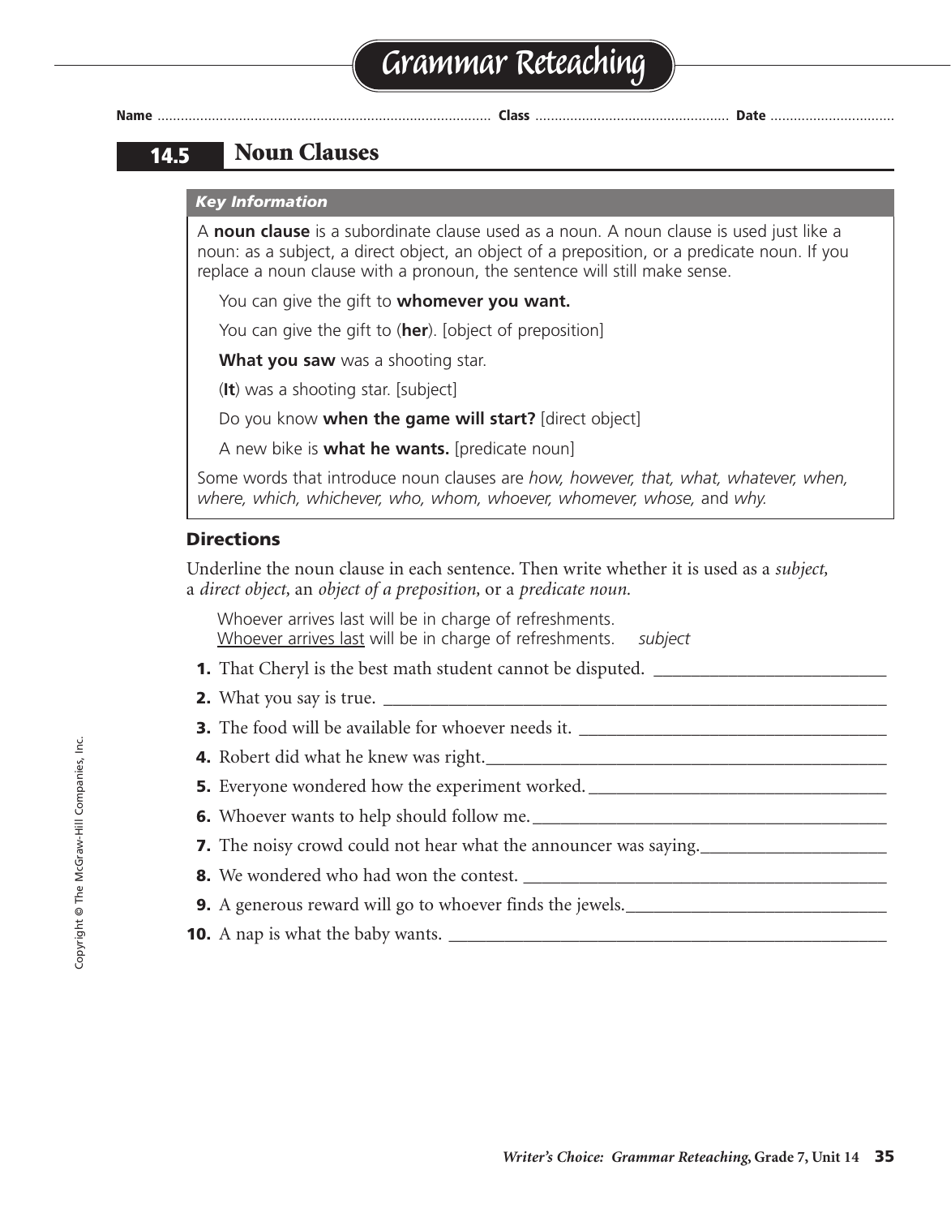# Grammar Reteaching

Name ........................................ Class ........................................ Date ........................................

## 14.5 Noun Clauses

### Key Information

A **noun clause** is a subordinate clause used as a noun. A noun clause is used just like a noun: as a subject, a direct object, an object of a preposition, or a predicate noun. If you replace a noun clause with a pronoun, the sentence will still make sense.

You can give the gift to **whomever you want.**

You can give the gift to (**her**). [object of preposition]

**What you saw** was a shooting star.

(**It**) was a shooting star. [subject]

Do you know **when the game will start?** [direct object]

A new bike is **what he wants.** [predicate noun]

Some words that introduce noun clauses are *how, however, that, what, whatever, when, where, which, whichever, who, whom, whoever, whomever, whose,* and *why.*

### Directions

Underline the noun clause in each sentence. Then write whether it is used as a *subject*, a *direct object*, an *object of a preposition*, or a *predicate noun*.

Whoever arrives last will be in charge of refreshments.
<u>Whoever arrives last</u> will be in charge of refreshments. *subject*

**1.** That Cheryl is the best math student cannot be disputed. ______________________

**2.** What you say is true. ______________________

**3.** The food will be available for whoever needs it. ______________________

**4.** Robert did what he knew was right. ______________________

**5.** Everyone wondered how the experiment worked. ______________________

**6.** Whoever wants to help should follow me. ______________________

**7.** The noisy crowd could not hear what the announcer was saying. ______________________

**8.** We wondered who had won the contest. ______________________

**9.** A generous reward will go to whoever finds the jewels. ______________________

**10.** A nap is what the baby wants. ______________________

Copyright © The McGraw-Hill Companies, Inc.

*Writer's Choice: Grammar Reteaching,* **Grade 7, Unit 14**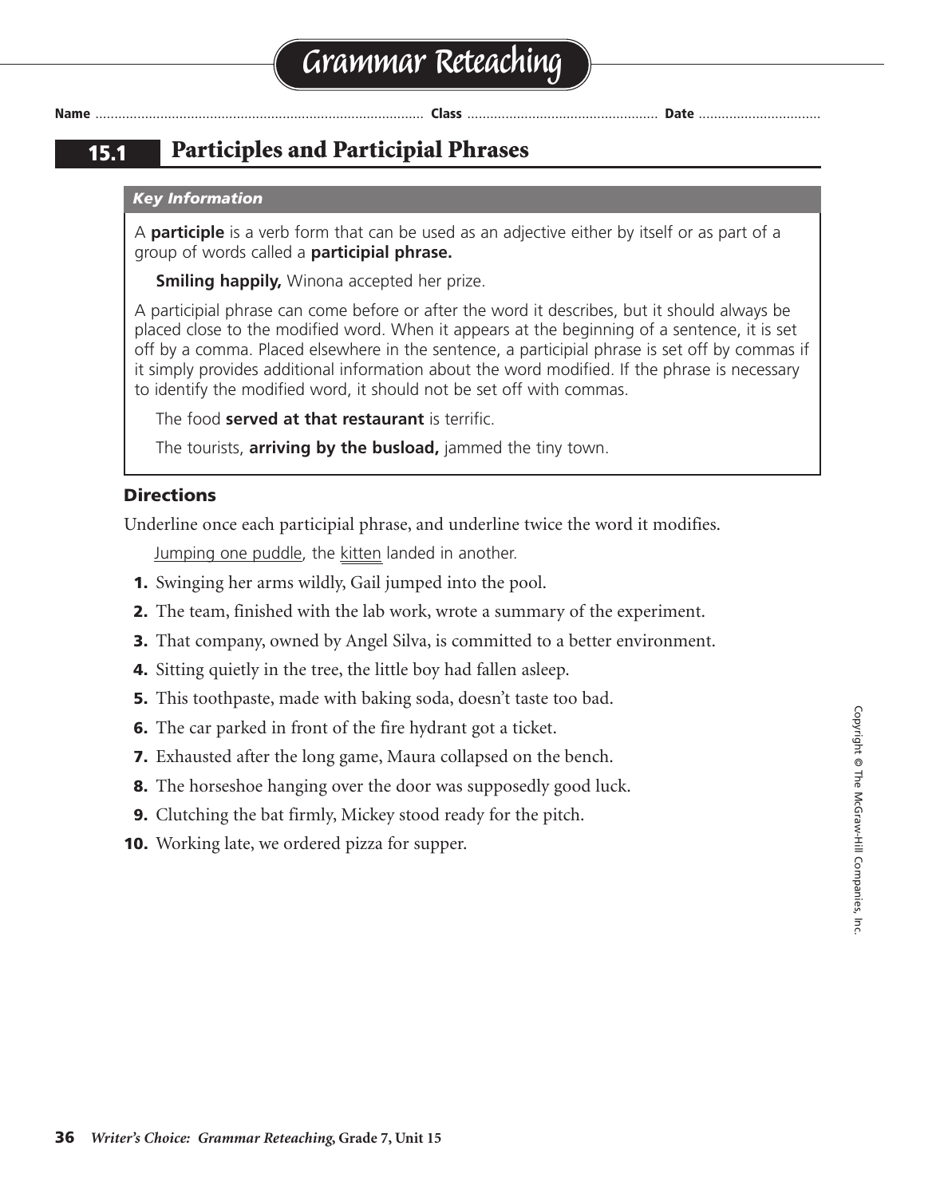# Grammar Reteaching

Name ........................................ Class ........................................ Date ........................................

## 15.1 Participles and Participial Phrases

***Key Information***

A **participle** is a verb form that can be used as an adjective either by itself or as part of a group of words called a **participial phrase.**

**Smiling happily,** Winona accepted her prize.

A participial phrase can come before or after the word it describes, but it should always be placed close to the modified word. When it appears at the beginning of a sentence, it is set off by a comma. Placed elsewhere in the sentence, a participial phrase is set off by commas if it simply provides additional information about the word modified. If the phrase is necessary to identify the modified word, it should not be set off with commas.

The food **served at that restaurant** is terrific.

The tourists, **arriving by the busload,** jammed the tiny town.

### Directions

Underline once each participial phrase, and underline twice the word it modifies.

<u>Jumping one puddle</u>, the <u>kitten</u> landed in another.

1. Swinging her arms wildly, Gail jumped into the pool.
2. The team, finished with the lab work, wrote a summary of the experiment.
3. That company, owned by Angel Silva, is committed to a better environment.
4. Sitting quietly in the tree, the little boy had fallen asleep.
5. This toothpaste, made with baking soda, doesn't taste too bad.
6. The car parked in front of the fire hydrant got a ticket.
7. Exhausted after the long game, Maura collapsed on the bench.
8. The horseshoe hanging over the door was supposedly good luck.
9. Clutching the bat firmly, Mickey stood ready for the pitch.
10. Working late, we ordered pizza for supper.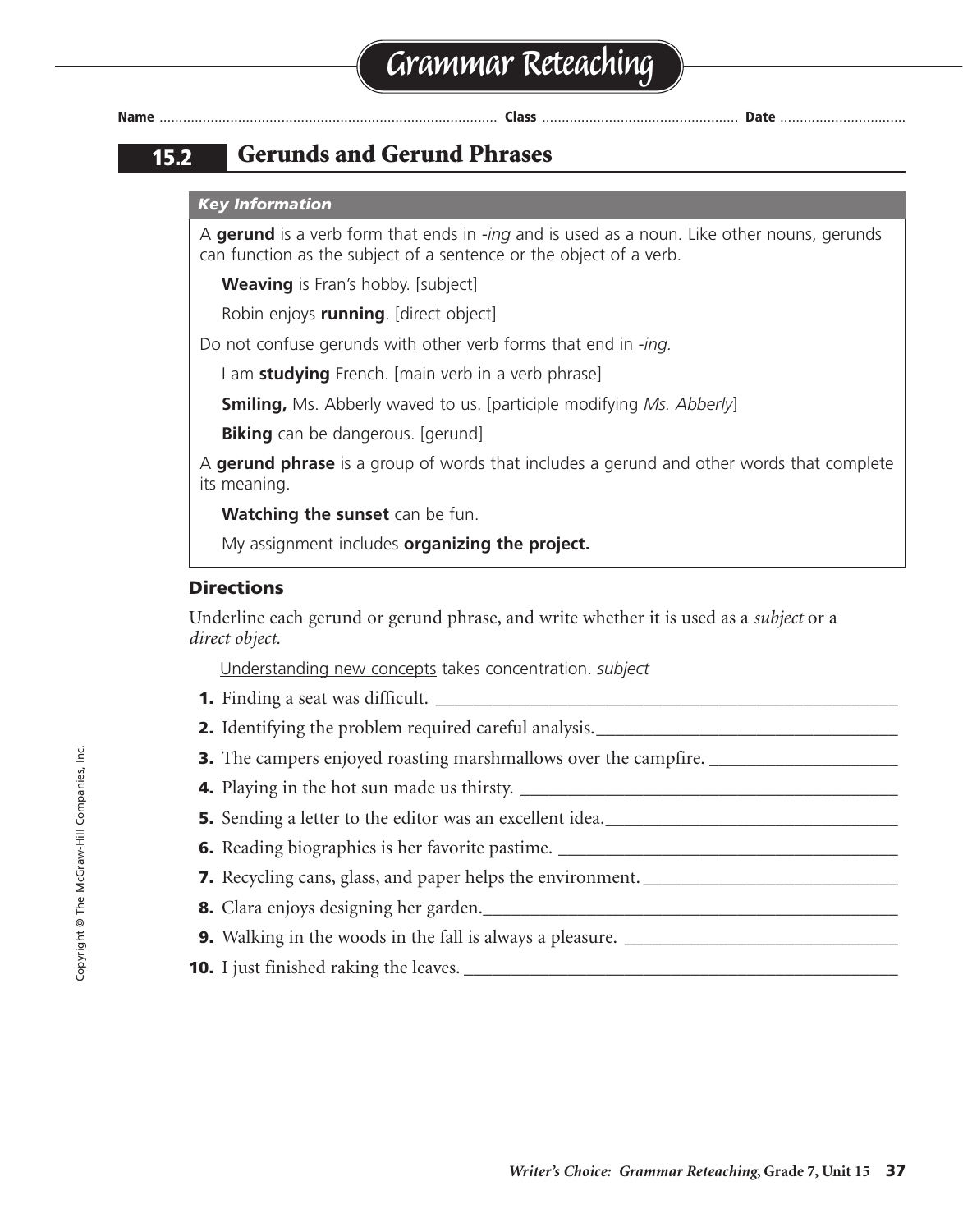# Grammar Reteaching

Name ........................................ Class ........................................ Date ........................................

## 15.2 Gerunds and Gerund Phrases

### *Key Information*

A **gerund** is a verb form that ends in *-ing* and is used as a noun. Like other nouns, gerunds can function as the subject of a sentence or the object of a verb.

**Weaving** is Fran's hobby. [subject]

Robin enjoys **running**. [direct object]

Do not confuse gerunds with other verb forms that end in *-ing*.

I am **studying** French. [main verb in a verb phrase]

**Smiling,** Ms. Abberly waved to us. [participle modifying *Ms. Abberly*]

**Biking** can be dangerous. [gerund]

A **gerund phrase** is a group of words that includes a gerund and other words that complete its meaning.

**Watching the sunset** can be fun.

My assignment includes **organizing the project.**

### Directions

Underline each gerund or gerund phrase, and write whether it is used as a *subject* or a *direct object.*

<u>Understanding new concepts</u> takes concentration. *subject*

**1.** Finding a seat was difficult. ____________________

**2.** Identifying the problem required careful analysis. ____________________

**3.** The campers enjoyed roasting marshmallows over the campfire. ____________________

**4.** Playing in the hot sun made us thirsty. ____________________

**5.** Sending a letter to the editor was an excellent idea. ____________________

**6.** Reading biographies is her favorite pastime. ____________________

**7.** Recycling cans, glass, and paper helps the environment. ____________________

**8.** Clara enjoys designing her garden. ____________________

**9.** Walking in the woods in the fall is always a pleasure. ____________________

**10.** I just finished raking the leaves. ____________________

Copyright © The McGraw-Hill Companies, Inc.

*Writer's Choice: Grammar Reteaching,* **Grade 7, Unit 15**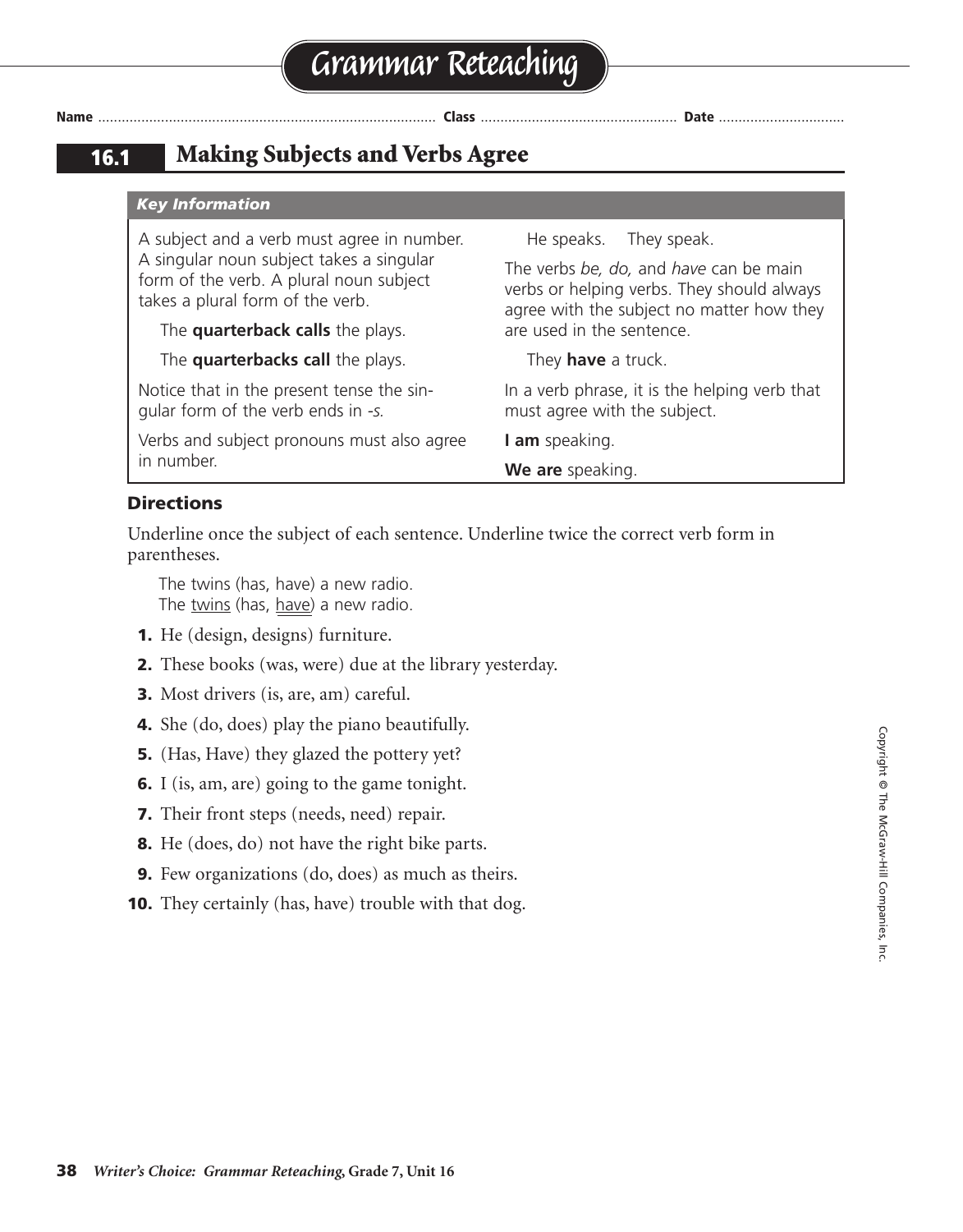# Grammar Reteaching

Name ........................................ Class ........................................ Date ..............................

## 16.1 Making Subjects and Verbs Agree

### Key Information

A subject and a verb must agree in number. A singular noun subject takes a singular form of the verb. A plural noun subject takes a plural form of the verb.

The **quarterback calls** the plays.

The **quarterbacks call** the plays.

Notice that in the present tense the singular form of the verb ends in *-s.*

Verbs and subject pronouns must also agree in number.

He speaks. They speak.

The verbs *be, do,* and *have* can be main verbs or helping verbs. They should always agree with the subject no matter how they are used in the sentence.

They **have** a truck.

In a verb phrase, it is the helping verb that must agree with the subject.

**I am** speaking.

**We are** speaking.

### Directions

Underline once the subject of each sentence. Underline twice the correct verb form in parentheses.

The twins (has, have) a new radio.
The <u>twins</u> (has, <u>have</u>) a new radio.

1. He (design, designs) furniture.
2. These books (was, were) due at the library yesterday.
3. Most drivers (is, are, am) careful.
4. She (do, does) play the piano beautifully.
5. (Has, Have) they glazed the pottery yet?
6. I (is, am, are) going to the game tonight.
7. Their front steps (needs, need) repair.
8. He (does, do) not have the right bike parts.
9. Few organizations (do, does) as much as theirs.
10. They certainly (has, have) trouble with that dog.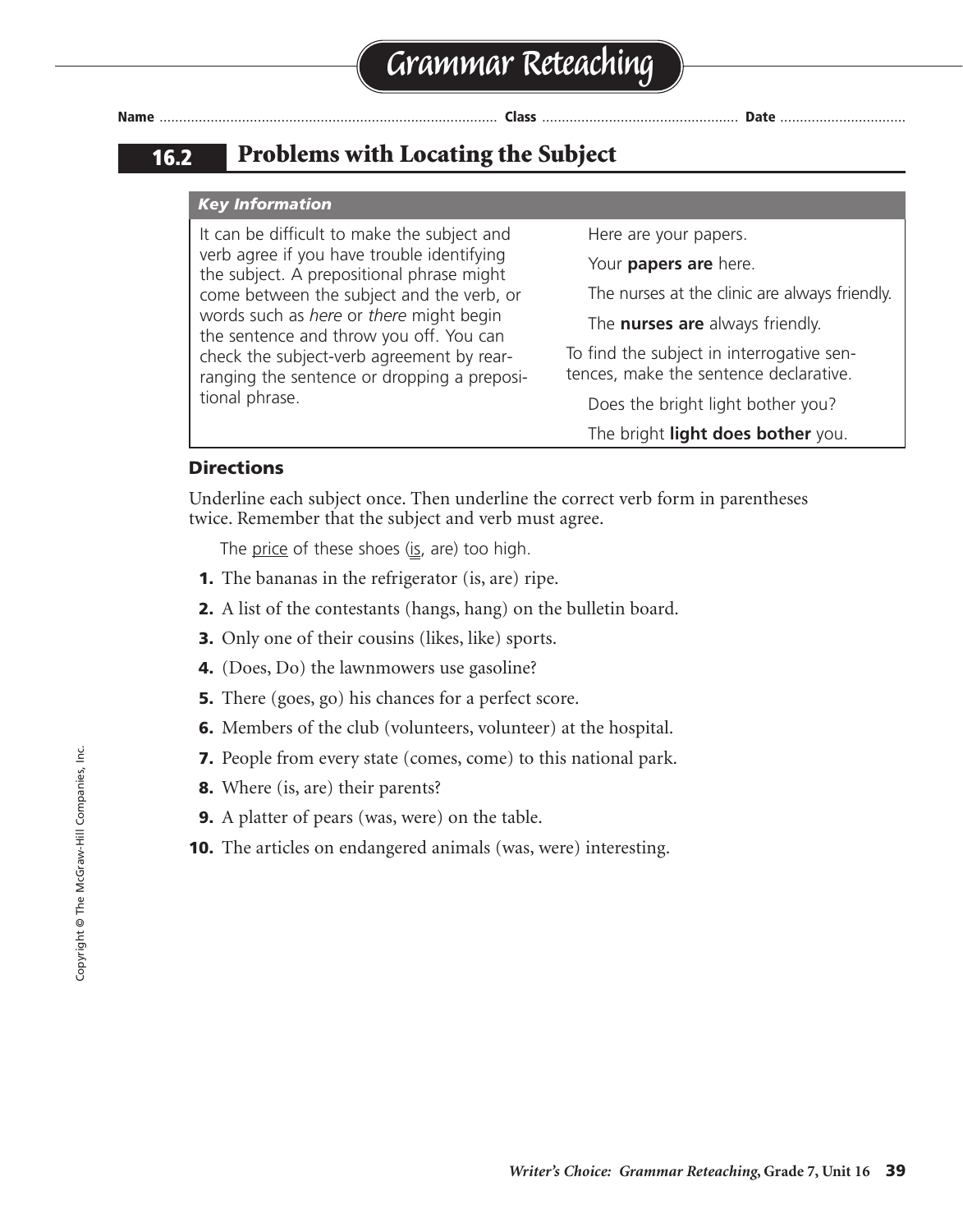# Grammar Reteaching

Name ............................................................ Class ............................................ Date ..............................

## 16.2 Problems with Locating the Subject

### *Key Information*

It can be difficult to make the subject and verb agree if you have trouble identifying the subject. A prepositional phrase might come between the subject and the verb, or words such as *here* or *there* might begin the sentence and throw you off. You can check the subject-verb agreement by rearranging the sentence or dropping a prepositional phrase.

> Here are your papers.
>
> Your **papers are** here.
>
> The nurses at the clinic are always friendly.
>
> The **nurses are** always friendly.

To find the subject in interrogative sentences, make the sentence declarative.

> Does the bright light bother you?
>
> The bright **light does bother** you.

### Directions

Underline each subject once. Then underline the correct verb form in parentheses twice. Remember that the subject and verb must agree.

The <u>price</u> of these shoes (<u>is</u>, are) too high.

1. The bananas in the refrigerator (is, are) ripe.
2. A list of the contestants (hangs, hang) on the bulletin board.
3. Only one of their cousins (likes, like) sports.
4. (Does, Do) the lawnmowers use gasoline?
5. There (goes, go) his chances for a perfect score.
6. Members of the club (volunteers, volunteer) at the hospital.
7. People from every state (comes, come) to this national park.
8. Where (is, are) their parents?
9. A platter of pears (was, were) on the table.
10. The articles on endangered animals (was, were) interesting.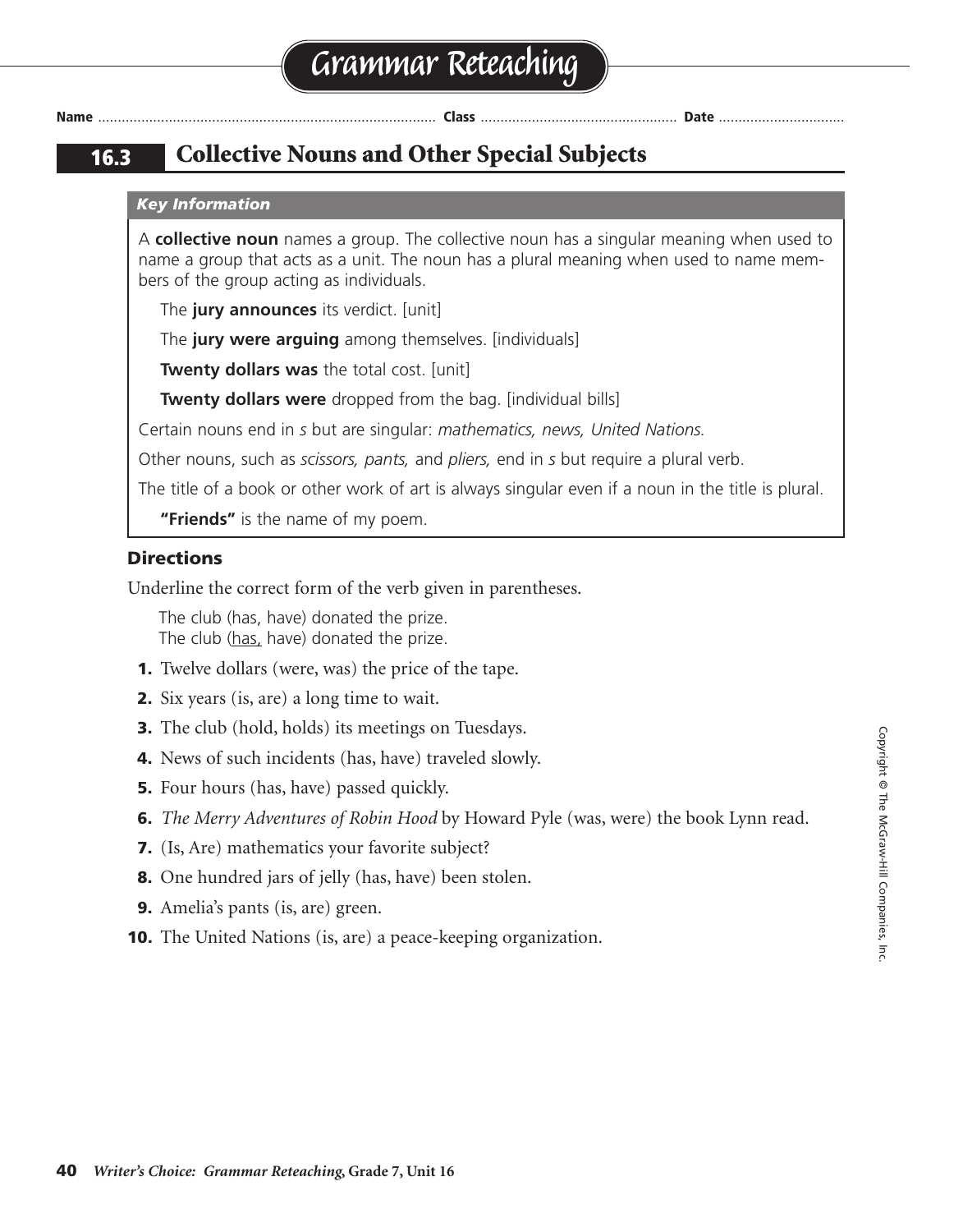# Grammar Reteaching

**Name** .................................................................................... **Class** ................................................ **Date** ...............................

## 16.3 Collective Nouns and Other Special Subjects

***Key Information***

A **collective noun** names a group. The collective noun has a singular meaning when used to name a group that acts as a unit. The noun has a plural meaning when used to name members of the group acting as individuals.

The **jury announces** its verdict. [unit]

The **jury were arguing** among themselves. [individuals]

**Twenty dollars was** the total cost. [unit]

**Twenty dollars were** dropped from the bag. [individual bills]

Certain nouns end in *s* but are singular: *mathematics, news, United Nations.*

Other nouns, such as *scissors, pants,* and *pliers,* end in *s* but require a plural verb.

The title of a book or other work of art is always singular even if a noun in the title is plural.

**"Friends"** is the name of my poem.

### Directions

Underline the correct form of the verb given in parentheses.

The club (has, have) donated the prize.
The club (<u>has,</u> have) donated the prize.

1. Twelve dollars (were, was) the price of the tape.
2. Six years (is, are) a long time to wait.
3. The club (hold, holds) its meetings on Tuesdays.
4. News of such incidents (has, have) traveled slowly.
5. Four hours (has, have) passed quickly.
6. *The Merry Adventures of Robin Hood* by Howard Pyle (was, were) the book Lynn read.
7. (Is, Are) mathematics your favorite subject?
8. One hundred jars of jelly (has, have) been stolen.
9. Amelia's pants (is, are) green.
10. The United Nations (is, are) a peace-keeping organization.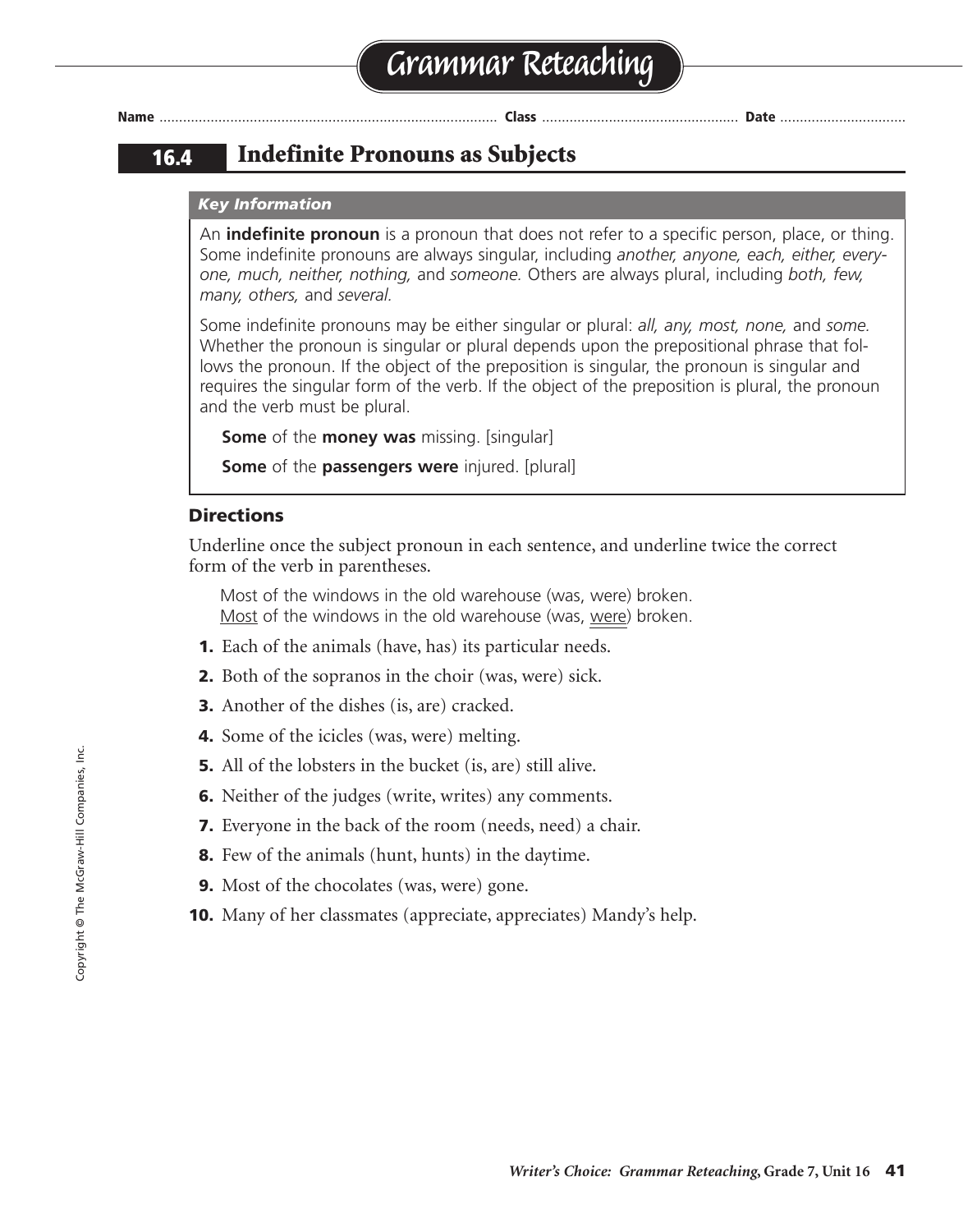# Grammar Reteaching

Name .................................................................................... Class .................................................. Date ................................

## 16.4 Indefinite Pronouns as Subjects

### *Key Information*

An **indefinite pronoun** is a pronoun that does not refer to a specific person, place, or thing. Some indefinite pronouns are always singular, including *another, anyone, each, either, everyone, much, neither, nothing,* and *someone.* Others are always plural, including *both, few, many, others,* and *several.*

Some indefinite pronouns may be either singular or plural: *all, any, most, none,* and *some.* Whether the pronoun is singular or plural depends upon the prepositional phrase that follows the pronoun. If the object of the preposition is singular, the pronoun is singular and requires the singular form of the verb. If the object of the preposition is plural, the pronoun and the verb must be plural.

**Some** of the **money was** missing. [singular]

**Some** of the **passengers were** injured. [plural]

### Directions

Underline once the subject pronoun in each sentence, and underline twice the correct form of the verb in parentheses.

Most of the windows in the old warehouse (was, were) broken.
<u>Most</u> of the windows in the old warehouse (was, <u>were</u>) broken.

1. Each of the animals (have, has) its particular needs.
2. Both of the sopranos in the choir (was, were) sick.
3. Another of the dishes (is, are) cracked.
4. Some of the icicles (was, were) melting.
5. All of the lobsters in the bucket (is, are) still alive.
6. Neither of the judges (write, writes) any comments.
7. Everyone in the back of the room (needs, need) a chair.
8. Few of the animals (hunt, hunts) in the daytime.
9. Most of the chocolates (was, were) gone.
10. Many of her classmates (appreciate, appreciates) Mandy's help.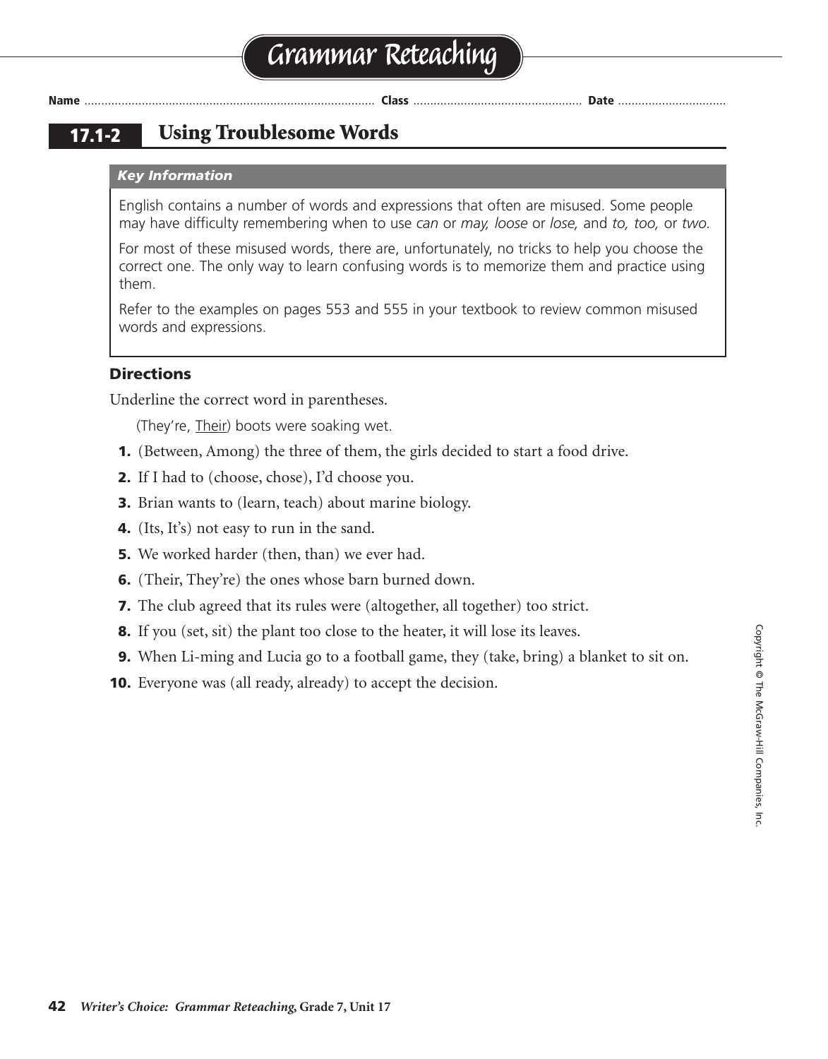# Grammar Reteaching

**Name** .................................................................................... **Class** ................................................ **Date** ...............................

## 17.1-2 Using Troublesome Words

***Key Information***

English contains a number of words and expressions that often are misused. Some people may have difficulty remembering when to use *can* or *may, loose* or *lose,* and *to, too,* or *two.*

For most of these misused words, there are, unfortunately, no tricks to help you choose the correct one. The only way to learn confusing words is to memorize them and practice using them.

Refer to the examples on pages 553 and 555 in your textbook to review common misused words and expressions.

### Directions

Underline the correct word in parentheses.

(They're, <u>Their</u>) boots were soaking wet.

1. (Between, Among) the three of them, the girls decided to start a food drive.
2. If I had to (choose, chose), I'd choose you.
3. Brian wants to (learn, teach) about marine biology.
4. (Its, It's) not easy to run in the sand.
5. We worked harder (then, than) we ever had.
6. (Their, They're) the ones whose barn burned down.
7. The club agreed that its rules were (altogether, all together) too strict.
8. If you (set, sit) the plant too close to the heater, it will lose its leaves.
9. When Li-ming and Lucia go to a football game, they (take, bring) a blanket to sit on.
10. Everyone was (all ready, already) to accept the decision.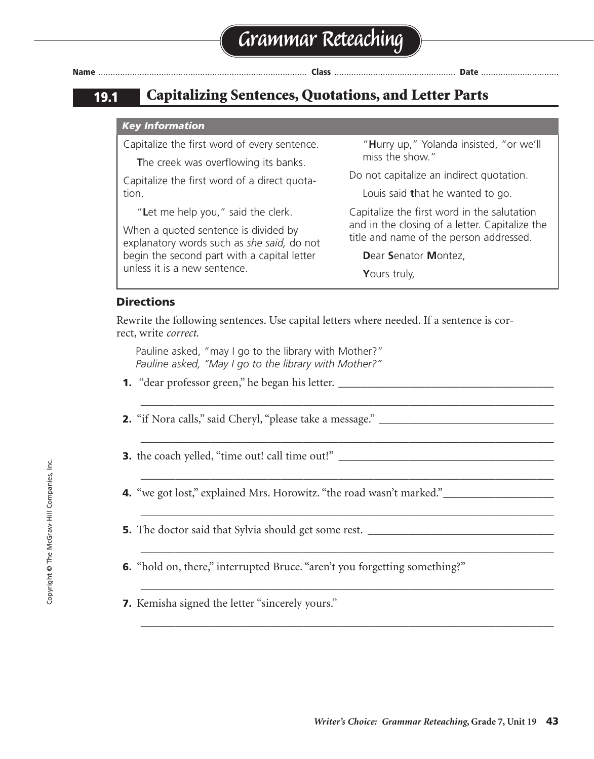# Grammar Reteaching

Name ........................ Class ........................ Date ........................

## 19.1 Capitalizing Sentences, Quotations, and Letter Parts

*Key Information*

Capitalize the first word of every sentence.

**T**he creek was overflowing its banks.

Capitalize the first word of a direct quotation.

"**L**et me help you," said the clerk.

When a quoted sentence is divided by explanatory words such as *she said,* do not begin the second part with a capital letter unless it is a new sentence.

"**H**urry up," Yolanda insisted, "or we'll miss the show."

Do not capitalize an indirect quotation.

Louis said **t**hat he wanted to go.

Capitalize the first word in the salutation and in the closing of a letter. Capitalize the title and name of the person addressed.

**D**ear **S**enator **M**ontez,

**Y**ours truly,

### Directions

Rewrite the following sentences. Use capital letters where needed. If a sentence is correct, write *correct.*

Pauline asked, "may I go to the library with Mother?"
*Pauline asked, "May I go to the library with Mother?"*

**1.** "dear professor green," he began his letter. ________________________________________

________________________________________________________________________________

**2.** "if Nora calls," said Cheryl, "please take a message." ________________________________

________________________________________________________________________________

**3.** the coach yelled, "time out! call time out!" ________________________________________

________________________________________________________________________________

**4.** "we got lost," explained Mrs. Horowitz. "the road wasn't marked." ____________________

________________________________________________________________________________

**5.** The doctor said that Sylvia should get some rest. _________________________________

________________________________________________________________________________

**6.** "hold on, there," interrupted Bruce. "aren't you forgetting something?"

________________________________________________________________________________

**7.** Kemisha signed the letter "sincerely yours."

________________________________________________________________________________

Copyright © The McGraw-Hill Companies, Inc.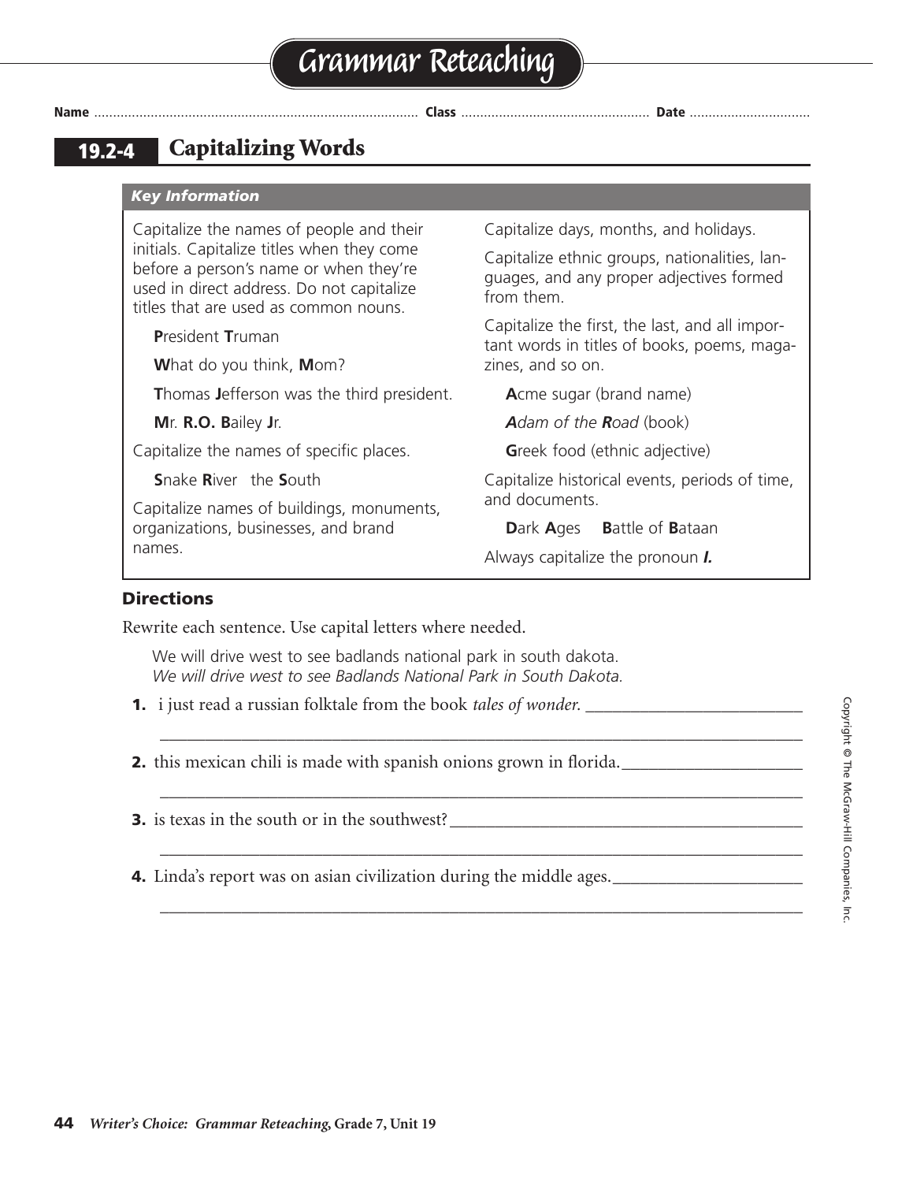# Grammar Reteaching

Name .................................... Class .................................... Date ....................................

## 19.2-4 Capitalizing Words

### *Key Information*

Capitalize the names of people and their initials. Capitalize titles when they come before a person's name or when they're used in direct address. Do not capitalize titles that are used as common nouns.

**P**resident **T**ruman

**W**hat do you think, **M**om?

**T**homas **J**efferson was the third president.

**M**r. **R.O. B**ailey **J**r.

Capitalize the names of specific places.

**S**nake **R**iver the **S**outh

Capitalize names of buildings, monuments, organizations, businesses, and brand names.

Capitalize days, months, and holidays.

Capitalize ethnic groups, nationalities, languages, and any proper adjectives formed from them.

Capitalize the first, the last, and all important words in titles of books, poems, magazines, and so on.

**A**cme sugar (brand name)

***A**dam of the **R**oad* (book)

**G**reek food (ethnic adjective)

Capitalize historical events, periods of time, and documents.

**D**ark **A**ges **B**attle of **B**ataan

Always capitalize the pronoun ***I.***

### Directions

Rewrite each sentence. Use capital letters where needed.

We will drive west to see badlands national park in south dakota.
*We will drive west to see Badlands National Park in South Dakota.*

**1.** i just read a russian folktale from the book *tales of wonder.* ____________________

____________________________________________________________

**2.** this mexican chili is made with spanish onions grown in florida. ____________________

____________________________________________________________

**3.** is texas in the south or in the southwest? ____________________

____________________________________________________________

**4.** Linda's report was on asian civilization during the middle ages. ____________________

____________________________________________________________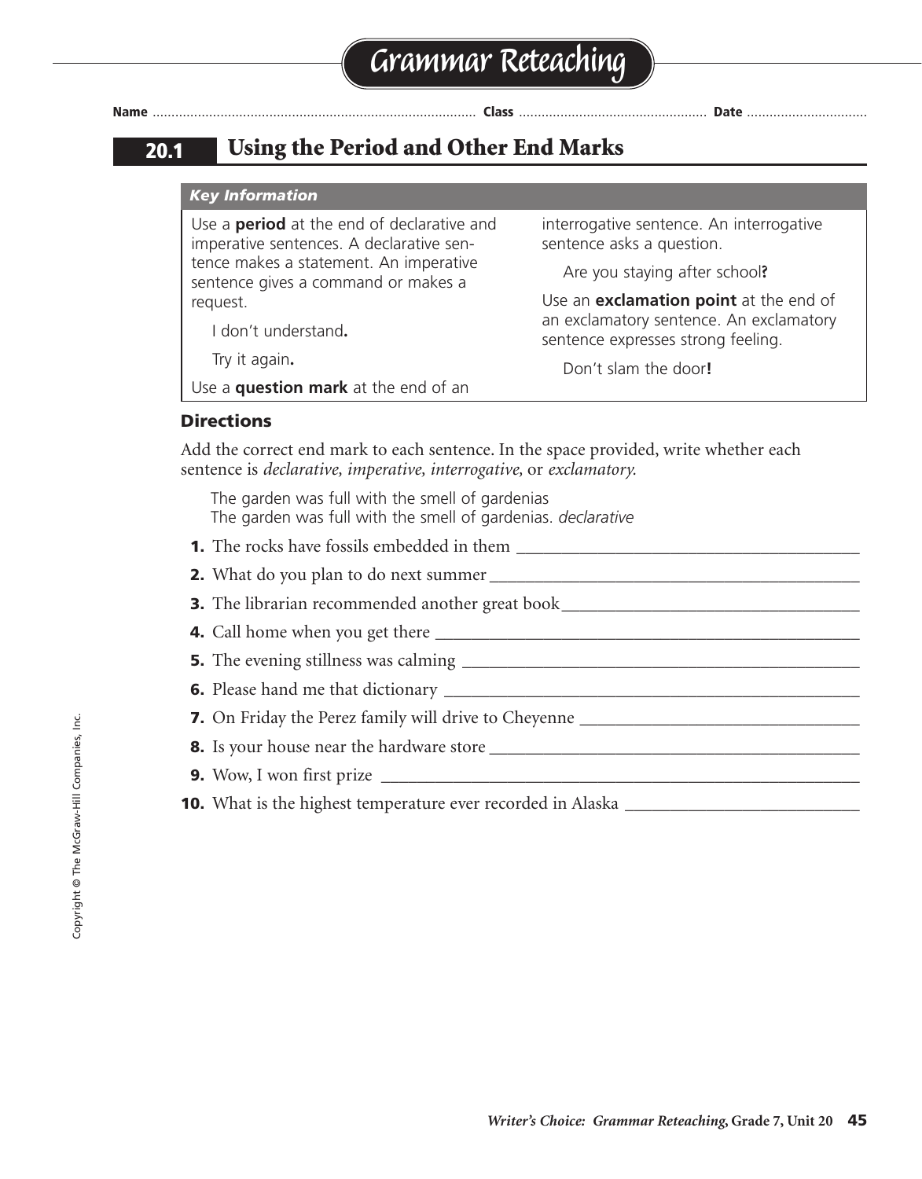# Grammar Reteaching

**Name** ............................................................ **Class** ........................................ **Date** ..........................

## 20.1 Using the Period and Other End Marks

### *Key Information*

Use a **period** at the end of declarative and imperative sentences. A declarative sentence makes a statement. An imperative sentence gives a command or makes a request.

I don't understand**.**

Try it again**.**

Use a **question mark** at the end of an interrogative sentence. An interrogative sentence asks a question.

Are you staying after school**?**

Use an **exclamation point** at the end of an exclamatory sentence. An exclamatory sentence expresses strong feeling.

Don't slam the door**!**

### Directions

Add the correct end mark to each sentence. In the space provided, write whether each sentence is *declarative, imperative, interrogative,* or *exclamatory.*

The garden was full with the smell of gardenias
The garden was full with the smell of gardenias. *declarative*

1. The rocks have fossils embedded in them ______________________________
2. What do you plan to do next summer ______________________________
3. The librarian recommended another great book ______________________________
4. Call home when you get there ______________________________
5. The evening stillness was calming ______________________________
6. Please hand me that dictionary ______________________________
7. On Friday the Perez family will drive to Cheyenne ______________________________
8. Is your house near the hardware store ______________________________
9. Wow, I won first prize ______________________________
10. What is the highest temperature ever recorded in Alaska ______________________________

Copyright © The McGraw-Hill Companies, Inc.

*Writer's Choice: Grammar Reteaching,* **Grade 7, Unit 20**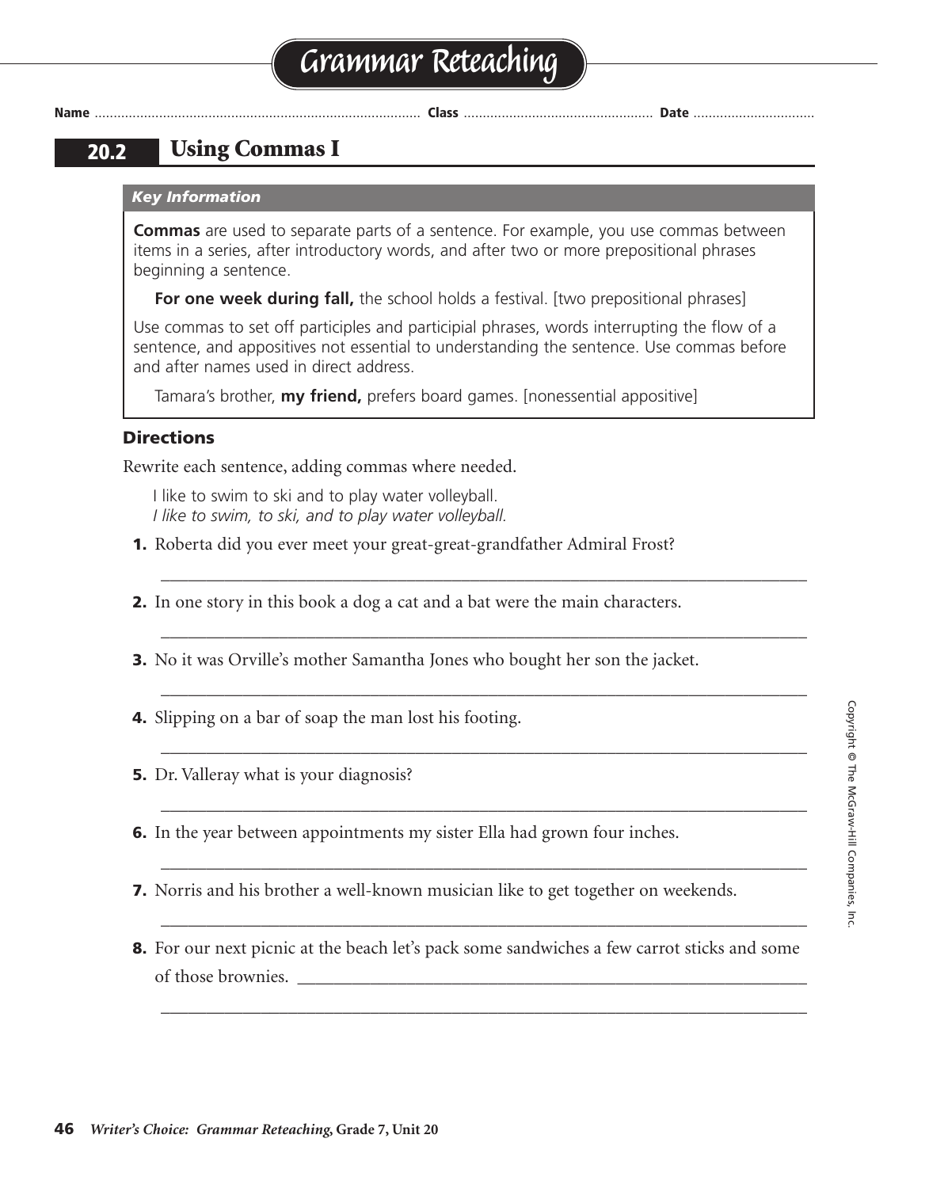# Grammar Reteaching

**Name** ........................................ **Class** ........................................ **Date** ........................................

## 20.2 Using Commas I

***Key Information***

**Commas** are used to separate parts of a sentence. For example, you use commas between items in a series, after introductory words, and after two or more prepositional phrases beginning a sentence.

**For one week during fall,** the school holds a festival. [two prepositional phrases]

Use commas to set off participles and participial phrases, words interrupting the flow of a sentence, and appositives not essential to understanding the sentence. Use commas before and after names used in direct address.

Tamara's brother, **my friend,** prefers board games. [nonessential appositive]

### Directions

Rewrite each sentence, adding commas where needed.

I like to swim to ski and to play water volleyball.
*I like to swim, to ski, and to play water volleyball.*

**1.** Roberta did you ever meet your great-great-grandfather Admiral Frost?

_______________________________________________________________

**2.** In one story in this book a dog a cat and a bat were the main characters.

_______________________________________________________________

**3.** No it was Orville's mother Samantha Jones who bought her son the jacket.

_______________________________________________________________

**4.** Slipping on a bar of soap the man lost his footing.

_______________________________________________________________

**5.** Dr. Valleray what is your diagnosis?

_______________________________________________________________

**6.** In the year between appointments my sister Ella had grown four inches.

_______________________________________________________________

**7.** Norris and his brother a well-known musician like to get together on weekends.

_______________________________________________________________

**8.** For our next picnic at the beach let's pack some sandwiches a few carrot sticks and some of those brownies. _______________________________________________

_______________________________________________________________

*Writer's Choice: Grammar Reteaching,* **Grade 7, Unit 20**

Copyright © The McGraw-Hill Companies, Inc.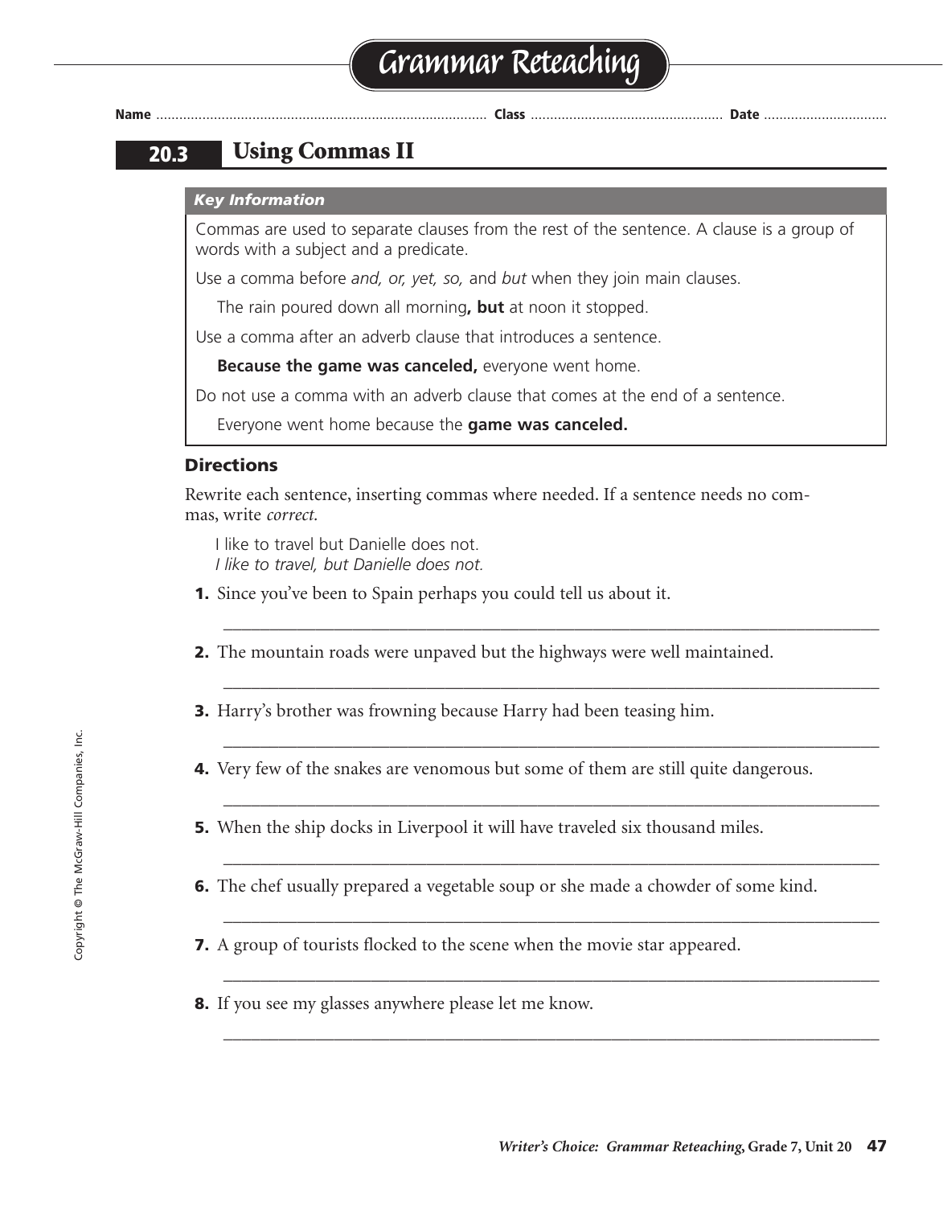# Grammar Reteaching

**Name** ........................................ **Class** .................................... **Date** ..........................

## 20.3 Using Commas II

***Key Information***

Commas are used to separate clauses from the rest of the sentence. A clause is a group of words with a subject and a predicate.

Use a comma before *and, or, yet, so,* and *but* when they join main clauses.

The rain poured down all morning**, but** at noon it stopped.

Use a comma after an adverb clause that introduces a sentence.

**Because the game was canceled,** everyone went home.

Do not use a comma with an adverb clause that comes at the end of a sentence.

Everyone went home because the **game was canceled.**

### Directions

Rewrite each sentence, inserting commas where needed. If a sentence needs no commas, write *correct.*

I like to travel but Danielle does not.
*I like to travel, but Danielle does not.*

1. Since you've been to Spain perhaps you could tell us about it.

   ___________________________________________________________________

2. The mountain roads were unpaved but the highways were well maintained.

   ___________________________________________________________________

3. Harry's brother was frowning because Harry had been teasing him.

   ___________________________________________________________________

4. Very few of the snakes are venomous but some of them are still quite dangerous.

   ___________________________________________________________________

5. When the ship docks in Liverpool it will have traveled six thousand miles.

   ___________________________________________________________________

6. The chef usually prepared a vegetable soup or she made a chowder of some kind.

   ___________________________________________________________________

7. A group of tourists flocked to the scene when the movie star appeared.

   ___________________________________________________________________

8. If you see my glasses anywhere please let me know.

   ___________________________________________________________________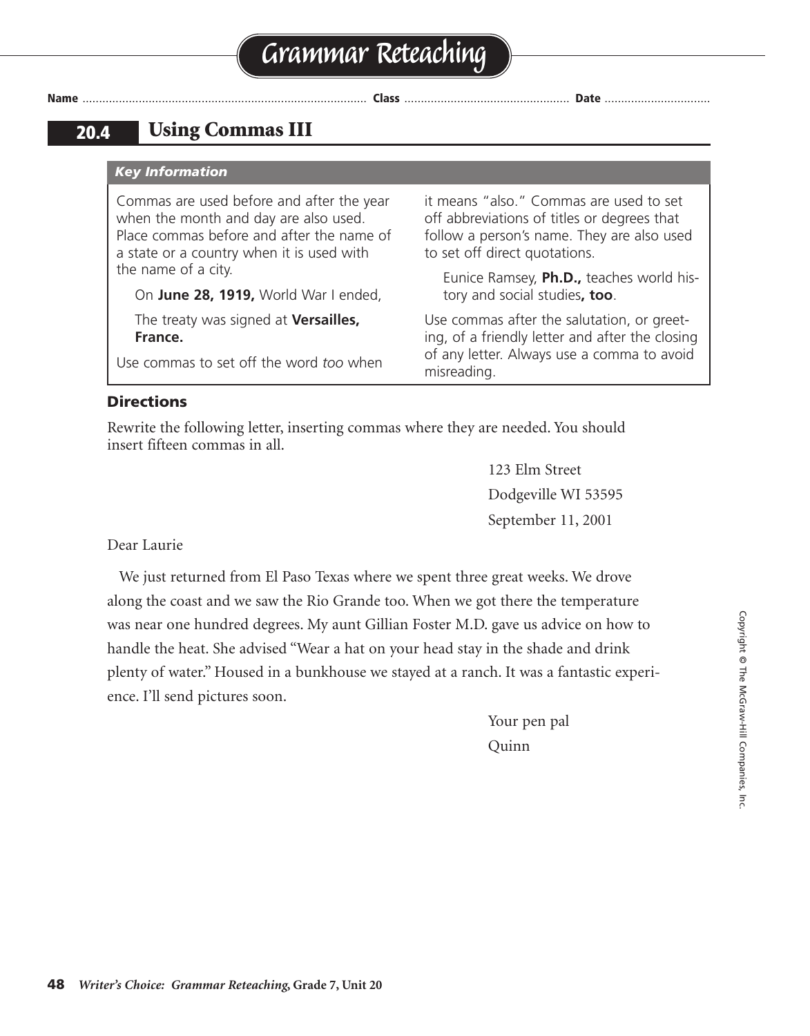# Grammar Reteaching

**Name** ........................................ **Class** ........................................ **Date** ..............................

## 20.4 Using Commas III

### *Key Information*

Commas are used before and after the year when the month and day are also used. Place commas before and after the name of a state or a country when it is used with the name of a city.

On **June 28, 1919,** World War I ended,

The treaty was signed at **Versailles, France.**

Use commas to set off the word *too* when it means "also." Commas are used to set off abbreviations of titles or degrees that follow a person's name. They are also used to set off direct quotations.

Eunice Ramsey, **Ph.D.,** teaches world history and social studies**, too**.

Use commas after the salutation, or greeting, of a friendly letter and after the closing of any letter. Always use a comma to avoid misreading.

### Directions

Rewrite the following letter, inserting commas where they are needed. You should insert fifteen commas in all.

123 Elm Street
Dodgeville WI 53595
September 11, 2001

Dear Laurie

We just returned from El Paso Texas where we spent three great weeks. We drove along the coast and we saw the Rio Grande too. When we got there the temperature was near one hundred degrees. My aunt Gillian Foster M.D. gave us advice on how to handle the heat. She advised "Wear a hat on your head stay in the shade and drink plenty of water." Housed in a bunkhouse we stayed at a ranch. It was a fantastic experience. I'll send pictures soon.

Your pen pal
Quinn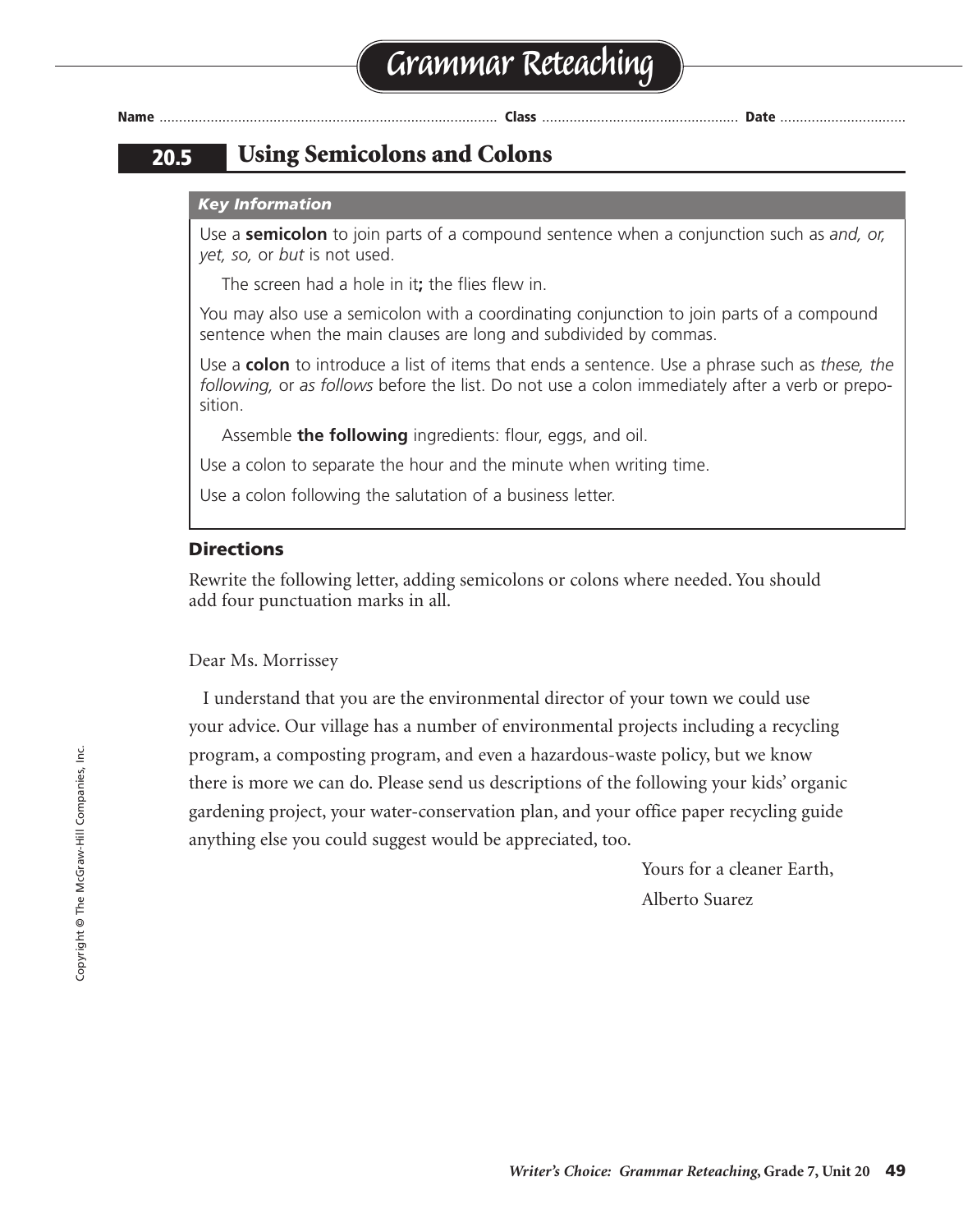# Grammar Reteaching

**Name** ........................................ **Class** ........................................ **Date** ........................................

## 20.5 Using Semicolons and Colons

***Key Information***

Use a **semicolon** to join parts of a compound sentence when a conjunction such as *and, or, yet, so,* or *but* is not used.

The screen had a hole in it**;** the flies flew in.

You may also use a semicolon with a coordinating conjunction to join parts of a compound sentence when the main clauses are long and subdivided by commas.

Use a **colon** to introduce a list of items that ends a sentence. Use a phrase such as *these, the following,* or *as follows* before the list. Do not use a colon immediately after a verb or preposition.

Assemble **the following** ingredients: flour, eggs, and oil.

Use a colon to separate the hour and the minute when writing time.

Use a colon following the salutation of a business letter.

### Directions

Rewrite the following letter, adding semicolons or colons where needed. You should add four punctuation marks in all.

Dear Ms. Morrissey

I understand that you are the environmental director of your town we could use your advice. Our village has a number of environmental projects including a recycling program, a composting program, and even a hazardous-waste policy, but we know there is more we can do. Please send us descriptions of the following your kids' organic gardening project, your water-conservation plan, and your office paper recycling guide anything else you could suggest would be appreciated, too.

Yours for a cleaner Earth,

Alberto Suarez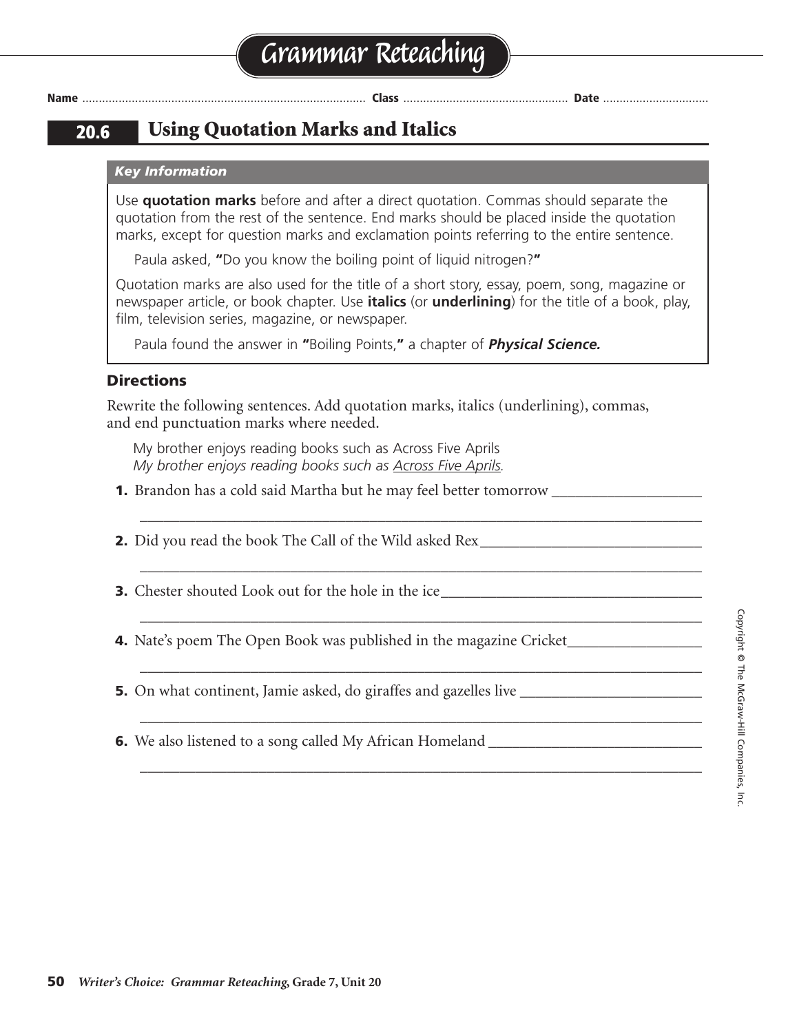# Grammar Reteaching

Name ............................................................. Class ................................................ Date ...............................

## 20.6 Using Quotation Marks and Italics

### *Key Information*

Use **quotation marks** before and after a direct quotation. Commas should separate the quotation from the rest of the sentence. End marks should be placed inside the quotation marks, except for question marks and exclamation points referring to the entire sentence.

Paula asked, **"**Do you know the boiling point of liquid nitrogen?**"**

Quotation marks are also used for the title of a short story, essay, poem, song, magazine or newspaper article, or book chapter. Use **italics** (or **underlining**) for the title of a book, play, film, television series, magazine, or newspaper.

Paula found the answer in **"**Boiling Points,**"** a chapter of ***Physical Science.***

### Directions

Rewrite the following sentences. Add quotation marks, italics (underlining), commas, and end punctuation marks where needed.

My brother enjoys reading books such as Across Five Aprils
*My brother enjoys reading books such as Across Five Aprils.*

**1.** Brandon has a cold said Martha but he may feel better tomorrow ____________________

______________________________________________________________________________

**2.** Did you read the book The Call of the Wild asked Rex______________________________

______________________________________________________________________________

**3.** Chester shouted Look out for the hole in the ice___________________________________

______________________________________________________________________________

**4.** Nate's poem The Open Book was published in the magazine Cricket__________________

______________________________________________________________________________

**5.** On what continent, Jamie asked, do giraffes and gazelles live _________________________

______________________________________________________________________________

**6.** We also listened to a song called My African Homeland _____________________________

______________________________________________________________________________

Copyright © The McGraw-Hill Companies, Inc.

*Writer's Choice: Grammar Reteaching,* **Grade 7, Unit 20**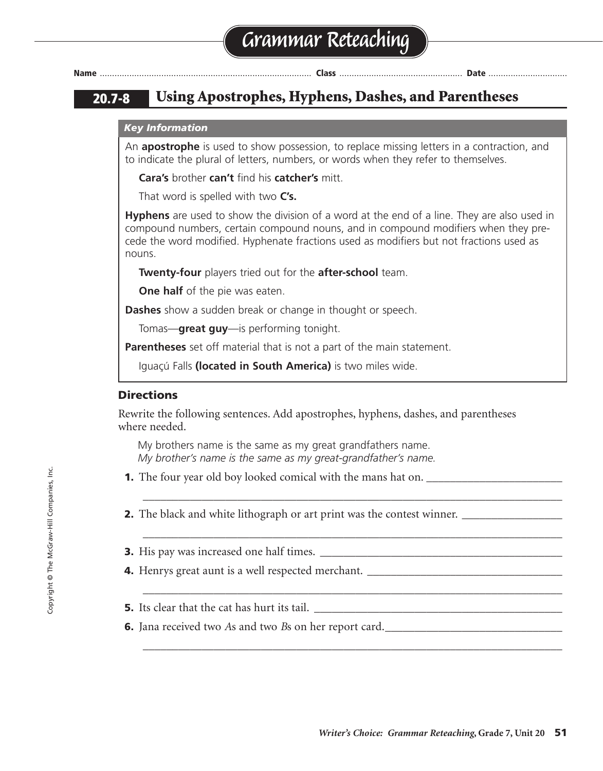# Grammar Reteaching

Name ................................ Class ................................ Date ................................

## 20.7-8 Using Apostrophes, Hyphens, Dashes, and Parentheses

***Key Information***

An **apostrophe** is used to show possession, to replace missing letters in a contraction, and to indicate the plural of letters, numbers, or words when they refer to themselves.

**Cara's** brother **can't** find his **catcher's** mitt.

That word is spelled with two **C's.**

**Hyphens** are used to show the division of a word at the end of a line. They are also used in compound numbers, certain compound nouns, and in compound modifiers when they precede the word modified. Hyphenate fractions used as modifiers but not fractions used as nouns.

**Twenty-four** players tried out for the **after-school** team.

**One half** of the pie was eaten.

**Dashes** show a sudden break or change in thought or speech.

Tomas—**great guy**—is performing tonight.

**Parentheses** set off material that is not a part of the main statement.

Iguaçú Falls **(located in South America)** is two miles wide.

### Directions

Rewrite the following sentences. Add apostrophes, hyphens, dashes, and parentheses where needed.

My brothers name is the same as my great grandfathers name.
*My brother's name is the same as my great-grandfather's name.*

**1.** The four year old boy looked comical with the mans hat on. ________________________
________________________________________________________________________

**2.** The black and white lithograph or art print was the contest winner. ________________
________________________________________________________________________

**3.** His pay was increased one half times. ________________________________________

**4.** Henrys great aunt is a well respected merchant. ________________________________
________________________________________________________________________

**5.** Its clear that the cat has hurt its tail. ________________________________________

**6.** Jana received two *A*s and two *B*s on her report card.______________________________
________________________________________________________________________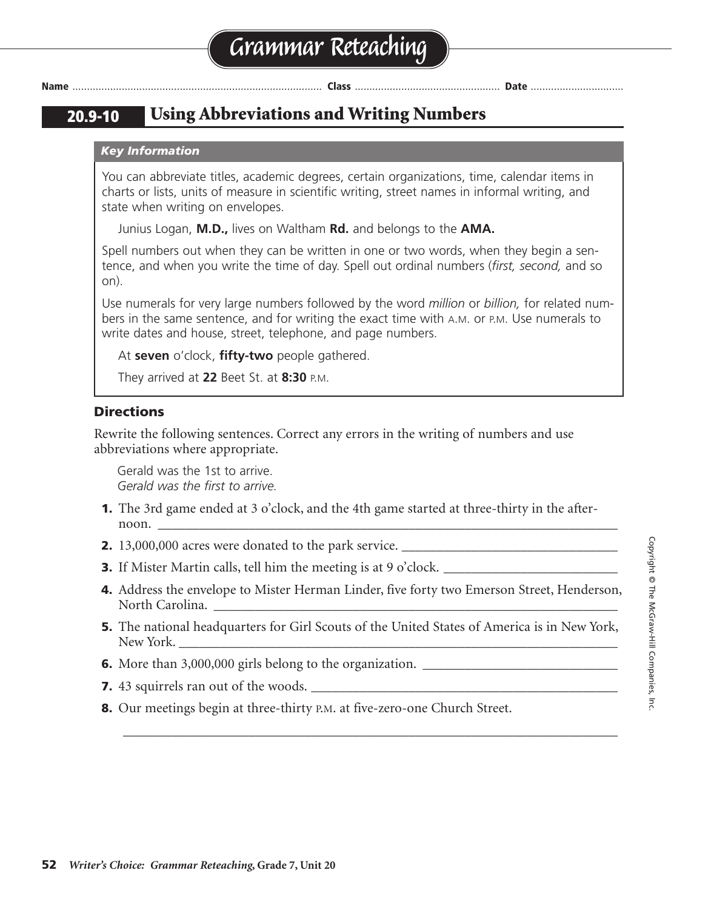# Grammar Reteaching

**Name** ...................................... **Class** ...................................... **Date** ......................................

## 20.9-10 Using Abbreviations and Writing Numbers

***Key Information***

You can abbreviate titles, academic degrees, certain organizations, time, calendar items in charts or lists, units of measure in scientific writing, street names in informal writing, and state when writing on envelopes.

Junius Logan, **M.D.,** lives on Waltham **Rd.** and belongs to the **AMA.**

Spell numbers out when they can be written in one or two words, when they begin a sentence, and when you write the time of day. Spell out ordinal numbers (*first, second,* and so on).

Use numerals for very large numbers followed by the word *million* or *billion,* for related numbers in the same sentence, and for writing the exact time with A.M. or P.M. Use numerals to write dates and house, street, telephone, and page numbers.

At **seven** o'clock, **fifty-two** people gathered.

They arrived at **22** Beet St. at **8:30** P.M.

### Directions

Rewrite the following sentences. Correct any errors in the writing of numbers and use abbreviations where appropriate.

Gerald was the 1st to arrive.
*Gerald was the first to arrive.*

1. The 3rd game ended at 3 o'clock, and the 4th game started at three-thirty in the afternoon. ____________________
2. 13,000,000 acres were donated to the park service. ____________________
3. If Mister Martin calls, tell him the meeting is at 9 o'clock. ____________________
4. Address the envelope to Mister Herman Linder, five forty two Emerson Street, Henderson, North Carolina. ____________________
5. The national headquarters for Girl Scouts of the United States of America is in New York, New York. ____________________
6. More than 3,000,000 girls belong to the organization. ____________________
7. 43 squirrels ran out of the woods. ____________________
8. Our meetings begin at three-thirty P.M. at five-zero-one Church Street.

____________________

Copyright © The McGraw-Hill Companies, Inc.